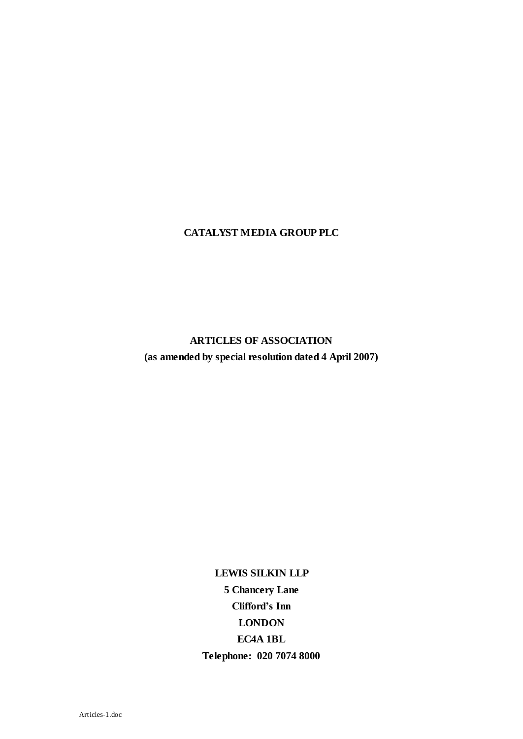**CATALYST MEDIA GROUP PLC**

**ARTICLES OF ASSOCIATION**

**(as amended by special resolution dated 4 April 2007)**

**LEWIS SILKIN LLP**

**5 Chancery Lane**

**Clifford's Inn**

**LONDON**

**EC4A 1BL**

**Telephone: 020 7074 8000**

Articles-1.doc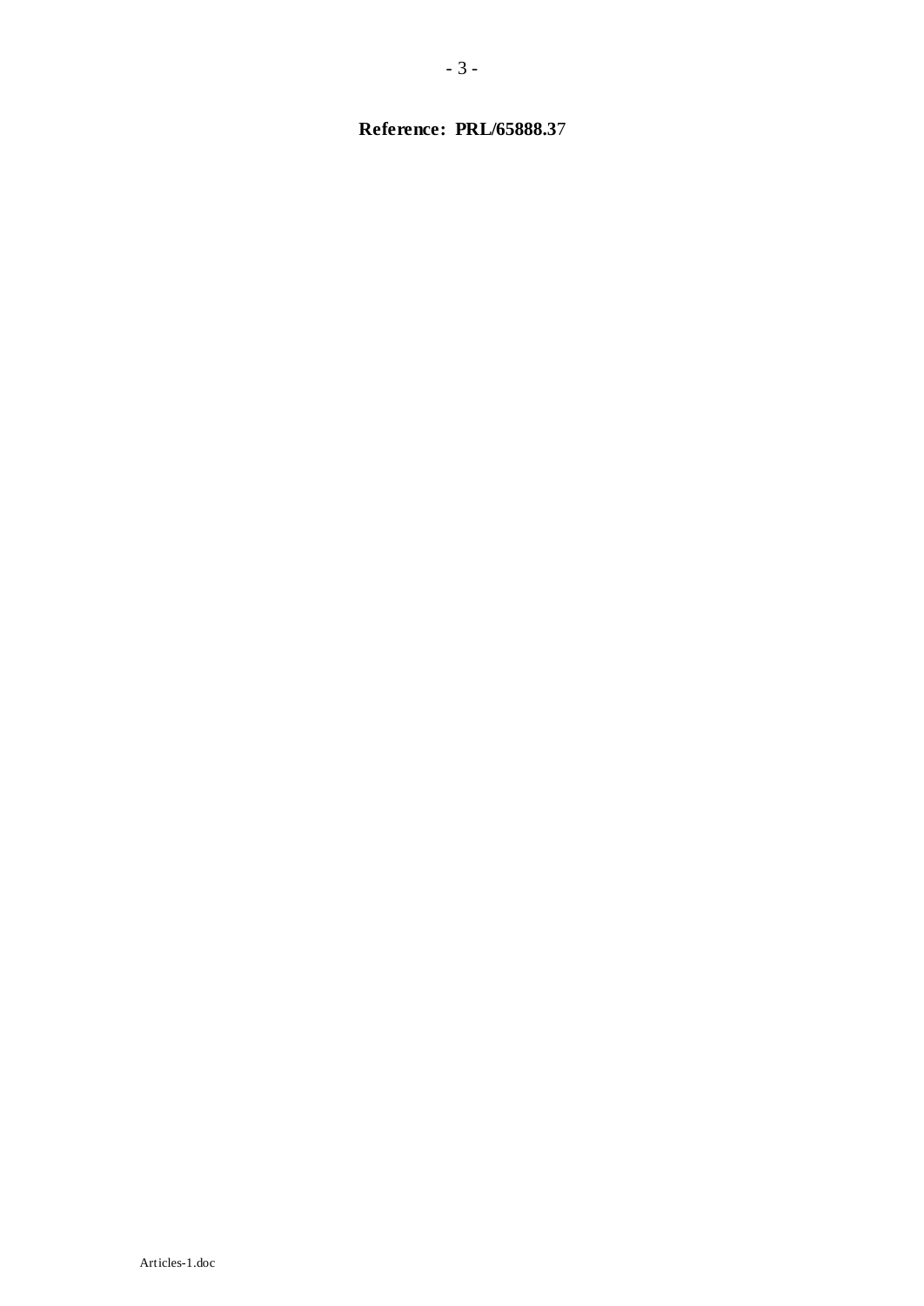**Reference: PRL/65888.37**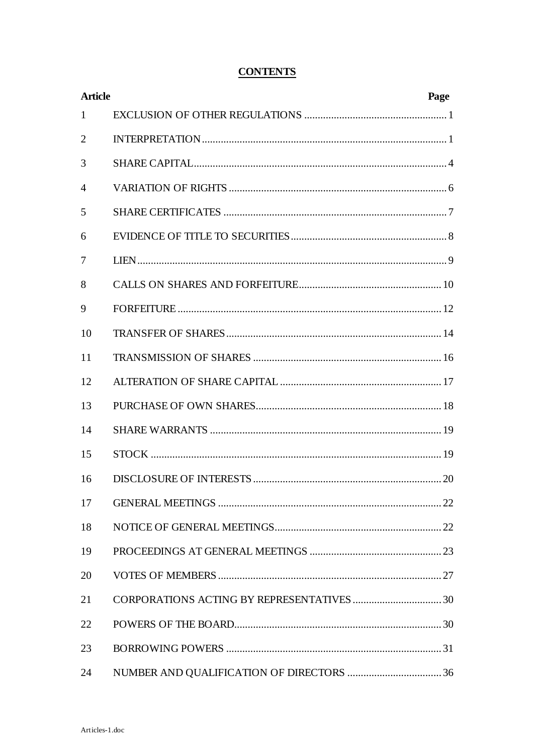**CONTENTS**

| Article | | Page |
|---|---|---|
| 1 | EXCLUSION OF OTHER REGULATIONS | 1 |
| 2 | INTERPRETATION | 1 |
| 3 | SHARE CAPITAL | 4 |
| 4 | VARIATION OF RIGHTS | 6 |
| 5 | SHARE CERTIFICATES | 7 |
| 6 | EVIDENCE OF TITLE TO SECURITIES | 8 |
| 7 | LIEN | 9 |
| 8 | CALLS ON SHARES AND FORFEITURE | 10 |
| 9 | FORFEITURE | 12 |
| 10 | TRANSFER OF SHARES | 14 |
| 11 | TRANSMISSION OF SHARES | 16 |
| 12 | ALTERATION OF SHARE CAPITAL | 17 |
| 13 | PURCHASE OF OWN SHARES | 18 |
| 14 | SHARE WARRANTS | 19 |
| 15 | STOCK | 19 |
| 16 | DISCLOSURE OF INTERESTS | 20 |
| 17 | GENERAL MEETINGS | 22 |
| 18 | NOTICE OF GENERAL MEETINGS | 22 |
| 19 | PROCEEDINGS AT GENERAL MEETINGS | 23 |
| 20 | VOTES OF MEMBERS | 27 |
| 21 | CORPORATIONS ACTING BY REPRESENTATIVES | 30 |
| 22 | POWERS OF THE BOARD | 30 |
| 23 | BORROWING POWERS | 31 |
| 24 | NUMBER AND QUALIFICATION OF DIRECTORS | 36 |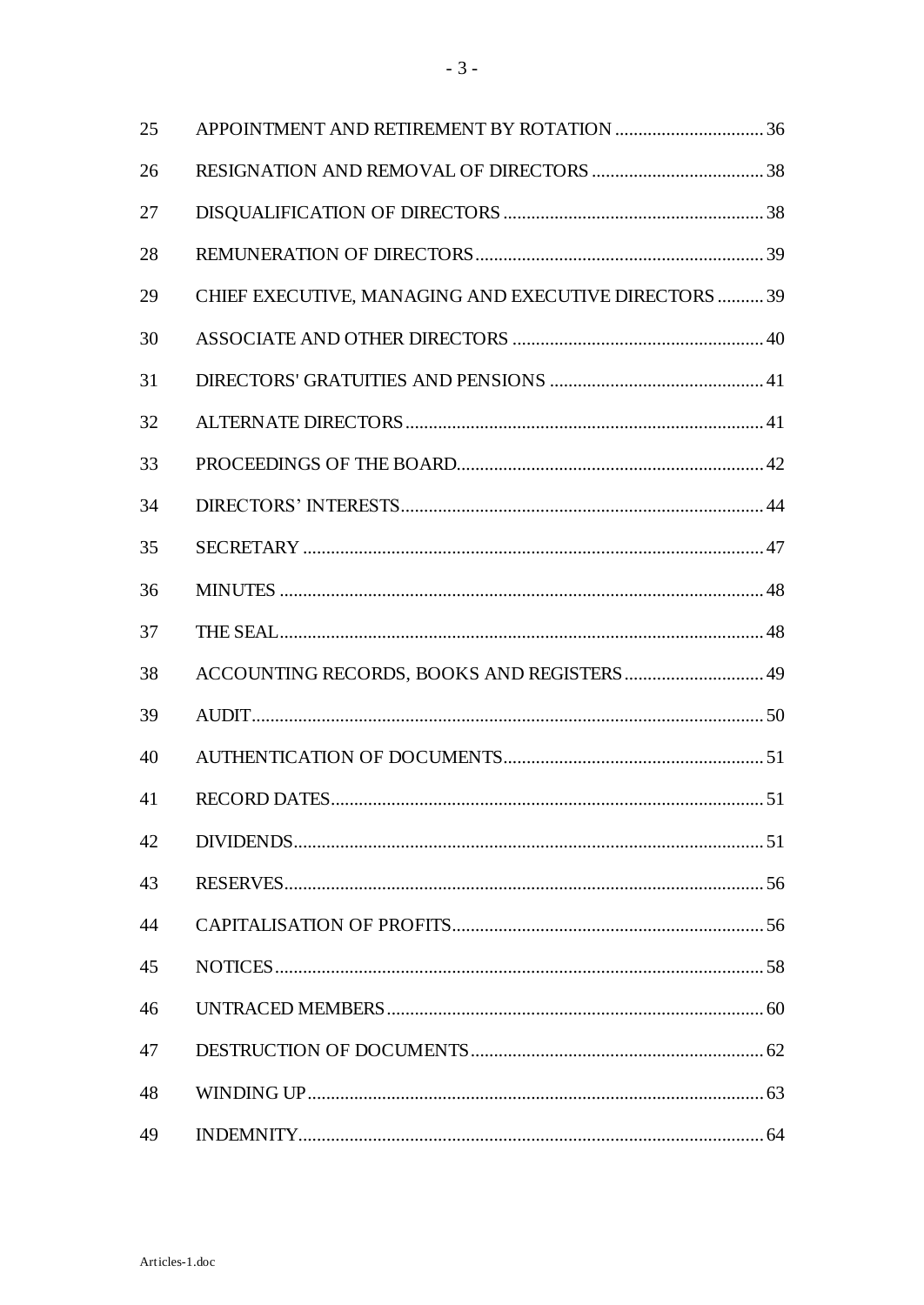| | | |
|---|---|---|
| 25 | APPOINTMENT AND RETIREMENT BY ROTATION | 36 |
| 26 | RESIGNATION AND REMOVAL OF DIRECTORS | 38 |
| 27 | DISQUALIFICATION OF DIRECTORS | 38 |
| 28 | REMUNERATION OF DIRECTORS | 39 |
| 29 | CHIEF EXECUTIVE, MANAGING AND EXECUTIVE DIRECTORS | 39 |
| 30 | ASSOCIATE AND OTHER DIRECTORS | 40 |
| 31 | DIRECTORS' GRATUITIES AND PENSIONS | 41 |
| 32 | ALTERNATE DIRECTORS | 41 |
| 33 | PROCEEDINGS OF THE BOARD | 42 |
| 34 | DIRECTORS' INTERESTS | 44 |
| 35 | SECRETARY | 47 |
| 36 | MINUTES | 48 |
| 37 | THE SEAL | 48 |
| 38 | ACCOUNTING RECORDS, BOOKS AND REGISTERS | 49 |
| 39 | AUDIT | 50 |
| 40 | AUTHENTICATION OF DOCUMENTS | 51 |
| 41 | RECORD DATES | 51 |
| 42 | DIVIDENDS | 51 |
| 43 | RESERVES | 56 |
| 44 | CAPITALISATION OF PROFITS | 56 |
| 45 | NOTICES | 58 |
| 46 | UNTRACED MEMBERS | 60 |
| 47 | DESTRUCTION OF DOCUMENTS | 62 |
| 48 | WINDING UP | 63 |
| 49 | INDEMNITY | 64 |

Articles-1.doc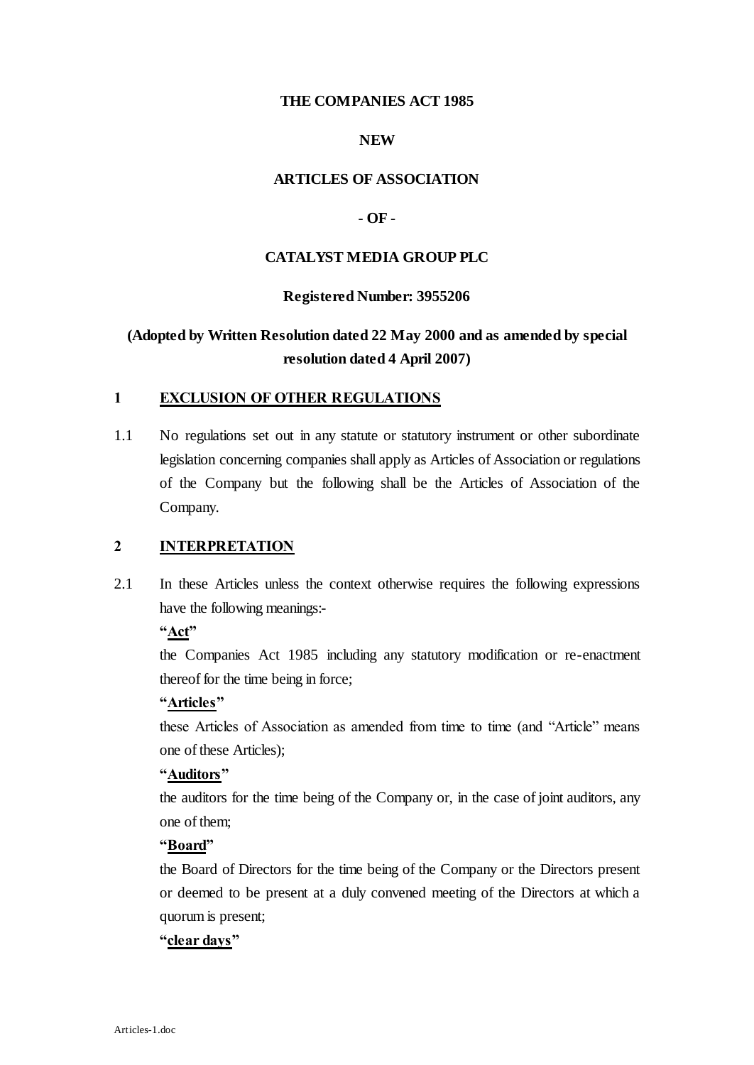**THE COMPANIES ACT 1985**

**NEW**

**ARTICLES OF ASSOCIATION**

**- OF -**

**CATALYST MEDIA GROUP PLC**

**Registered Number: 3955206**

**(Adopted by Written Resolution dated 22 May 2000 and as amended by special resolution dated 4 April 2007)**

## 1 EXCLUSION OF OTHER REGULATIONS

1.1 No regulations set out in any statute or statutory instrument or other subordinate legislation concerning companies shall apply as Articles of Association or regulations of the Company but the following shall be the Articles of Association of the Company.

## 2 INTERPRETATION

2.1 In these Articles unless the context otherwise requires the following expressions have the following meanings:-

**"Act"**

the Companies Act 1985 including any statutory modification or re-enactment thereof for the time being in force;

**"Articles"**

these Articles of Association as amended from time to time (and "Article" means one of these Articles);

**"Auditors"**

the auditors for the time being of the Company or, in the case of joint auditors, any one of them;

**"Board"**

the Board of Directors for the time being of the Company or the Directors present or deemed to be present at a duly convened meeting of the Directors at which a quorum is present;

**"clear days"**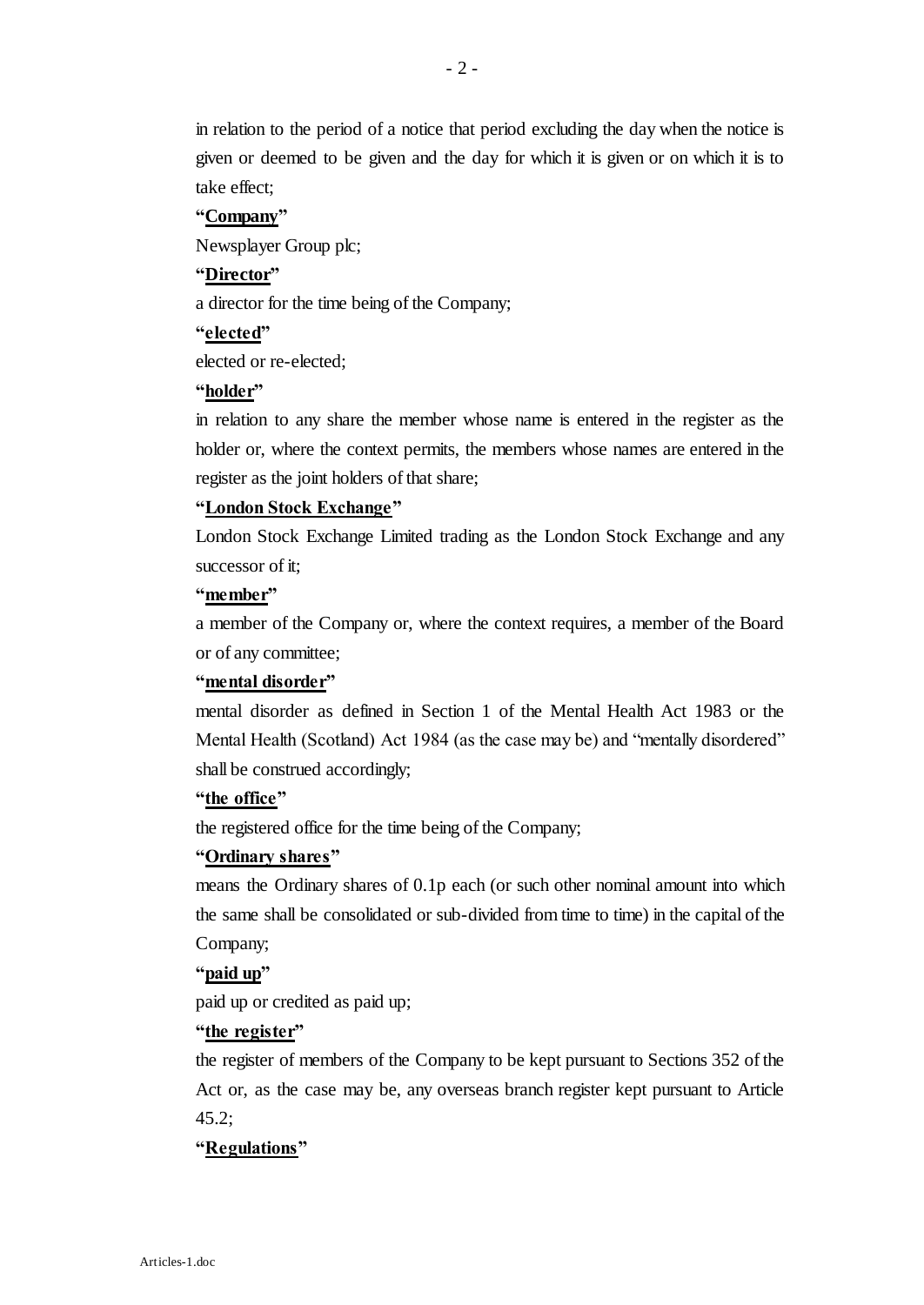in relation to the period of a notice that period excluding the day when the notice is given or deemed to be given and the day for which it is given or on which it is to take effect;

**"Company"**

Newsplayer Group plc;

**"Director"**

a director for the time being of the Company;

**"elected"**

elected or re-elected;

**"holder"**

in relation to any share the member whose name is entered in the register as the holder or, where the context permits, the members whose names are entered in the register as the joint holders of that share;

**"London Stock Exchange"**

London Stock Exchange Limited trading as the London Stock Exchange and any successor of it;

**"member"**

a member of the Company or, where the context requires, a member of the Board or of any committee;

**"mental disorder"**

mental disorder as defined in Section 1 of the Mental Health Act 1983 or the Mental Health (Scotland) Act 1984 (as the case may be) and "mentally disordered" shall be construed accordingly;

**"the office"**

the registered office for the time being of the Company;

**"Ordinary shares"**

means the Ordinary shares of 0.1p each (or such other nominal amount into which the same shall be consolidated or sub-divided from time to time) in the capital of the Company;

**"paid up"**

paid up or credited as paid up;

**"the register"**

the register of members of the Company to be kept pursuant to Sections 352 of the Act or, as the case may be, any overseas branch register kept pursuant to Article 45.2;

**"Regulations"**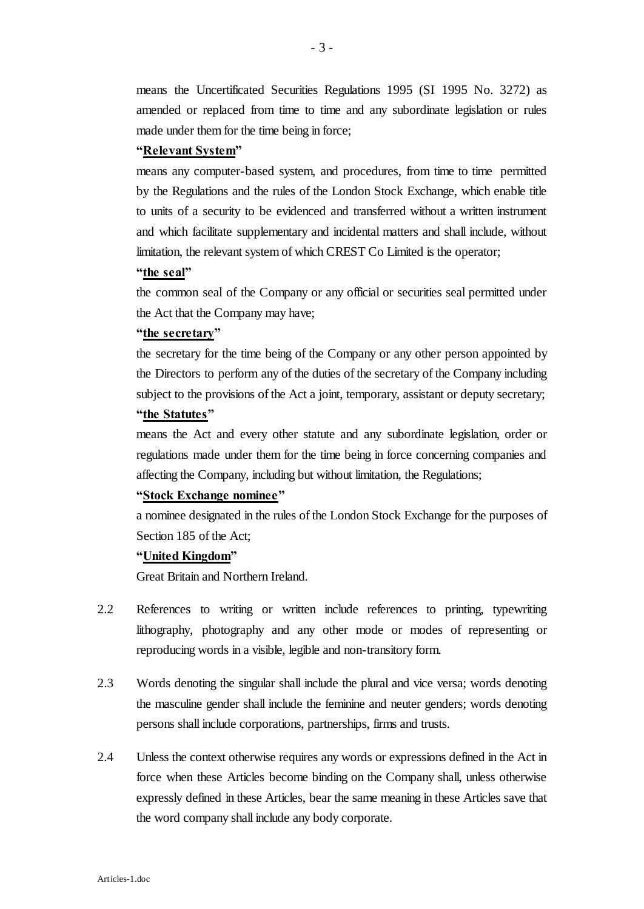means the Uncertificated Securities Regulations 1995 (SI 1995 No. 3272) as amended or replaced from time to time and any subordinate legislation or rules made under them for the time being in force;

**"<u>Relevant System</u>"**

means any computer-based system, and procedures, from time to time permitted by the Regulations and the rules of the London Stock Exchange, which enable title to units of a security to be evidenced and transferred without a written instrument and which facilitate supplementary and incidental matters and shall include, without limitation, the relevant system of which CREST Co Limited is the operator;

**"<u>the seal</u>"**

the common seal of the Company or any official or securities seal permitted under the Act that the Company may have;

**"<u>the secretary</u>"**

the secretary for the time being of the Company or any other person appointed by the Directors to perform any of the duties of the secretary of the Company including subject to the provisions of the Act a joint, temporary, assistant or deputy secretary;

**"<u>the Statutes</u>"**

means the Act and every other statute and any subordinate legislation, order or regulations made under them for the time being in force concerning companies and affecting the Company, including but without limitation, the Regulations;

**"<u>Stock Exchange nominee</u>"**

a nominee designated in the rules of the London Stock Exchange for the purposes of Section 185 of the Act;

**"<u>United Kingdom</u>"**

Great Britain and Northern Ireland.

2.2 References to writing or written include references to printing, typewriting lithography, photography and any other mode or modes of representing or reproducing words in a visible, legible and non-transitory form.

2.3 Words denoting the singular shall include the plural and vice versa; words denoting the masculine gender shall include the feminine and neuter genders; words denoting persons shall include corporations, partnerships, firms and trusts.

2.4 Unless the context otherwise requires any words or expressions defined in the Act in force when these Articles become binding on the Company shall, unless otherwise expressly defined in these Articles, bear the same meaning in these Articles save that the word company shall include any body corporate.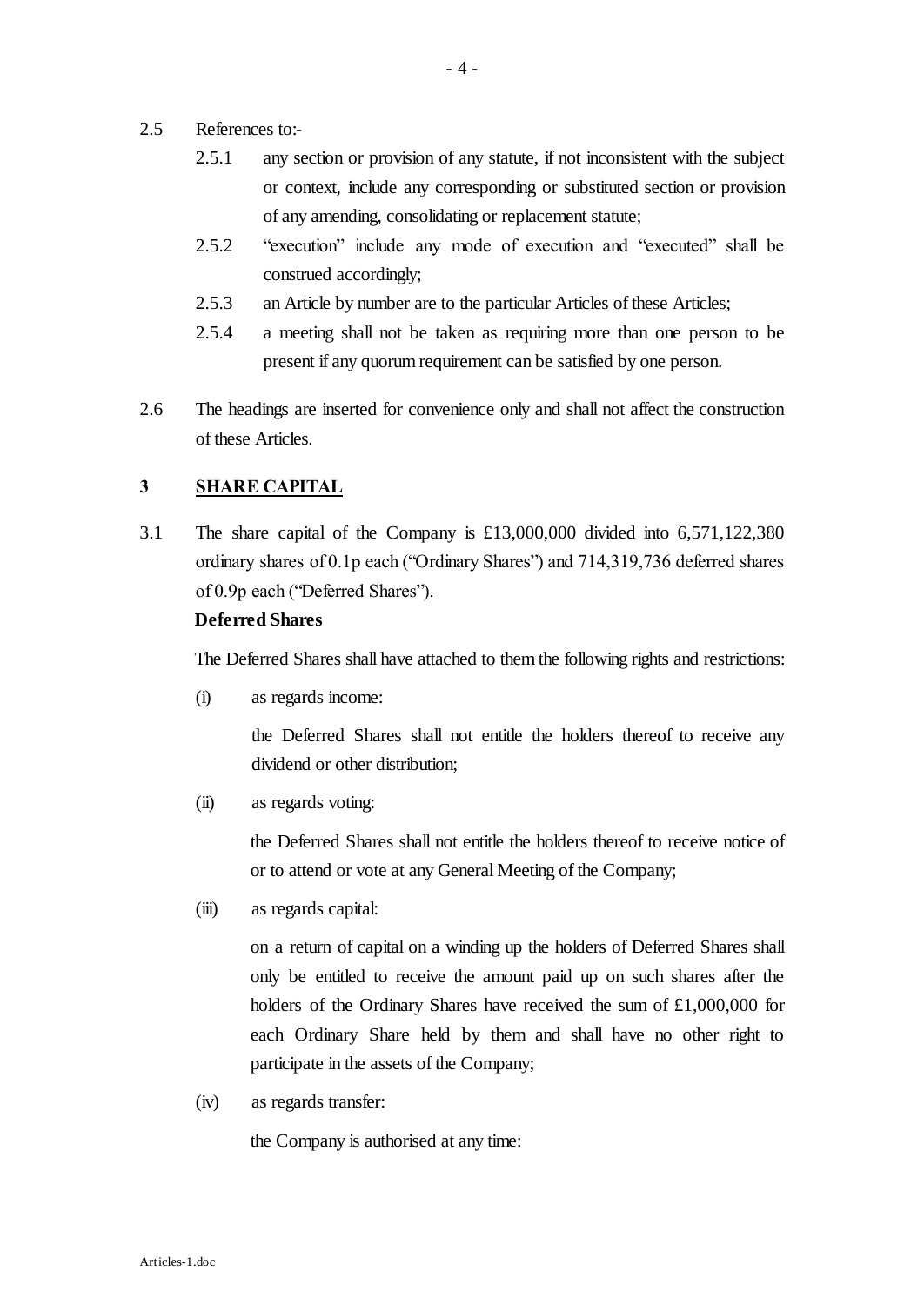2.5 References to:-

2.5.1 any section or provision of any statute, if not inconsistent with the subject or context, include any corresponding or substituted section or provision of any amending, consolidating or replacement statute;

2.5.2 "execution" include any mode of execution and "executed" shall be construed accordingly;

2.5.3 an Article by number are to the particular Articles of these Articles;

2.5.4 a meeting shall not be taken as requiring more than one person to be present if any quorum requirement can be satisfied by one person.

2.6 The headings are inserted for convenience only and shall not affect the construction of these Articles.

## 3 SHARE CAPITAL

3.1 The share capital of the Company is £13,000,000 divided into 6,571,122,380 ordinary shares of 0.1p each ("Ordinary Shares") and 714,319,736 deferred shares of 0.9p each ("Deferred Shares").

**Deferred Shares**

The Deferred Shares shall have attached to them the following rights and restrictions:

(i) as regards income:

the Deferred Shares shall not entitle the holders thereof to receive any dividend or other distribution;

(ii) as regards voting:

the Deferred Shares shall not entitle the holders thereof to receive notice of or to attend or vote at any General Meeting of the Company;

(iii) as regards capital:

on a return of capital on a winding up the holders of Deferred Shares shall only be entitled to receive the amount paid up on such shares after the holders of the Ordinary Shares have received the sum of £1,000,000 for each Ordinary Share held by them and shall have no other right to participate in the assets of the Company;

(iv) as regards transfer:

the Company is authorised at any time: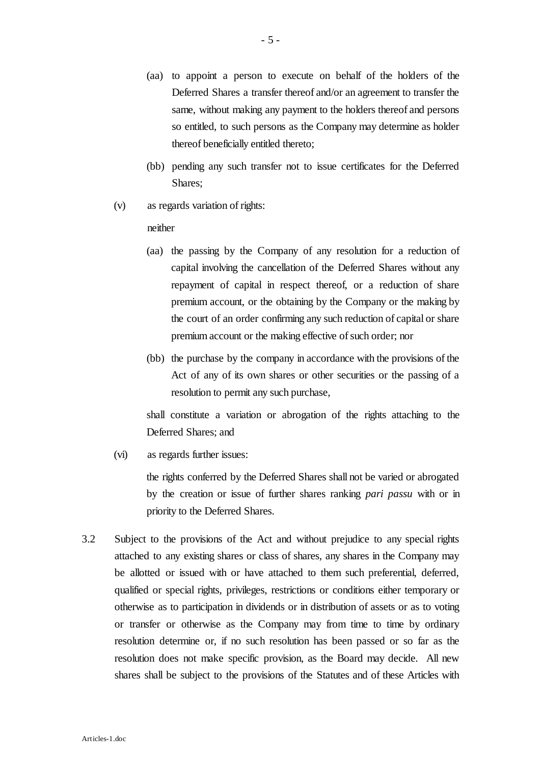(aa) to appoint a person to execute on behalf of the holders of the Deferred Shares a transfer thereof and/or an agreement to transfer the same, without making any payment to the holders thereof and persons so entitled, to such persons as the Company may determine as holder thereof beneficially entitled thereto;

(bb) pending any such transfer not to issue certificates for the Deferred Shares;

(v) as regards variation of rights:

neither

(aa) the passing by the Company of any resolution for a reduction of capital involving the cancellation of the Deferred Shares without any repayment of capital in respect thereof, or a reduction of share premium account, or the obtaining by the Company or the making by the court of an order confirming any such reduction of capital or share premium account or the making effective of such order; nor

(bb) the purchase by the company in accordance with the provisions of the Act of any of its own shares or other securities or the passing of a resolution to permit any such purchase,

shall constitute a variation or abrogation of the rights attaching to the Deferred Shares; and

(vi) as regards further issues:

the rights conferred by the Deferred Shares shall not be varied or abrogated by the creation or issue of further shares ranking *pari passu* with or in priority to the Deferred Shares.

3.2 Subject to the provisions of the Act and without prejudice to any special rights attached to any existing shares or class of shares, any shares in the Company may be allotted or issued with or have attached to them such preferential, deferred, qualified or special rights, privileges, restrictions or conditions either temporary or otherwise as to participation in dividends or in distribution of assets or as to voting or transfer or otherwise as the Company may from time to time by ordinary resolution determine or, if no such resolution has been passed or so far as the resolution does not make specific provision, as the Board may decide. All new shares shall be subject to the provisions of the Statutes and of these Articles with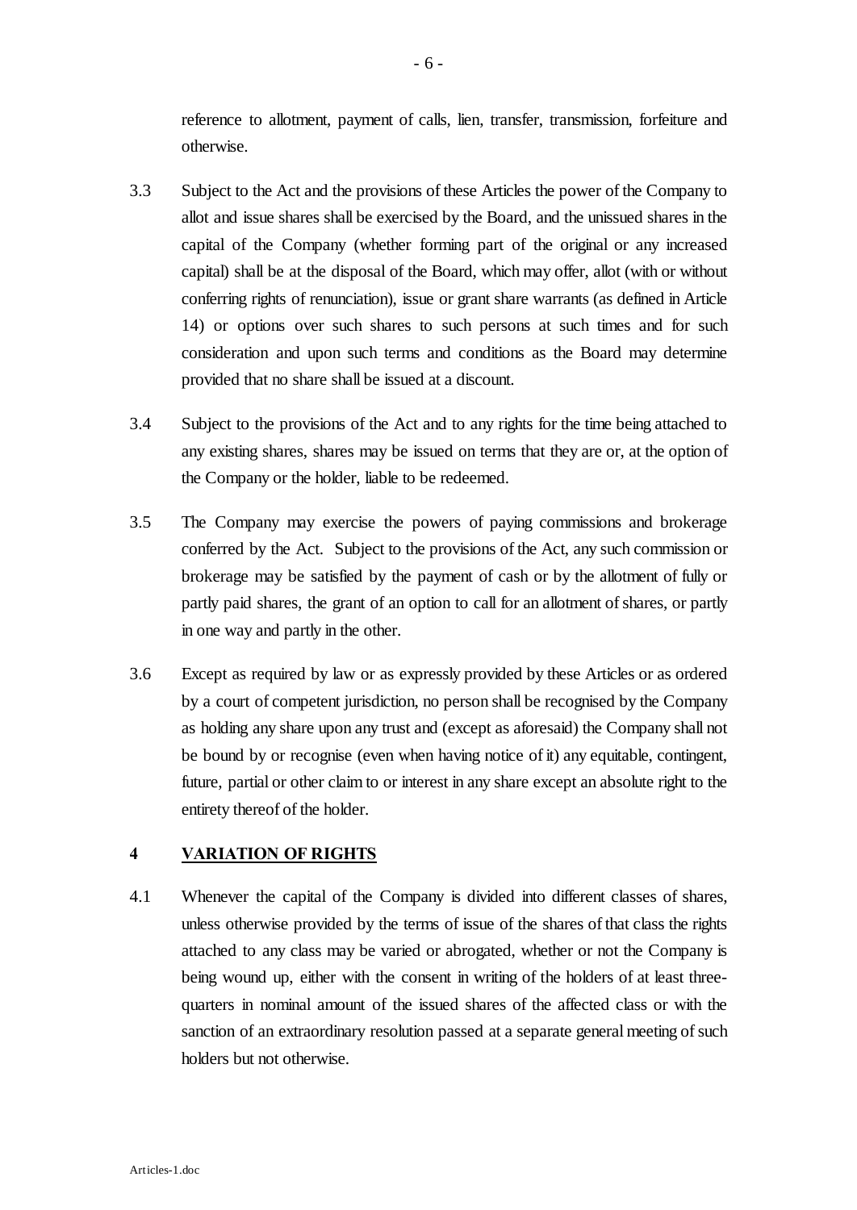reference to allotment, payment of calls, lien, transfer, transmission, forfeiture and otherwise.

3.3 Subject to the Act and the provisions of these Articles the power of the Company to allot and issue shares shall be exercised by the Board, and the unissued shares in the capital of the Company (whether forming part of the original or any increased capital) shall be at the disposal of the Board, which may offer, allot (with or without conferring rights of renunciation), issue or grant share warrants (as defined in Article 14) or options over such shares to such persons at such times and for such consideration and upon such terms and conditions as the Board may determine provided that no share shall be issued at a discount.

3.4 Subject to the provisions of the Act and to any rights for the time being attached to any existing shares, shares may be issued on terms that they are or, at the option of the Company or the holder, liable to be redeemed.

3.5 The Company may exercise the powers of paying commissions and brokerage conferred by the Act. Subject to the provisions of the Act, any such commission or brokerage may be satisfied by the payment of cash or by the allotment of fully or partly paid shares, the grant of an option to call for an allotment of shares, or partly in one way and partly in the other.

3.6 Except as required by law or as expressly provided by these Articles or as ordered by a court of competent jurisdiction, no person shall be recognised by the Company as holding any share upon any trust and (except as aforesaid) the Company shall not be bound by or recognise (even when having notice of it) any equitable, contingent, future, partial or other claim to or interest in any share except an absolute right to the entirety thereof of the holder.

## 4 VARIATION OF RIGHTS

4.1 Whenever the capital of the Company is divided into different classes of shares, unless otherwise provided by the terms of issue of the shares of that class the rights attached to any class may be varied or abrogated, whether or not the Company is being wound up, either with the consent in writing of the holders of at least three-quarters in nominal amount of the issued shares of the affected class or with the sanction of an extraordinary resolution passed at a separate general meeting of such holders but not otherwise.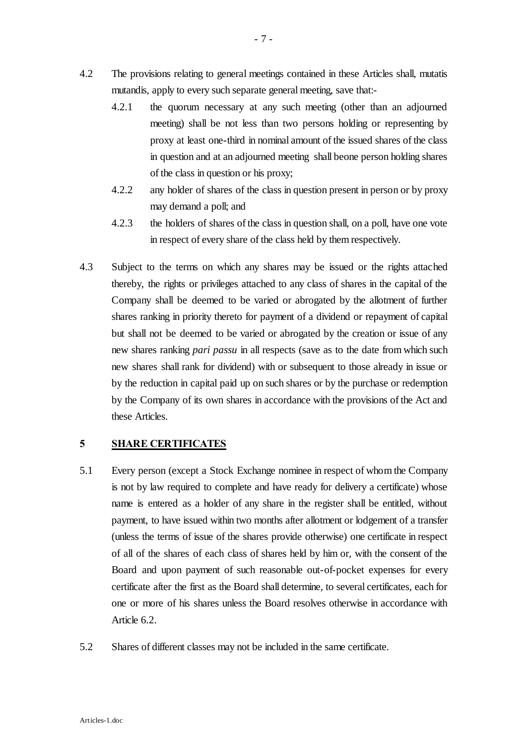4.2 The provisions relating to general meetings contained in these Articles shall, mutatis mutandis, apply to every such separate general meeting, save that:-

4.2.1 the quorum necessary at any such meeting (other than an adjourned meeting) shall be not less than two persons holding or representing by proxy at least one-third in nominal amount of the issued shares of the class in question and at an adjourned meeting shall beone person holding shares of the class in question or his proxy;

4.2.2 any holder of shares of the class in question present in person or by proxy may demand a poll; and

4.2.3 the holders of shares of the class in question shall, on a poll, have one vote in respect of every share of the class held by them respectively.

4.3 Subject to the terms on which any shares may be issued or the rights attached thereby, the rights or privileges attached to any class of shares in the capital of the Company shall be deemed to be varied or abrogated by the allotment of further shares ranking in priority thereto for payment of a dividend or repayment of capital but shall not be deemed to be varied or abrogated by the creation or issue of any new shares ranking *pari passu* in all respects (save as to the date from which such new shares shall rank for dividend) with or subsequent to those already in issue or by the reduction in capital paid up on such shares or by the purchase or redemption by the Company of its own shares in accordance with the provisions of the Act and these Articles.

## 5 SHARE CERTIFICATES

5.1 Every person (except a Stock Exchange nominee in respect of whom the Company is not by law required to complete and have ready for delivery a certificate) whose name is entered as a holder of any share in the register shall be entitled, without payment, to have issued within two months after allotment or lodgement of a transfer (unless the terms of issue of the shares provide otherwise) one certificate in respect of all of the shares of each class of shares held by him or, with the consent of the Board and upon payment of such reasonable out-of-pocket expenses for every certificate after the first as the Board shall determine, to several certificates, each for one or more of his shares unless the Board resolves otherwise in accordance with Article 6.2.

5.2 Shares of different classes may not be included in the same certificate.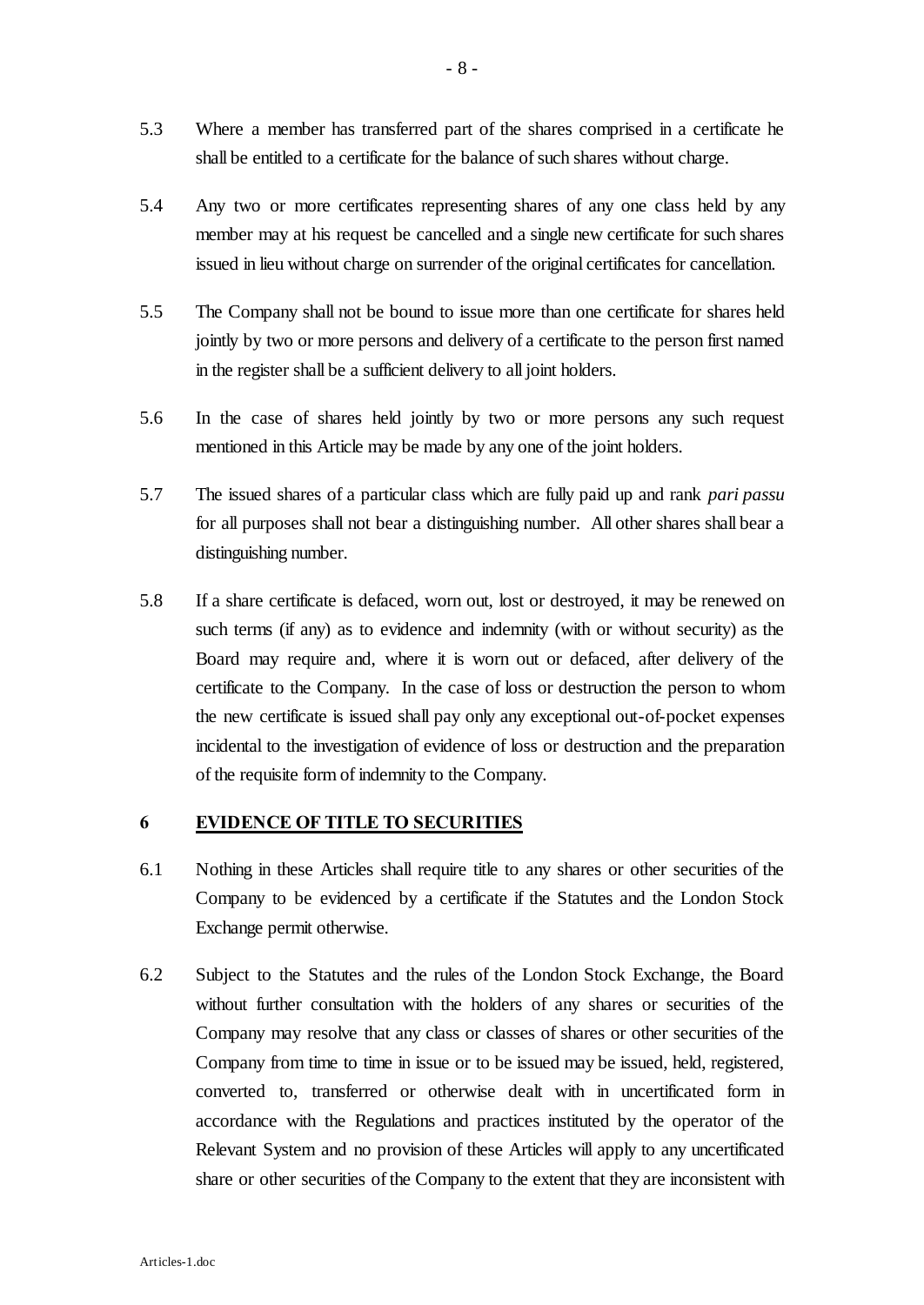5.3 Where a member has transferred part of the shares comprised in a certificate he shall be entitled to a certificate for the balance of such shares without charge.

5.4 Any two or more certificates representing shares of any one class held by any member may at his request be cancelled and a single new certificate for such shares issued in lieu without charge on surrender of the original certificates for cancellation.

5.5 The Company shall not be bound to issue more than one certificate for shares held jointly by two or more persons and delivery of a certificate to the person first named in the register shall be a sufficient delivery to all joint holders.

5.6 In the case of shares held jointly by two or more persons any such request mentioned in this Article may be made by any one of the joint holders.

5.7 The issued shares of a particular class which are fully paid up and rank *pari passu* for all purposes shall not bear a distinguishing number. All other shares shall bear a distinguishing number.

5.8 If a share certificate is defaced, worn out, lost or destroyed, it may be renewed on such terms (if any) as to evidence and indemnity (with or without security) as the Board may require and, where it is worn out or defaced, after delivery of the certificate to the Company. In the case of loss or destruction the person to whom the new certificate is issued shall pay only any exceptional out-of-pocket expenses incidental to the investigation of evidence of loss or destruction and the preparation of the requisite form of indemnity to the Company.

## 6 EVIDENCE OF TITLE TO SECURITIES

6.1 Nothing in these Articles shall require title to any shares or other securities of the Company to be evidenced by a certificate if the Statutes and the London Stock Exchange permit otherwise.

6.2 Subject to the Statutes and the rules of the London Stock Exchange, the Board without further consultation with the holders of any shares or securities of the Company may resolve that any class or classes of shares or other securities of the Company from time to time in issue or to be issued may be issued, held, registered, converted to, transferred or otherwise dealt with in uncertificated form in accordance with the Regulations and practices instituted by the operator of the Relevant System and no provision of these Articles will apply to any uncertificated share or other securities of the Company to the extent that they are inconsistent with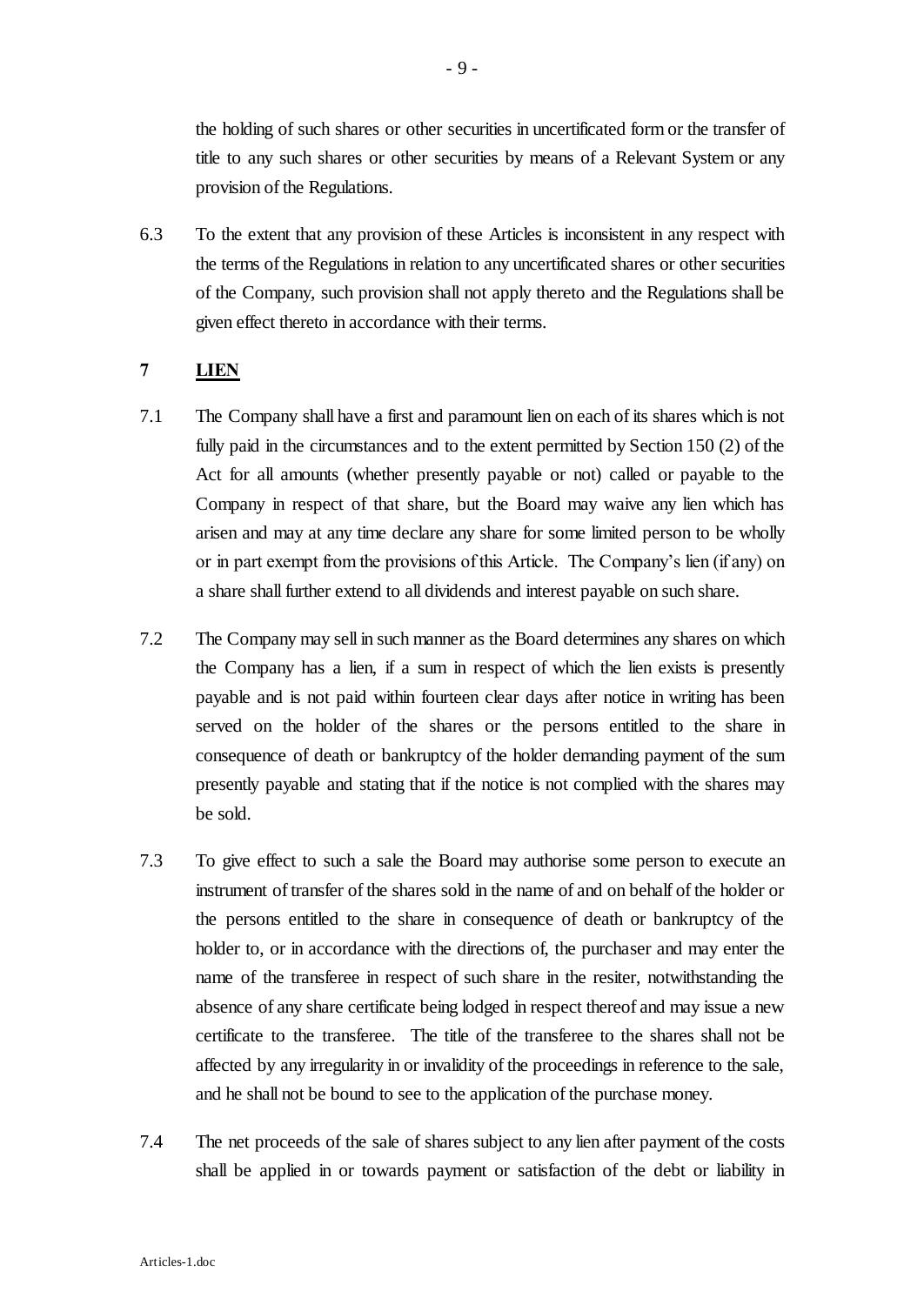the holding of such shares or other securities in uncertificated form or the transfer of title to any such shares or other securities by means of a Relevant System or any provision of the Regulations.

6.3 To the extent that any provision of these Articles is inconsistent in any respect with the terms of the Regulations in relation to any uncertificated shares or other securities of the Company, such provision shall not apply thereto and the Regulations shall be given effect thereto in accordance with their terms.

## 7 LIEN

7.1 The Company shall have a first and paramount lien on each of its shares which is not fully paid in the circumstances and to the extent permitted by Section 150 (2) of the Act for all amounts (whether presently payable or not) called or payable to the Company in respect of that share, but the Board may waive any lien which has arisen and may at any time declare any share for some limited person to be wholly or in part exempt from the provisions of this Article. The Company's lien (if any) on a share shall further extend to all dividends and interest payable on such share.

7.2 The Company may sell in such manner as the Board determines any shares on which the Company has a lien, if a sum in respect of which the lien exists is presently payable and is not paid within fourteen clear days after notice in writing has been served on the holder of the shares or the persons entitled to the share in consequence of death or bankruptcy of the holder demanding payment of the sum presently payable and stating that if the notice is not complied with the shares may be sold.

7.3 To give effect to such a sale the Board may authorise some person to execute an instrument of transfer of the shares sold in the name of and on behalf of the holder or the persons entitled to the share in consequence of death or bankruptcy of the holder to, or in accordance with the directions of, the purchaser and may enter the name of the transferee in respect of such share in the resiter, notwithstanding the absence of any share certificate being lodged in respect thereof and may issue a new certificate to the transferee. The title of the transferee to the shares shall not be affected by any irregularity in or invalidity of the proceedings in reference to the sale, and he shall not be bound to see to the application of the purchase money.

7.4 The net proceeds of the sale of shares subject to any lien after payment of the costs shall be applied in or towards payment or satisfaction of the debt or liability in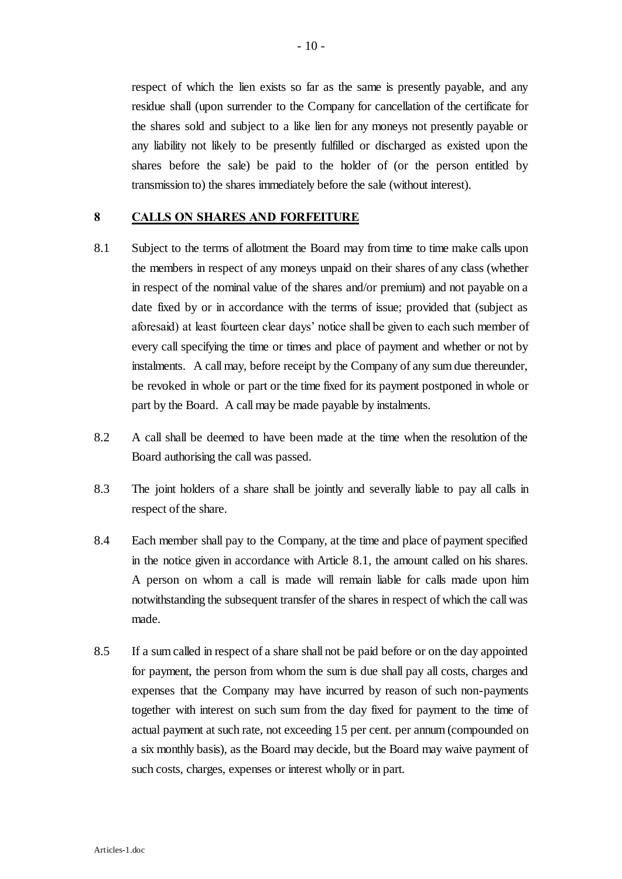respect of which the lien exists so far as the same is presently payable, and any residue shall (upon surrender to the Company for cancellation of the certificate for the shares sold and subject to a like lien for any moneys not presently payable or any liability not likely to be presently fulfilled or discharged as existed upon the shares before the sale) be paid to the holder of (or the person entitled by transmission to) the shares immediately before the sale (without interest).

## 8 CALLS ON SHARES AND FORFEITURE

8.1 Subject to the terms of allotment the Board may from time to time make calls upon the members in respect of any moneys unpaid on their shares of any class (whether in respect of the nominal value of the shares and/or premium) and not payable on a date fixed by or in accordance with the terms of issue; provided that (subject as aforesaid) at least fourteen clear days' notice shall be given to each such member of every call specifying the time or times and place of payment and whether or not by instalments. A call may, before receipt by the Company of any sum due thereunder, be revoked in whole or part or the time fixed for its payment postponed in whole or part by the Board. A call may be made payable by instalments.

8.2 A call shall be deemed to have been made at the time when the resolution of the Board authorising the call was passed.

8.3 The joint holders of a share shall be jointly and severally liable to pay all calls in respect of the share.

8.4 Each member shall pay to the Company, at the time and place of payment specified in the notice given in accordance with Article 8.1, the amount called on his shares. A person on whom a call is made will remain liable for calls made upon him notwithstanding the subsequent transfer of the shares in respect of which the call was made.

8.5 If a sum called in respect of a share shall not be paid before or on the day appointed for payment, the person from whom the sum is due shall pay all costs, charges and expenses that the Company may have incurred by reason of such non-payments together with interest on such sum from the day fixed for payment to the time of actual payment at such rate, not exceeding 15 per cent. per annum (compounded on a six monthly basis), as the Board may decide, but the Board may waive payment of such costs, charges, expenses or interest wholly or in part.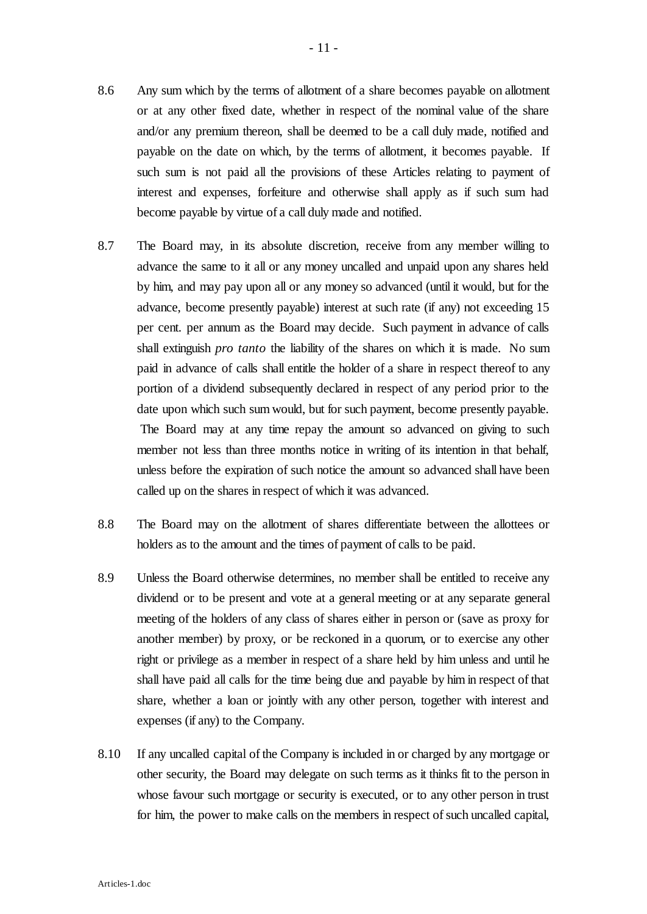8.6 Any sum which by the terms of allotment of a share becomes payable on allotment or at any other fixed date, whether in respect of the nominal value of the share and/or any premium thereon, shall be deemed to be a call duly made, notified and payable on the date on which, by the terms of allotment, it becomes payable. If such sum is not paid all the provisions of these Articles relating to payment of interest and expenses, forfeiture and otherwise shall apply as if such sum had become payable by virtue of a call duly made and notified.

8.7 The Board may, in its absolute discretion, receive from any member willing to advance the same to it all or any money uncalled and unpaid upon any shares held by him, and may pay upon all or any money so advanced (until it would, but for the advance, become presently payable) interest at such rate (if any) not exceeding 15 per cent. per annum as the Board may decide. Such payment in advance of calls shall extinguish *pro tanto* the liability of the shares on which it is made. No sum paid in advance of calls shall entitle the holder of a share in respect thereof to any portion of a dividend subsequently declared in respect of any period prior to the date upon which such sum would, but for such payment, become presently payable. The Board may at any time repay the amount so advanced on giving to such member not less than three months notice in writing of its intention in that behalf, unless before the expiration of such notice the amount so advanced shall have been called up on the shares in respect of which it was advanced.

8.8 The Board may on the allotment of shares differentiate between the allottees or holders as to the amount and the times of payment of calls to be paid.

8.9 Unless the Board otherwise determines, no member shall be entitled to receive any dividend or to be present and vote at a general meeting or at any separate general meeting of the holders of any class of shares either in person or (save as proxy for another member) by proxy, or be reckoned in a quorum, or to exercise any other right or privilege as a member in respect of a share held by him unless and until he shall have paid all calls for the time being due and payable by him in respect of that share, whether a loan or jointly with any other person, together with interest and expenses (if any) to the Company.

8.10 If any uncalled capital of the Company is included in or charged by any mortgage or other security, the Board may delegate on such terms as it thinks fit to the person in whose favour such mortgage or security is executed, or to any other person in trust for him, the power to make calls on the members in respect of such uncalled capital,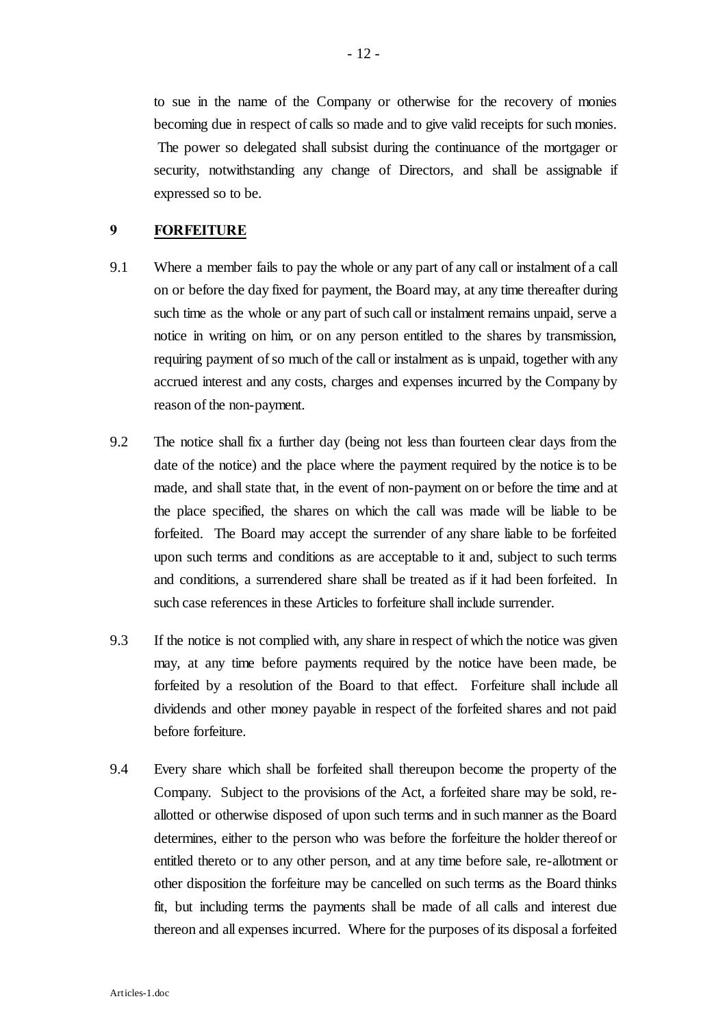to sue in the name of the Company or otherwise for the recovery of monies becoming due in respect of calls so made and to give valid receipts for such monies. The power so delegated shall subsist during the continuance of the mortgager or security, notwithstanding any change of Directors, and shall be assignable if expressed so to be.

## 9 FORFEITURE

9.1 Where a member fails to pay the whole or any part of any call or instalment of a call on or before the day fixed for payment, the Board may, at any time thereafter during such time as the whole or any part of such call or instalment remains unpaid, serve a notice in writing on him, or on any person entitled to the shares by transmission, requiring payment of so much of the call or instalment as is unpaid, together with any accrued interest and any costs, charges and expenses incurred by the Company by reason of the non-payment.

9.2 The notice shall fix a further day (being not less than fourteen clear days from the date of the notice) and the place where the payment required by the notice is to be made, and shall state that, in the event of non-payment on or before the time and at the place specified, the shares on which the call was made will be liable to be forfeited. The Board may accept the surrender of any share liable to be forfeited upon such terms and conditions as are acceptable to it and, subject to such terms and conditions, a surrendered share shall be treated as if it had been forfeited. In such case references in these Articles to forfeiture shall include surrender.

9.3 If the notice is not complied with, any share in respect of which the notice was given may, at any time before payments required by the notice have been made, be forfeited by a resolution of the Board to that effect. Forfeiture shall include all dividends and other money payable in respect of the forfeited shares and not paid before forfeiture.

9.4 Every share which shall be forfeited shall thereupon become the property of the Company. Subject to the provisions of the Act, a forfeited share may be sold, re-allotted or otherwise disposed of upon such terms and in such manner as the Board determines, either to the person who was before the forfeiture the holder thereof or entitled thereto or to any other person, and at any time before sale, re-allotment or other disposition the forfeiture may be cancelled on such terms as the Board thinks fit, but including terms the payments shall be made of all calls and interest due thereon and all expenses incurred. Where for the purposes of its disposal a forfeited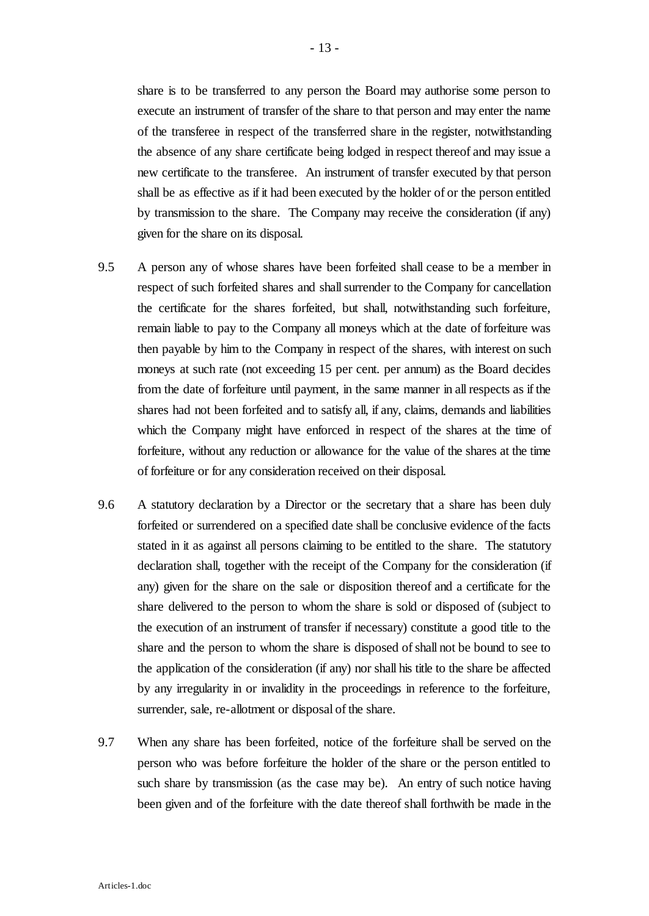share is to be transferred to any person the Board may authorise some person to execute an instrument of transfer of the share to that person and may enter the name of the transferee in respect of the transferred share in the register, notwithstanding the absence of any share certificate being lodged in respect thereof and may issue a new certificate to the transferee. An instrument of transfer executed by that person shall be as effective as if it had been executed by the holder of or the person entitled by transmission to the share. The Company may receive the consideration (if any) given for the share on its disposal.

9.5 A person any of whose shares have been forfeited shall cease to be a member in respect of such forfeited shares and shall surrender to the Company for cancellation the certificate for the shares forfeited, but shall, notwithstanding such forfeiture, remain liable to pay to the Company all moneys which at the date of forfeiture was then payable by him to the Company in respect of the shares, with interest on such moneys at such rate (not exceeding 15 per cent. per annum) as the Board decides from the date of forfeiture until payment, in the same manner in all respects as if the shares had not been forfeited and to satisfy all, if any, claims, demands and liabilities which the Company might have enforced in respect of the shares at the time of forfeiture, without any reduction or allowance for the value of the shares at the time of forfeiture or for any consideration received on their disposal.

9.6 A statutory declaration by a Director or the secretary that a share has been duly forfeited or surrendered on a specified date shall be conclusive evidence of the facts stated in it as against all persons claiming to be entitled to the share. The statutory declaration shall, together with the receipt of the Company for the consideration (if any) given for the share on the sale or disposition thereof and a certificate for the share delivered to the person to whom the share is sold or disposed of (subject to the execution of an instrument of transfer if necessary) constitute a good title to the share and the person to whom the share is disposed of shall not be bound to see to the application of the consideration (if any) nor shall his title to the share be affected by any irregularity in or invalidity in the proceedings in reference to the forfeiture, surrender, sale, re-allotment or disposal of the share.

9.7 When any share has been forfeited, notice of the forfeiture shall be served on the person who was before forfeiture the holder of the share or the person entitled to such share by transmission (as the case may be). An entry of such notice having been given and of the forfeiture with the date thereof shall forthwith be made in the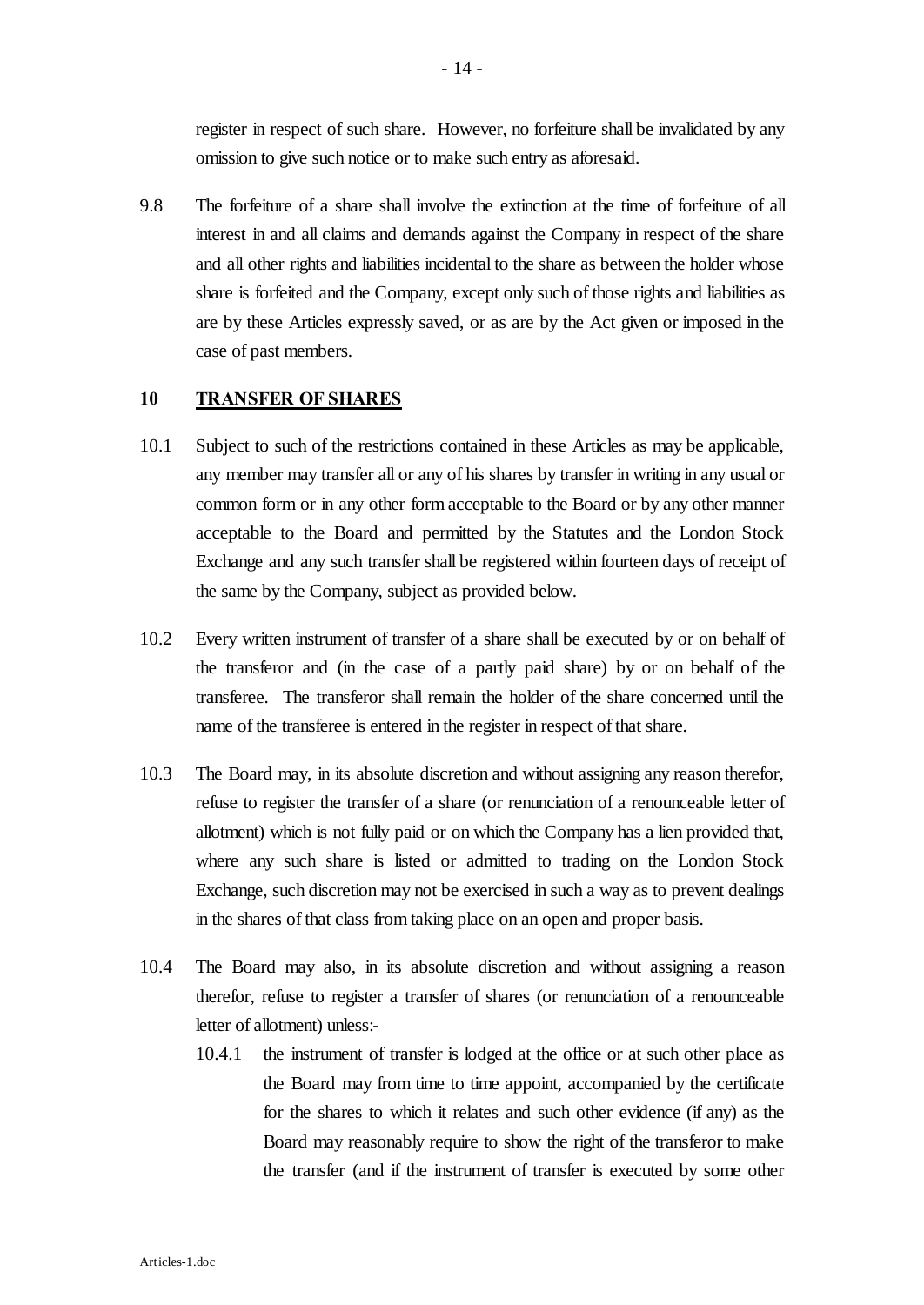register in respect of such share. However, no forfeiture shall be invalidated by any omission to give such notice or to make such entry as aforesaid.

9.8 The forfeiture of a share shall involve the extinction at the time of forfeiture of all interest in and all claims and demands against the Company in respect of the share and all other rights and liabilities incidental to the share as between the holder whose share is forfeited and the Company, except only such of those rights and liabilities as are by these Articles expressly saved, or as are by the Act given or imposed in the case of past members.

## 10 TRANSFER OF SHARES

10.1 Subject to such of the restrictions contained in these Articles as may be applicable, any member may transfer all or any of his shares by transfer in writing in any usual or common form or in any other form acceptable to the Board or by any other manner acceptable to the Board and permitted by the Statutes and the London Stock Exchange and any such transfer shall be registered within fourteen days of receipt of the same by the Company, subject as provided below.

10.2 Every written instrument of transfer of a share shall be executed by or on behalf of the transferor and (in the case of a partly paid share) by or on behalf of the transferee. The transferor shall remain the holder of the share concerned until the name of the transferee is entered in the register in respect of that share.

10.3 The Board may, in its absolute discretion and without assigning any reason therefor, refuse to register the transfer of a share (or renunciation of a renounceable letter of allotment) which is not fully paid or on which the Company has a lien provided that, where any such share is listed or admitted to trading on the London Stock Exchange, such discretion may not be exercised in such a way as to prevent dealings in the shares of that class from taking place on an open and proper basis.

10.4 The Board may also, in its absolute discretion and without assigning a reason therefor, refuse to register a transfer of shares (or renunciation of a renounceable letter of allotment) unless:-

10.4.1 the instrument of transfer is lodged at the office or at such other place as the Board may from time to time appoint, accompanied by the certificate for the shares to which it relates and such other evidence (if any) as the Board may reasonably require to show the right of the transferor to make the transfer (and if the instrument of transfer is executed by some other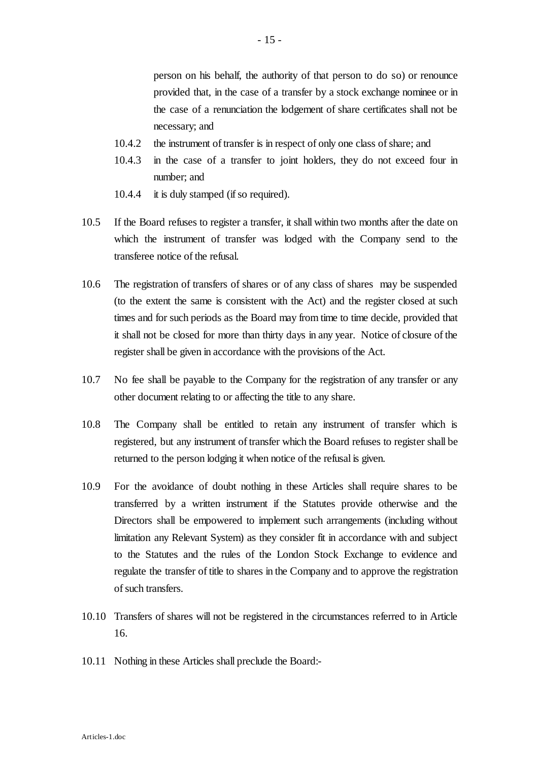person on his behalf, the authority of that person to do so) or renounce provided that, in the case of a transfer by a stock exchange nominee or in the case of a renunciation the lodgement of share certificates shall not be necessary; and

10.4.2 the instrument of transfer is in respect of only one class of share; and

10.4.3 in the case of a transfer to joint holders, they do not exceed four in number; and

10.4.4 it is duly stamped (if so required).

10.5 If the Board refuses to register a transfer, it shall within two months after the date on which the instrument of transfer was lodged with the Company send to the transferee notice of the refusal.

10.6 The registration of transfers of shares or of any class of shares may be suspended (to the extent the same is consistent with the Act) and the register closed at such times and for such periods as the Board may from time to time decide, provided that it shall not be closed for more than thirty days in any year. Notice of closure of the register shall be given in accordance with the provisions of the Act.

10.7 No fee shall be payable to the Company for the registration of any transfer or any other document relating to or affecting the title to any share.

10.8 The Company shall be entitled to retain any instrument of transfer which is registered, but any instrument of transfer which the Board refuses to register shall be returned to the person lodging it when notice of the refusal is given.

10.9 For the avoidance of doubt nothing in these Articles shall require shares to be transferred by a written instrument if the Statutes provide otherwise and the Directors shall be empowered to implement such arrangements (including without limitation any Relevant System) as they consider fit in accordance with and subject to the Statutes and the rules of the London Stock Exchange to evidence and regulate the transfer of title to shares in the Company and to approve the registration of such transfers.

10.10 Transfers of shares will not be registered in the circumstances referred to in Article 16.

10.11 Nothing in these Articles shall preclude the Board:-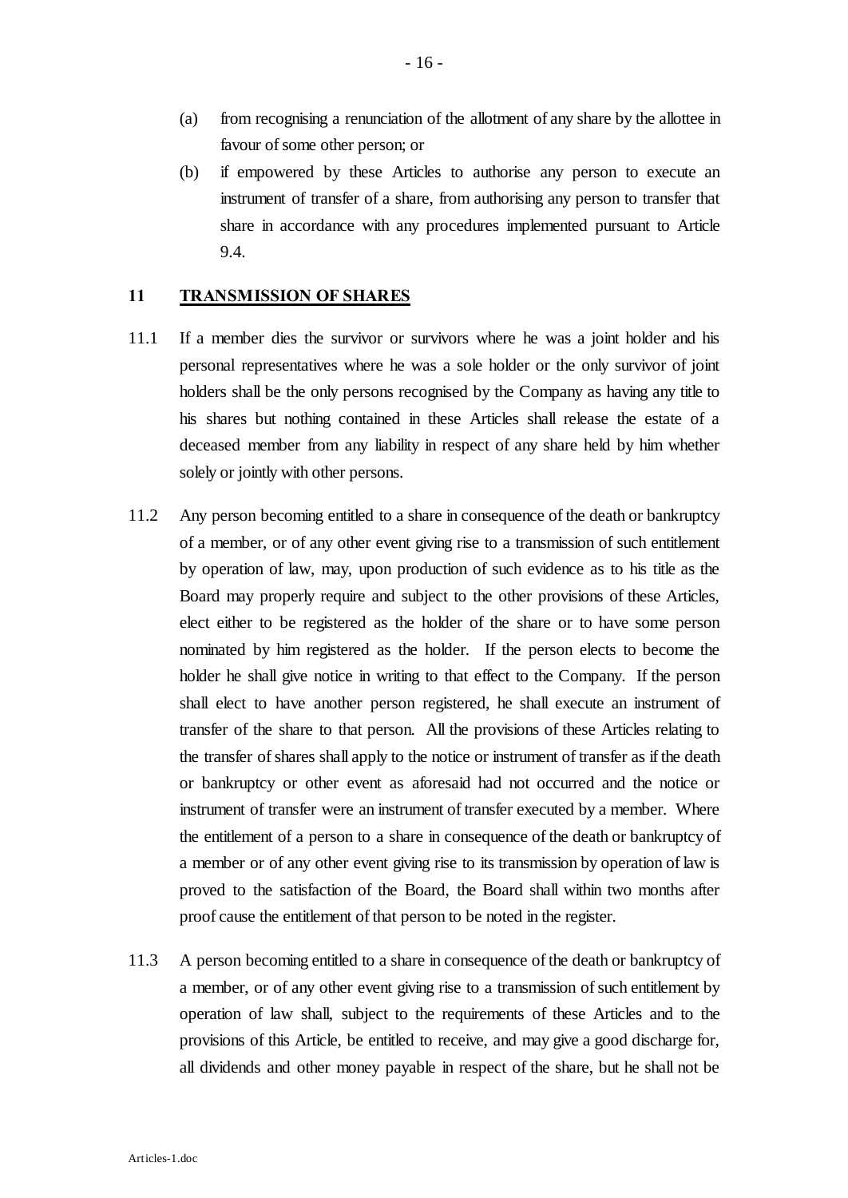(a) from recognising a renunciation of the allotment of any share by the allottee in favour of some other person; or

(b) if empowered by these Articles to authorise any person to execute an instrument of transfer of a share, from authorising any person to transfer that share in accordance with any procedures implemented pursuant to Article 9.4.

## 11 TRANSMISSION OF SHARES

11.1 If a member dies the survivor or survivors where he was a joint holder and his personal representatives where he was a sole holder or the only survivor of joint holders shall be the only persons recognised by the Company as having any title to his shares but nothing contained in these Articles shall release the estate of a deceased member from any liability in respect of any share held by him whether solely or jointly with other persons.

11.2 Any person becoming entitled to a share in consequence of the death or bankruptcy of a member, or of any other event giving rise to a transmission of such entitlement by operation of law, may, upon production of such evidence as to his title as the Board may properly require and subject to the other provisions of these Articles, elect either to be registered as the holder of the share or to have some person nominated by him registered as the holder. If the person elects to become the holder he shall give notice in writing to that effect to the Company. If the person shall elect to have another person registered, he shall execute an instrument of transfer of the share to that person. All the provisions of these Articles relating to the transfer of shares shall apply to the notice or instrument of transfer as if the death or bankruptcy or other event as aforesaid had not occurred and the notice or instrument of transfer were an instrument of transfer executed by a member. Where the entitlement of a person to a share in consequence of the death or bankruptcy of a member or of any other event giving rise to its transmission by operation of law is proved to the satisfaction of the Board, the Board shall within two months after proof cause the entitlement of that person to be noted in the register.

11.3 A person becoming entitled to a share in consequence of the death or bankruptcy of a member, or of any other event giving rise to a transmission of such entitlement by operation of law shall, subject to the requirements of these Articles and to the provisions of this Article, be entitled to receive, and may give a good discharge for, all dividends and other money payable in respect of the share, but he shall not be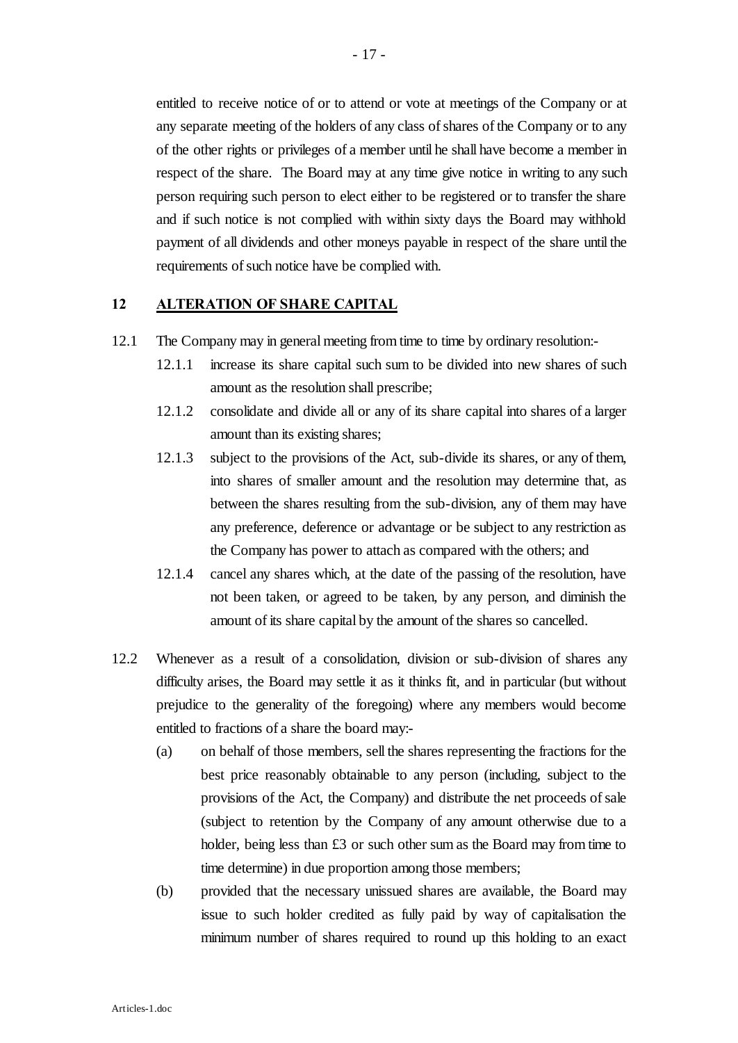entitled to receive notice of or to attend or vote at meetings of the Company or at any separate meeting of the holders of any class of shares of the Company or to any of the other rights or privileges of a member until he shall have become a member in respect of the share. The Board may at any time give notice in writing to any such person requiring such person to elect either to be registered or to transfer the share and if such notice is not complied with within sixty days the Board may withhold payment of all dividends and other moneys payable in respect of the share until the requirements of such notice have be complied with.

## 12 ALTERATION OF SHARE CAPITAL

12.1 The Company may in general meeting from time to time by ordinary resolution:-

12.1.1 increase its share capital such sum to be divided into new shares of such amount as the resolution shall prescribe;

12.1.2 consolidate and divide all or any of its share capital into shares of a larger amount than its existing shares;

12.1.3 subject to the provisions of the Act, sub-divide its shares, or any of them, into shares of smaller amount and the resolution may determine that, as between the shares resulting from the sub-division, any of them may have any preference, deference or advantage or be subject to any restriction as the Company has power to attach as compared with the others; and

12.1.4 cancel any shares which, at the date of the passing of the resolution, have not been taken, or agreed to be taken, by any person, and diminish the amount of its share capital by the amount of the shares so cancelled.

12.2 Whenever as a result of a consolidation, division or sub-division of shares any difficulty arises, the Board may settle it as it thinks fit, and in particular (but without prejudice to the generality of the foregoing) where any members would become entitled to fractions of a share the board may:-

(a) on behalf of those members, sell the shares representing the fractions for the best price reasonably obtainable to any person (including, subject to the provisions of the Act, the Company) and distribute the net proceeds of sale (subject to retention by the Company of any amount otherwise due to a holder, being less than £3 or such other sum as the Board may from time to time determine) in due proportion among those members;

(b) provided that the necessary unissued shares are available, the Board may issue to such holder credited as fully paid by way of capitalisation the minimum number of shares required to round up this holding to an exact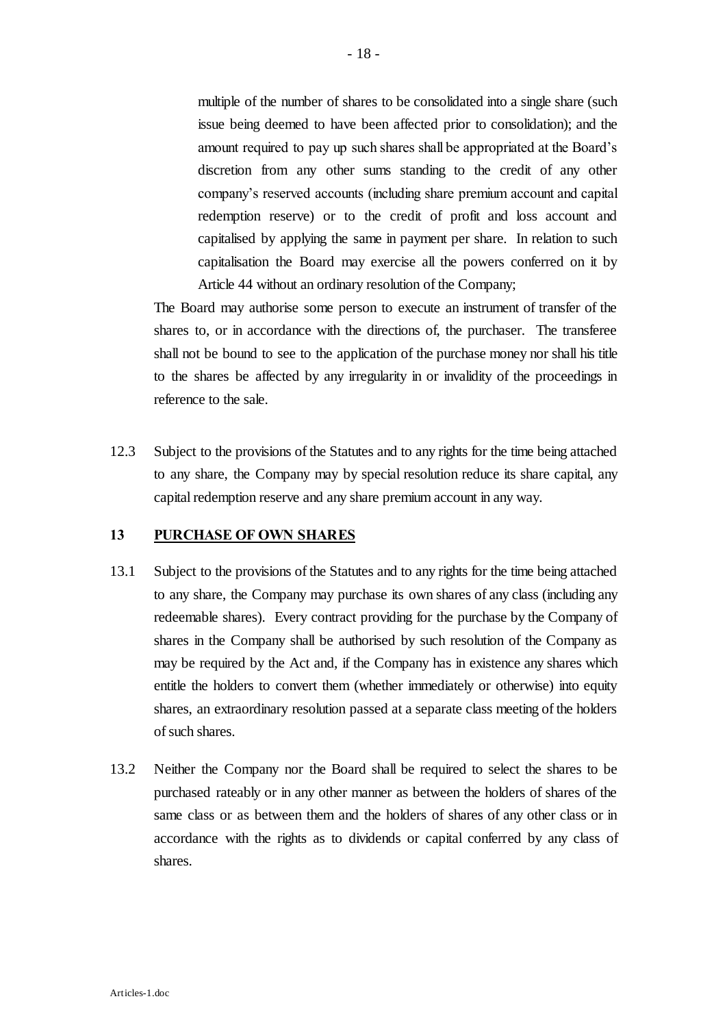multiple of the number of shares to be consolidated into a single share (such issue being deemed to have been affected prior to consolidation); and the amount required to pay up such shares shall be appropriated at the Board's discretion from any other sums standing to the credit of any other company's reserved accounts (including share premium account and capital redemption reserve) or to the credit of profit and loss account and capitalised by applying the same in payment per share. In relation to such capitalisation the Board may exercise all the powers conferred on it by Article 44 without an ordinary resolution of the Company;

The Board may authorise some person to execute an instrument of transfer of the shares to, or in accordance with the directions of, the purchaser. The transferee shall not be bound to see to the application of the purchase money nor shall his title to the shares be affected by any irregularity in or invalidity of the proceedings in reference to the sale.

12.3 Subject to the provisions of the Statutes and to any rights for the time being attached to any share, the Company may by special resolution reduce its share capital, any capital redemption reserve and any share premium account in any way.

## 13 PURCHASE OF OWN SHARES

13.1 Subject to the provisions of the Statutes and to any rights for the time being attached to any share, the Company may purchase its own shares of any class (including any redeemable shares). Every contract providing for the purchase by the Company of shares in the Company shall be authorised by such resolution of the Company as may be required by the Act and, if the Company has in existence any shares which entitle the holders to convert them (whether immediately or otherwise) into equity shares, an extraordinary resolution passed at a separate class meeting of the holders of such shares.

13.2 Neither the Company nor the Board shall be required to select the shares to be purchased rateably or in any other manner as between the holders of shares of the same class or as between them and the holders of shares of any other class or in accordance with the rights as to dividends or capital conferred by any class of shares.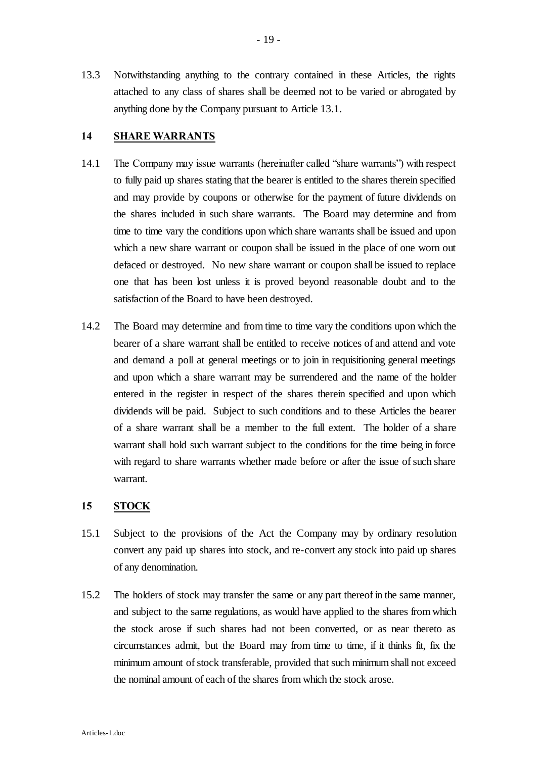13.3 Notwithstanding anything to the contrary contained in these Articles, the rights attached to any class of shares shall be deemed not to be varied or abrogated by anything done by the Company pursuant to Article 13.1.

## 14 SHARE WARRANTS

14.1 The Company may issue warrants (hereinafter called "share warrants") with respect to fully paid up shares stating that the bearer is entitled to the shares therein specified and may provide by coupons or otherwise for the payment of future dividends on the shares included in such share warrants. The Board may determine and from time to time vary the conditions upon which share warrants shall be issued and upon which a new share warrant or coupon shall be issued in the place of one worn out defaced or destroyed. No new share warrant or coupon shall be issued to replace one that has been lost unless it is proved beyond reasonable doubt and to the satisfaction of the Board to have been destroyed.

14.2 The Board may determine and from time to time vary the conditions upon which the bearer of a share warrant shall be entitled to receive notices of and attend and vote and demand a poll at general meetings or to join in requisitioning general meetings and upon which a share warrant may be surrendered and the name of the holder entered in the register in respect of the shares therein specified and upon which dividends will be paid. Subject to such conditions and to these Articles the bearer of a share warrant shall be a member to the full extent. The holder of a share warrant shall hold such warrant subject to the conditions for the time being in force with regard to share warrants whether made before or after the issue of such share warrant.

## 15 STOCK

15.1 Subject to the provisions of the Act the Company may by ordinary resolution convert any paid up shares into stock, and re-convert any stock into paid up shares of any denomination.

15.2 The holders of stock may transfer the same or any part thereof in the same manner, and subject to the same regulations, as would have applied to the shares from which the stock arose if such shares had not been converted, or as near thereto as circumstances admit, but the Board may from time to time, if it thinks fit, fix the minimum amount of stock transferable, provided that such minimum shall not exceed the nominal amount of each of the shares from which the stock arose.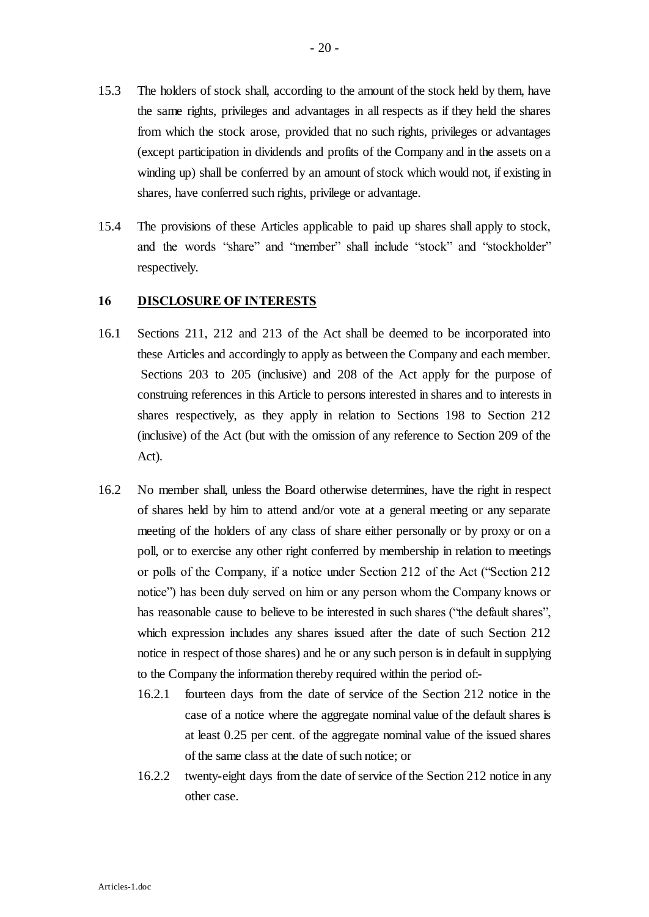15.3 The holders of stock shall, according to the amount of the stock held by them, have the same rights, privileges and advantages in all respects as if they held the shares from which the stock arose, provided that no such rights, privileges or advantages (except participation in dividends and profits of the Company and in the assets on a winding up) shall be conferred by an amount of stock which would not, if existing in shares, have conferred such rights, privilege or advantage.

15.4 The provisions of these Articles applicable to paid up shares shall apply to stock, and the words "share" and "member" shall include "stock" and "stockholder" respectively.

## 16 DISCLOSURE OF INTERESTS

16.1 Sections 211, 212 and 213 of the Act shall be deemed to be incorporated into these Articles and accordingly to apply as between the Company and each member. Sections 203 to 205 (inclusive) and 208 of the Act apply for the purpose of construing references in this Article to persons interested in shares and to interests in shares respectively, as they apply in relation to Sections 198 to Section 212 (inclusive) of the Act (but with the omission of any reference to Section 209 of the Act).

16.2 No member shall, unless the Board otherwise determines, have the right in respect of shares held by him to attend and/or vote at a general meeting or any separate meeting of the holders of any class of share either personally or by proxy or on a poll, or to exercise any other right conferred by membership in relation to meetings or polls of the Company, if a notice under Section 212 of the Act ("Section 212 notice") has been duly served on him or any person whom the Company knows or has reasonable cause to believe to be interested in such shares ("the default shares", which expression includes any shares issued after the date of such Section 212 notice in respect of those shares) and he or any such person is in default in supplying to the Company the information thereby required within the period of:-

16.2.1 fourteen days from the date of service of the Section 212 notice in the case of a notice where the aggregate nominal value of the default shares is at least 0.25 per cent. of the aggregate nominal value of the issued shares of the same class at the date of such notice; or

16.2.2 twenty-eight days from the date of service of the Section 212 notice in any other case.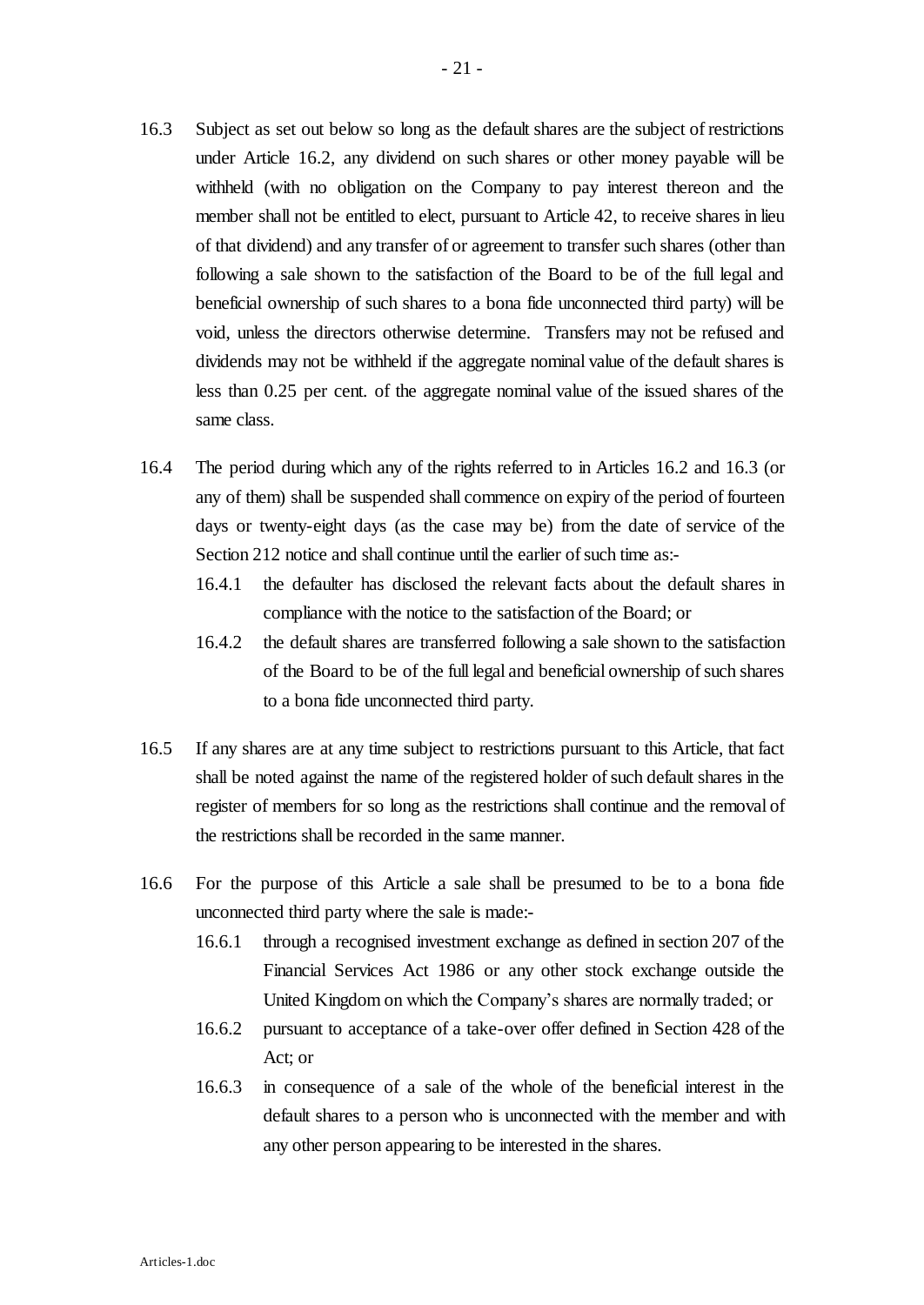16.3 Subject as set out below so long as the default shares are the subject of restrictions under Article 16.2, any dividend on such shares or other money payable will be withheld (with no obligation on the Company to pay interest thereon and the member shall not be entitled to elect, pursuant to Article 42, to receive shares in lieu of that dividend) and any transfer of or agreement to transfer such shares (other than following a sale shown to the satisfaction of the Board to be of the full legal and beneficial ownership of such shares to a bona fide unconnected third party) will be void, unless the directors otherwise determine. Transfers may not be refused and dividends may not be withheld if the aggregate nominal value of the default shares is less than 0.25 per cent. of the aggregate nominal value of the issued shares of the same class.

16.4 The period during which any of the rights referred to in Articles 16.2 and 16.3 (or any of them) shall be suspended shall commence on expiry of the period of fourteen days or twenty-eight days (as the case may be) from the date of service of the Section 212 notice and shall continue until the earlier of such time as:-

 16.4.1 the defaulter has disclosed the relevant facts about the default shares in compliance with the notice to the satisfaction of the Board; or

 16.4.2 the default shares are transferred following a sale shown to the satisfaction of the Board to be of the full legal and beneficial ownership of such shares to a bona fide unconnected third party.

16.5 If any shares are at any time subject to restrictions pursuant to this Article, that fact shall be noted against the name of the registered holder of such default shares in the register of members for so long as the restrictions shall continue and the removal of the restrictions shall be recorded in the same manner.

16.6 For the purpose of this Article a sale shall be presumed to be to a bona fide unconnected third party where the sale is made:-

 16.6.1 through a recognised investment exchange as defined in section 207 of the Financial Services Act 1986 or any other stock exchange outside the United Kingdom on which the Company's shares are normally traded; or

 16.6.2 pursuant to acceptance of a take-over offer defined in Section 428 of the Act; or

 16.6.3 in consequence of a sale of the whole of the beneficial interest in the default shares to a person who is unconnected with the member and with any other person appearing to be interested in the shares.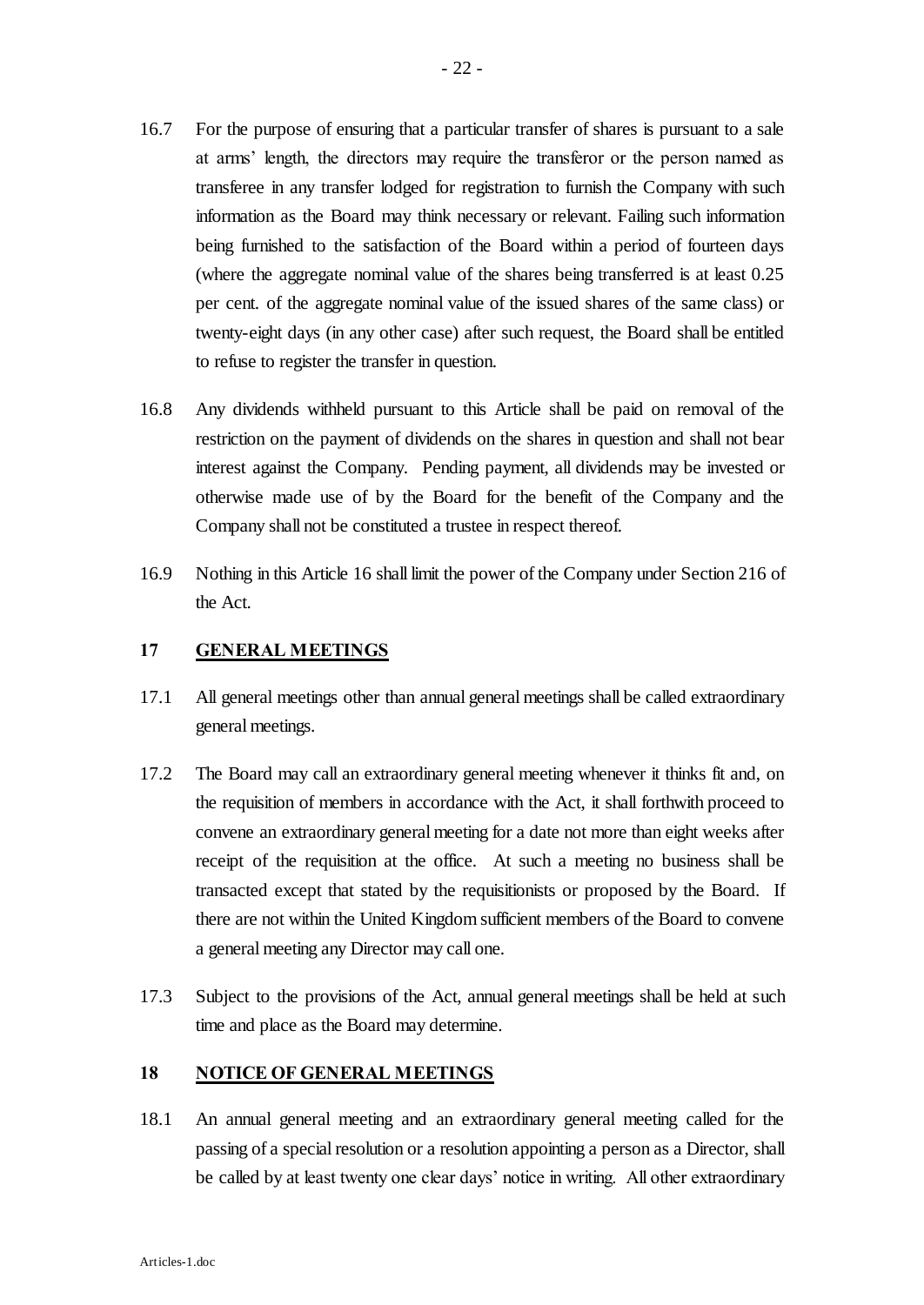16.7 For the purpose of ensuring that a particular transfer of shares is pursuant to a sale at arms' length, the directors may require the transferor or the person named as transferee in any transfer lodged for registration to furnish the Company with such information as the Board may think necessary or relevant. Failing such information being furnished to the satisfaction of the Board within a period of fourteen days (where the aggregate nominal value of the shares being transferred is at least 0.25 per cent. of the aggregate nominal value of the issued shares of the same class) or twenty-eight days (in any other case) after such request, the Board shall be entitled to refuse to register the transfer in question.

16.8 Any dividends withheld pursuant to this Article shall be paid on removal of the restriction on the payment of dividends on the shares in question and shall not bear interest against the Company. Pending payment, all dividends may be invested or otherwise made use of by the Board for the benefit of the Company and the Company shall not be constituted a trustee in respect thereof.

16.9 Nothing in this Article 16 shall limit the power of the Company under Section 216 of the Act.

## 17 GENERAL MEETINGS

17.1 All general meetings other than annual general meetings shall be called extraordinary general meetings.

17.2 The Board may call an extraordinary general meeting whenever it thinks fit and, on the requisition of members in accordance with the Act, it shall forthwith proceed to convene an extraordinary general meeting for a date not more than eight weeks after receipt of the requisition at the office. At such a meeting no business shall be transacted except that stated by the requisitionists or proposed by the Board. If there are not within the United Kingdom sufficient members of the Board to convene a general meeting any Director may call one.

17.3 Subject to the provisions of the Act, annual general meetings shall be held at such time and place as the Board may determine.

## 18 NOTICE OF GENERAL MEETINGS

18.1 An annual general meeting and an extraordinary general meeting called for the passing of a special resolution or a resolution appointing a person as a Director, shall be called by at least twenty one clear days' notice in writing. All other extraordinary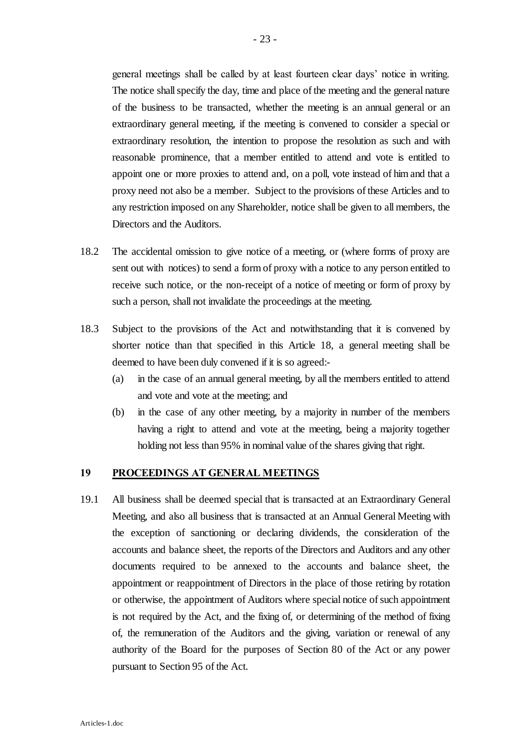general meetings shall be called by at least fourteen clear days' notice in writing. The notice shall specify the day, time and place of the meeting and the general nature of the business to be transacted, whether the meeting is an annual general or an extraordinary general meeting, if the meeting is convened to consider a special or extraordinary resolution, the intention to propose the resolution as such and with reasonable prominence, that a member entitled to attend and vote is entitled to appoint one or more proxies to attend and, on a poll, vote instead of him and that a proxy need not also be a member. Subject to the provisions of these Articles and to any restriction imposed on any Shareholder, notice shall be given to all members, the Directors and the Auditors.

18.2 The accidental omission to give notice of a meeting, or (where forms of proxy are sent out with notices) to send a form of proxy with a notice to any person entitled to receive such notice, or the non-receipt of a notice of meeting or form of proxy by such a person, shall not invalidate the proceedings at the meeting.

18.3 Subject to the provisions of the Act and notwithstanding that it is convened by shorter notice than that specified in this Article 18, a general meeting shall be deemed to have been duly convened if it is so agreed:-

(a) in the case of an annual general meeting, by all the members entitled to attend and vote and vote at the meeting; and

(b) in the case of any other meeting, by a majority in number of the members having a right to attend and vote at the meeting, being a majority together holding not less than 95% in nominal value of the shares giving that right.

## 19 PROCEEDINGS AT GENERAL MEETINGS

19.1 All business shall be deemed special that is transacted at an Extraordinary General Meeting, and also all business that is transacted at an Annual General Meeting with the exception of sanctioning or declaring dividends, the consideration of the accounts and balance sheet, the reports of the Directors and Auditors and any other documents required to be annexed to the accounts and balance sheet, the appointment or reappointment of Directors in the place of those retiring by rotation or otherwise, the appointment of Auditors where special notice of such appointment is not required by the Act, and the fixing of, or determining of the method of fixing of, the remuneration of the Auditors and the giving, variation or renewal of any authority of the Board for the purposes of Section 80 of the Act or any power pursuant to Section 95 of the Act.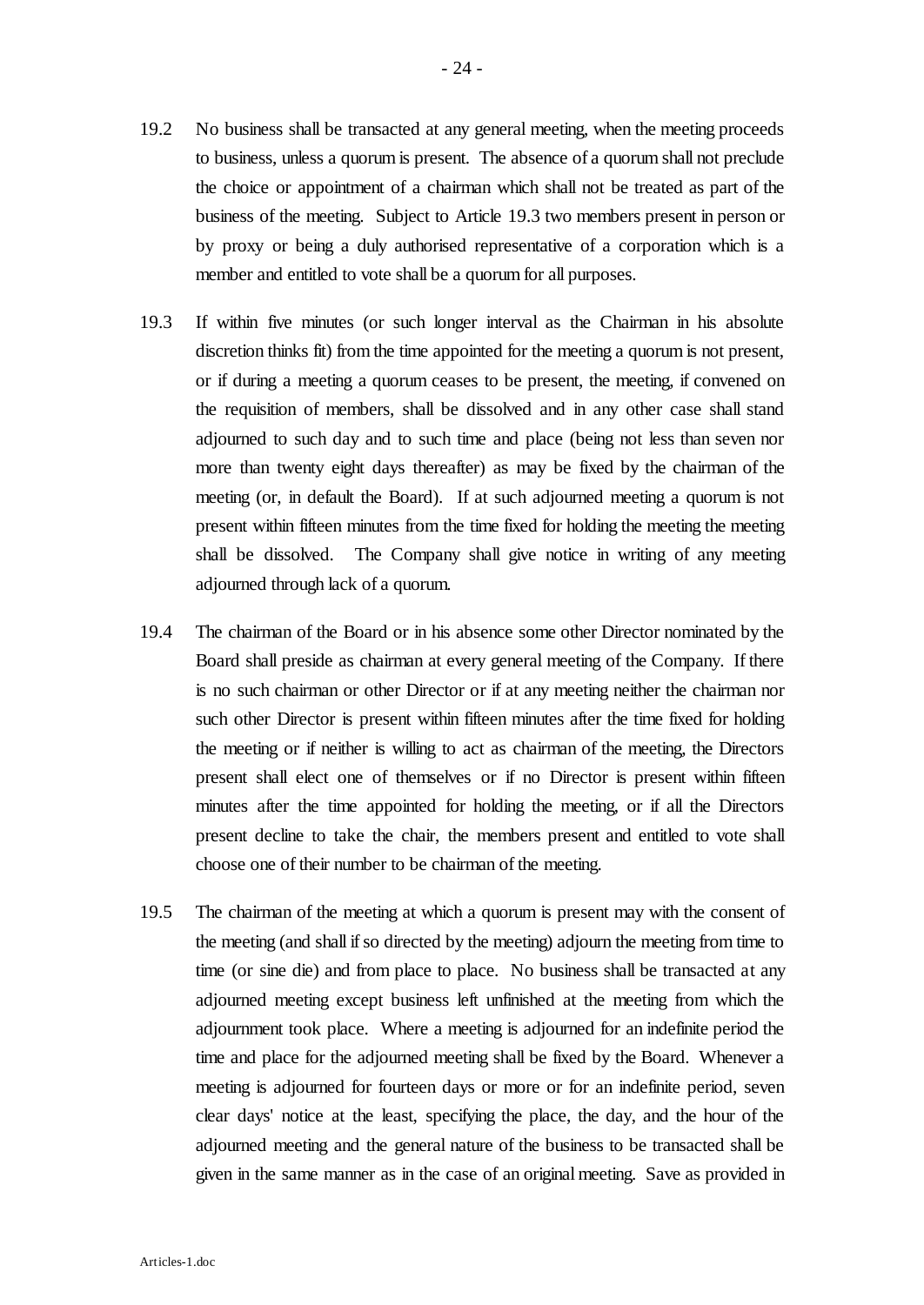19.2 No business shall be transacted at any general meeting, when the meeting proceeds to business, unless a quorum is present. The absence of a quorum shall not preclude the choice or appointment of a chairman which shall not be treated as part of the business of the meeting. Subject to Article 19.3 two members present in person or by proxy or being a duly authorised representative of a corporation which is a member and entitled to vote shall be a quorum for all purposes.

19.3 If within five minutes (or such longer interval as the Chairman in his absolute discretion thinks fit) from the time appointed for the meeting a quorum is not present, or if during a meeting a quorum ceases to be present, the meeting, if convened on the requisition of members, shall be dissolved and in any other case shall stand adjourned to such day and to such time and place (being not less than seven nor more than twenty eight days thereafter) as may be fixed by the chairman of the meeting (or, in default the Board). If at such adjourned meeting a quorum is not present within fifteen minutes from the time fixed for holding the meeting the meeting shall be dissolved. The Company shall give notice in writing of any meeting adjourned through lack of a quorum.

19.4 The chairman of the Board or in his absence some other Director nominated by the Board shall preside as chairman at every general meeting of the Company. If there is no such chairman or other Director or if at any meeting neither the chairman nor such other Director is present within fifteen minutes after the time fixed for holding the meeting or if neither is willing to act as chairman of the meeting, the Directors present shall elect one of themselves or if no Director is present within fifteen minutes after the time appointed for holding the meeting, or if all the Directors present decline to take the chair, the members present and entitled to vote shall choose one of their number to be chairman of the meeting.

19.5 The chairman of the meeting at which a quorum is present may with the consent of the meeting (and shall if so directed by the meeting) adjourn the meeting from time to time (or sine die) and from place to place. No business shall be transacted at any adjourned meeting except business left unfinished at the meeting from which the adjournment took place. Where a meeting is adjourned for an indefinite period the time and place for the adjourned meeting shall be fixed by the Board. Whenever a meeting is adjourned for fourteen days or more or for an indefinite period, seven clear days' notice at the least, specifying the place, the day, and the hour of the adjourned meeting and the general nature of the business to be transacted shall be given in the same manner as in the case of an original meeting. Save as provided in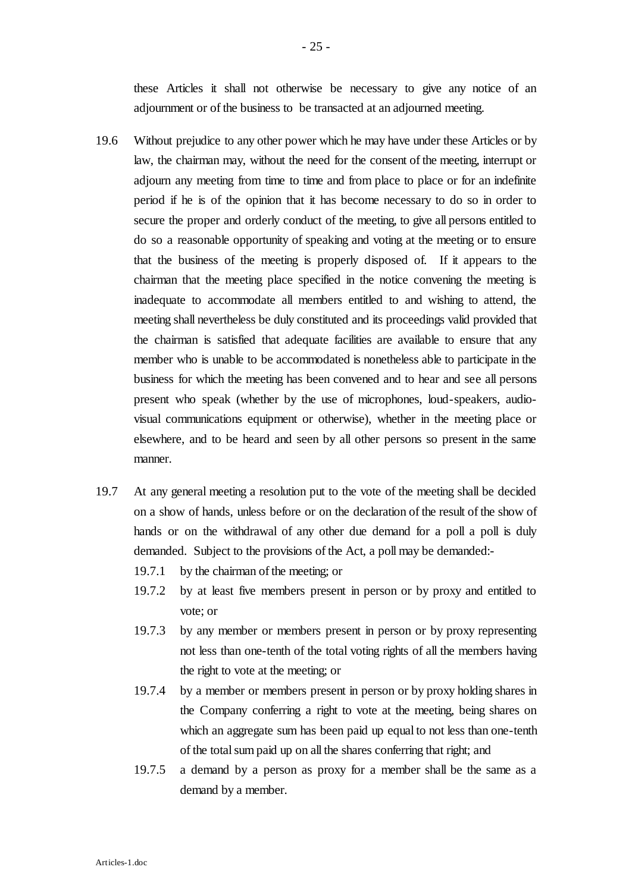these Articles it shall not otherwise be necessary to give any notice of an adjournment or of the business to be transacted at an adjourned meeting.

19.6 Without prejudice to any other power which he may have under these Articles or by law, the chairman may, without the need for the consent of the meeting, interrupt or adjourn any meeting from time to time and from place to place or for an indefinite period if he is of the opinion that it has become necessary to do so in order to secure the proper and orderly conduct of the meeting, to give all persons entitled to do so a reasonable opportunity of speaking and voting at the meeting or to ensure that the business of the meeting is properly disposed of. If it appears to the chairman that the meeting place specified in the notice convening the meeting is inadequate to accommodate all members entitled to and wishing to attend, the meeting shall nevertheless be duly constituted and its proceedings valid provided that the chairman is satisfied that adequate facilities are available to ensure that any member who is unable to be accommodated is nonetheless able to participate in the business for which the meeting has been convened and to hear and see all persons present who speak (whether by the use of microphones, loud-speakers, audio-visual communications equipment or otherwise), whether in the meeting place or elsewhere, and to be heard and seen by all other persons so present in the same manner.

19.7 At any general meeting a resolution put to the vote of the meeting shall be decided on a show of hands, unless before or on the declaration of the result of the show of hands or on the withdrawal of any other due demand for a poll a poll is duly demanded. Subject to the provisions of the Act, a poll may be demanded:-

- 19.7.1 by the chairman of the meeting; or
- 19.7.2 by at least five members present in person or by proxy and entitled to vote; or
- 19.7.3 by any member or members present in person or by proxy representing not less than one-tenth of the total voting rights of all the members having the right to vote at the meeting; or
- 19.7.4 by a member or members present in person or by proxy holding shares in the Company conferring a right to vote at the meeting, being shares on which an aggregate sum has been paid up equal to not less than one-tenth of the total sum paid up on all the shares conferring that right; and
- 19.7.5 a demand by a person as proxy for a member shall be the same as a demand by a member.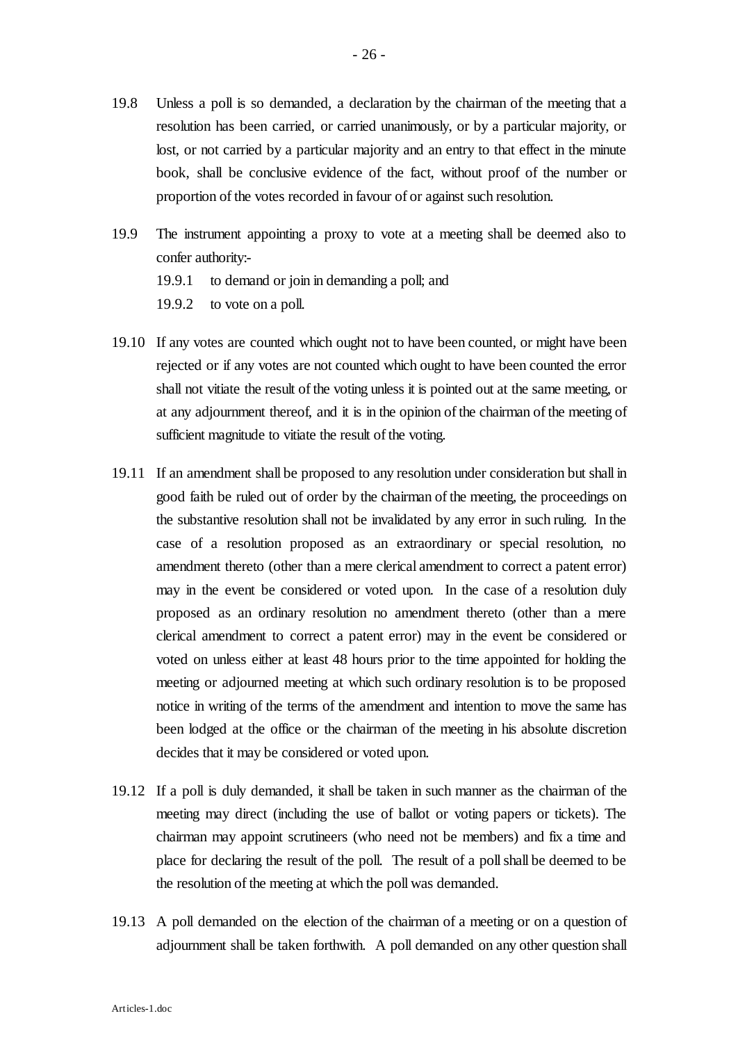19.8 Unless a poll is so demanded, a declaration by the chairman of the meeting that a resolution has been carried, or carried unanimously, or by a particular majority, or lost, or not carried by a particular majority and an entry to that effect in the minute book, shall be conclusive evidence of the fact, without proof of the number or proportion of the votes recorded in favour of or against such resolution.

19.9 The instrument appointing a proxy to vote at a meeting shall be deemed also to confer authority:-

19.9.1 to demand or join in demanding a poll; and

19.9.2 to vote on a poll.

19.10 If any votes are counted which ought not to have been counted, or might have been rejected or if any votes are not counted which ought to have been counted the error shall not vitiate the result of the voting unless it is pointed out at the same meeting, or at any adjournment thereof, and it is in the opinion of the chairman of the meeting of sufficient magnitude to vitiate the result of the voting.

19.11 If an amendment shall be proposed to any resolution under consideration but shall in good faith be ruled out of order by the chairman of the meeting, the proceedings on the substantive resolution shall not be invalidated by any error in such ruling. In the case of a resolution proposed as an extraordinary or special resolution, no amendment thereto (other than a mere clerical amendment to correct a patent error) may in the event be considered or voted upon. In the case of a resolution duly proposed as an ordinary resolution no amendment thereto (other than a mere clerical amendment to correct a patent error) may in the event be considered or voted on unless either at least 48 hours prior to the time appointed for holding the meeting or adjourned meeting at which such ordinary resolution is to be proposed notice in writing of the terms of the amendment and intention to move the same has been lodged at the office or the chairman of the meeting in his absolute discretion decides that it may be considered or voted upon.

19.12 If a poll is duly demanded, it shall be taken in such manner as the chairman of the meeting may direct (including the use of ballot or voting papers or tickets). The chairman may appoint scrutineers (who need not be members) and fix a time and place for declaring the result of the poll. The result of a poll shall be deemed to be the resolution of the meeting at which the poll was demanded.

19.13 A poll demanded on the election of the chairman of a meeting or on a question of adjournment shall be taken forthwith. A poll demanded on any other question shall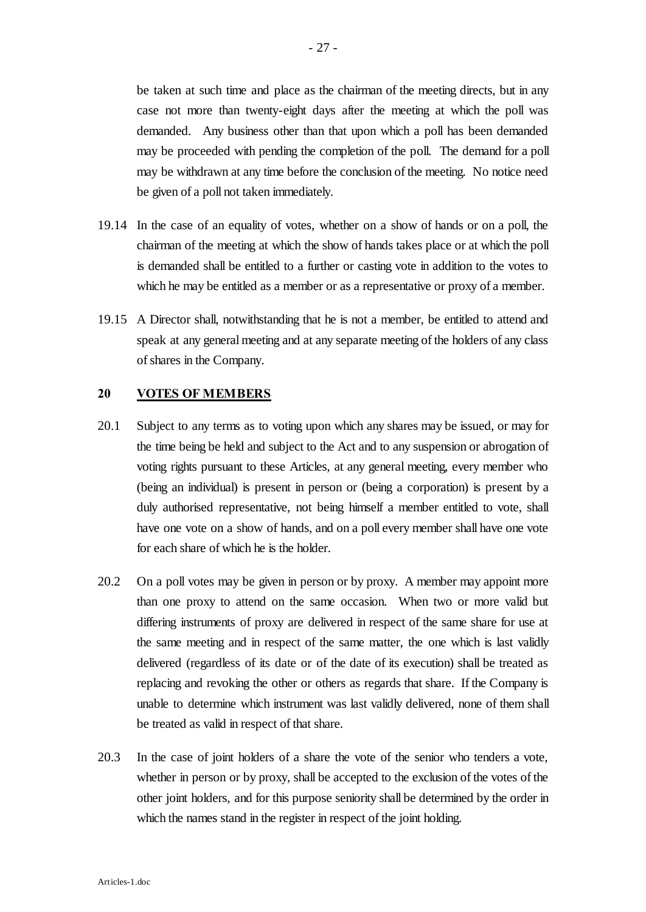be taken at such time and place as the chairman of the meeting directs, but in any case not more than twenty-eight days after the meeting at which the poll was demanded. Any business other than that upon which a poll has been demanded may be proceeded with pending the completion of the poll. The demand for a poll may be withdrawn at any time before the conclusion of the meeting. No notice need be given of a poll not taken immediately.

19.14 In the case of an equality of votes, whether on a show of hands or on a poll, the chairman of the meeting at which the show of hands takes place or at which the poll is demanded shall be entitled to a further or casting vote in addition to the votes to which he may be entitled as a member or as a representative or proxy of a member.

19.15 A Director shall, notwithstanding that he is not a member, be entitled to attend and speak at any general meeting and at any separate meeting of the holders of any class of shares in the Company.

## 20 VOTES OF MEMBERS

20.1 Subject to any terms as to voting upon which any shares may be issued, or may for the time being be held and subject to the Act and to any suspension or abrogation of voting rights pursuant to these Articles, at any general meeting, every member who (being an individual) is present in person or (being a corporation) is present by a duly authorised representative, not being himself a member entitled to vote, shall have one vote on a show of hands, and on a poll every member shall have one vote for each share of which he is the holder.

20.2 On a poll votes may be given in person or by proxy. A member may appoint more than one proxy to attend on the same occasion. When two or more valid but differing instruments of proxy are delivered in respect of the same share for use at the same meeting and in respect of the same matter, the one which is last validly delivered (regardless of its date or of the date of its execution) shall be treated as replacing and revoking the other or others as regards that share. If the Company is unable to determine which instrument was last validly delivered, none of them shall be treated as valid in respect of that share.

20.3 In the case of joint holders of a share the vote of the senior who tenders a vote, whether in person or by proxy, shall be accepted to the exclusion of the votes of the other joint holders, and for this purpose seniority shall be determined by the order in which the names stand in the register in respect of the joint holding.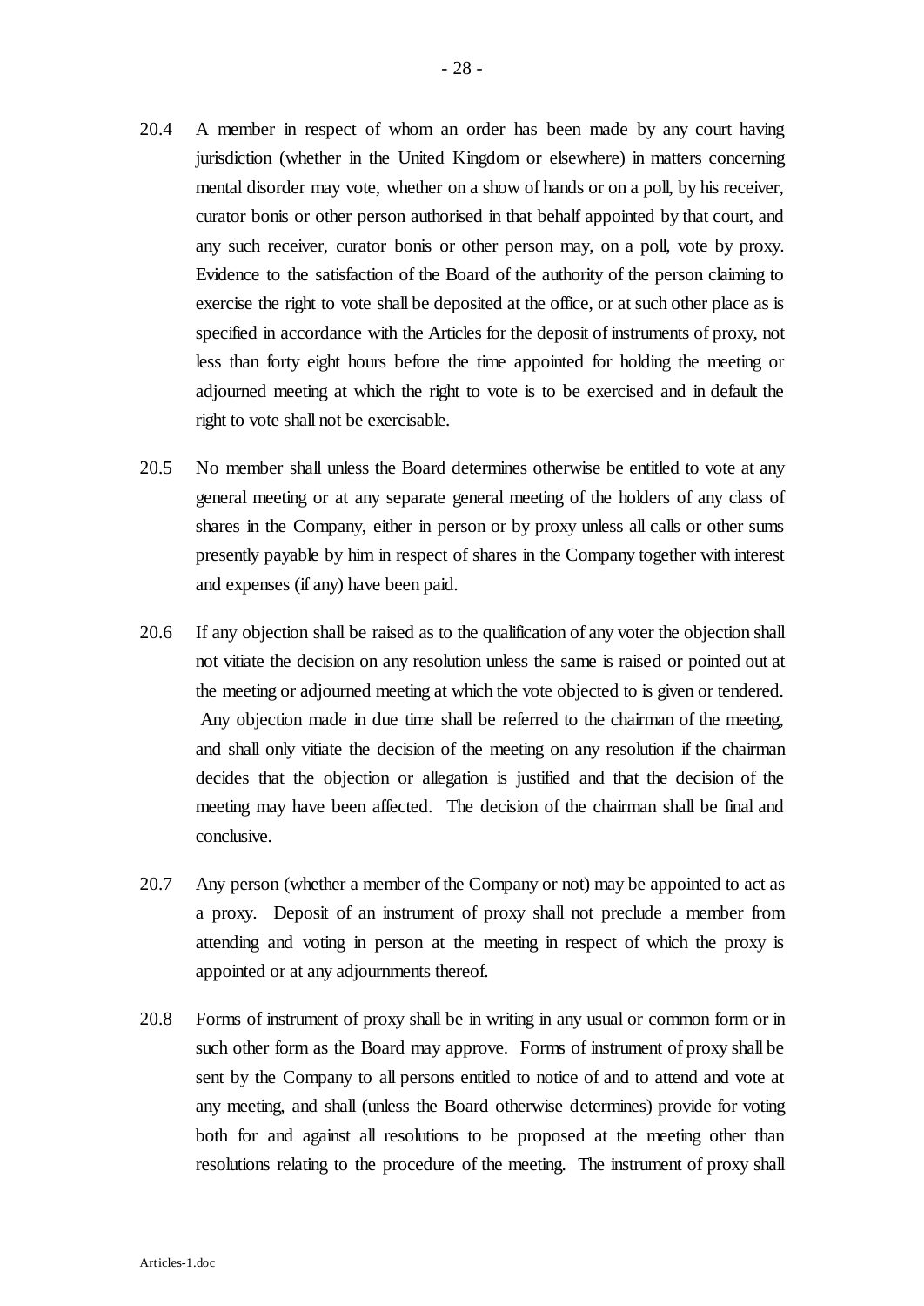20.4 A member in respect of whom an order has been made by any court having jurisdiction (whether in the United Kingdom or elsewhere) in matters concerning mental disorder may vote, whether on a show of hands or on a poll, by his receiver, curator bonis or other person authorised in that behalf appointed by that court, and any such receiver, curator bonis or other person may, on a poll, vote by proxy. Evidence to the satisfaction of the Board of the authority of the person claiming to exercise the right to vote shall be deposited at the office, or at such other place as is specified in accordance with the Articles for the deposit of instruments of proxy, not less than forty eight hours before the time appointed for holding the meeting or adjourned meeting at which the right to vote is to be exercised and in default the right to vote shall not be exercisable.

20.5 No member shall unless the Board determines otherwise be entitled to vote at any general meeting or at any separate general meeting of the holders of any class of shares in the Company, either in person or by proxy unless all calls or other sums presently payable by him in respect of shares in the Company together with interest and expenses (if any) have been paid.

20.6 If any objection shall be raised as to the qualification of any voter the objection shall not vitiate the decision on any resolution unless the same is raised or pointed out at the meeting or adjourned meeting at which the vote objected to is given or tendered. Any objection made in due time shall be referred to the chairman of the meeting, and shall only vitiate the decision of the meeting on any resolution if the chairman decides that the objection or allegation is justified and that the decision of the meeting may have been affected. The decision of the chairman shall be final and conclusive.

20.7 Any person (whether a member of the Company or not) may be appointed to act as a proxy. Deposit of an instrument of proxy shall not preclude a member from attending and voting in person at the meeting in respect of which the proxy is appointed or at any adjournments thereof.

20.8 Forms of instrument of proxy shall be in writing in any usual or common form or in such other form as the Board may approve. Forms of instrument of proxy shall be sent by the Company to all persons entitled to notice of and to attend and vote at any meeting, and shall (unless the Board otherwise determines) provide for voting both for and against all resolutions to be proposed at the meeting other than resolutions relating to the procedure of the meeting. The instrument of proxy shall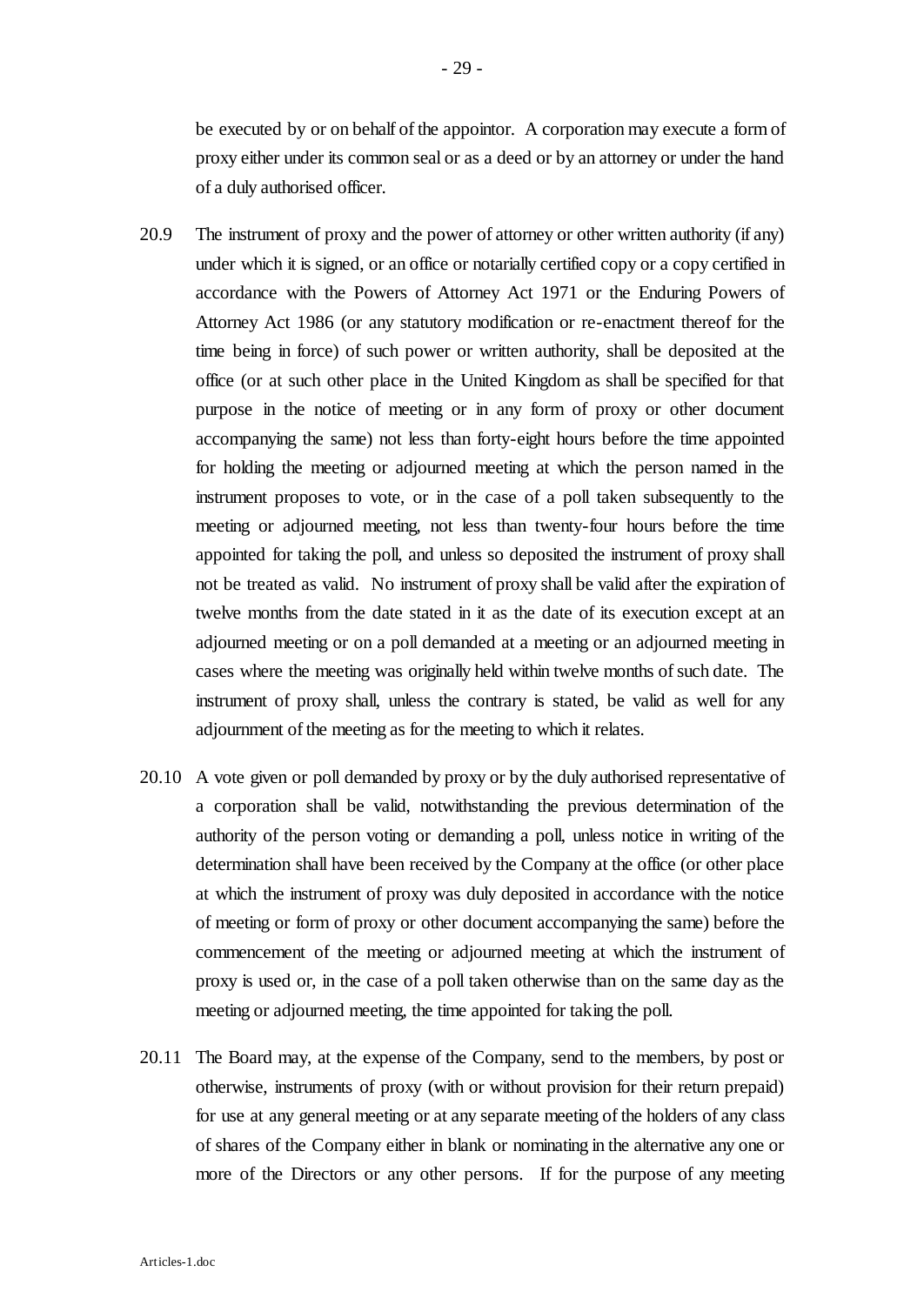be executed by or on behalf of the appointor. A corporation may execute a form of proxy either under its common seal or as a deed or by an attorney or under the hand of a duly authorised officer.

20.9 The instrument of proxy and the power of attorney or other written authority (if any) under which it is signed, or an office or notarially certified copy or a copy certified in accordance with the Powers of Attorney Act 1971 or the Enduring Powers of Attorney Act 1986 (or any statutory modification or re-enactment thereof for the time being in force) of such power or written authority, shall be deposited at the office (or at such other place in the United Kingdom as shall be specified for that purpose in the notice of meeting or in any form of proxy or other document accompanying the same) not less than forty-eight hours before the time appointed for holding the meeting or adjourned meeting at which the person named in the instrument proposes to vote, or in the case of a poll taken subsequently to the meeting or adjourned meeting, not less than twenty-four hours before the time appointed for taking the poll, and unless so deposited the instrument of proxy shall not be treated as valid. No instrument of proxy shall be valid after the expiration of twelve months from the date stated in it as the date of its execution except at an adjourned meeting or on a poll demanded at a meeting or an adjourned meeting in cases where the meeting was originally held within twelve months of such date. The instrument of proxy shall, unless the contrary is stated, be valid as well for any adjournment of the meeting as for the meeting to which it relates.

20.10 A vote given or poll demanded by proxy or by the duly authorised representative of a corporation shall be valid, notwithstanding the previous determination of the authority of the person voting or demanding a poll, unless notice in writing of the determination shall have been received by the Company at the office (or other place at which the instrument of proxy was duly deposited in accordance with the notice of meeting or form of proxy or other document accompanying the same) before the commencement of the meeting or adjourned meeting at which the instrument of proxy is used or, in the case of a poll taken otherwise than on the same day as the meeting or adjourned meeting, the time appointed for taking the poll.

20.11 The Board may, at the expense of the Company, send to the members, by post or otherwise, instruments of proxy (with or without provision for their return prepaid) for use at any general meeting or at any separate meeting of the holders of any class of shares of the Company either in blank or nominating in the alternative any one or more of the Directors or any other persons. If for the purpose of any meeting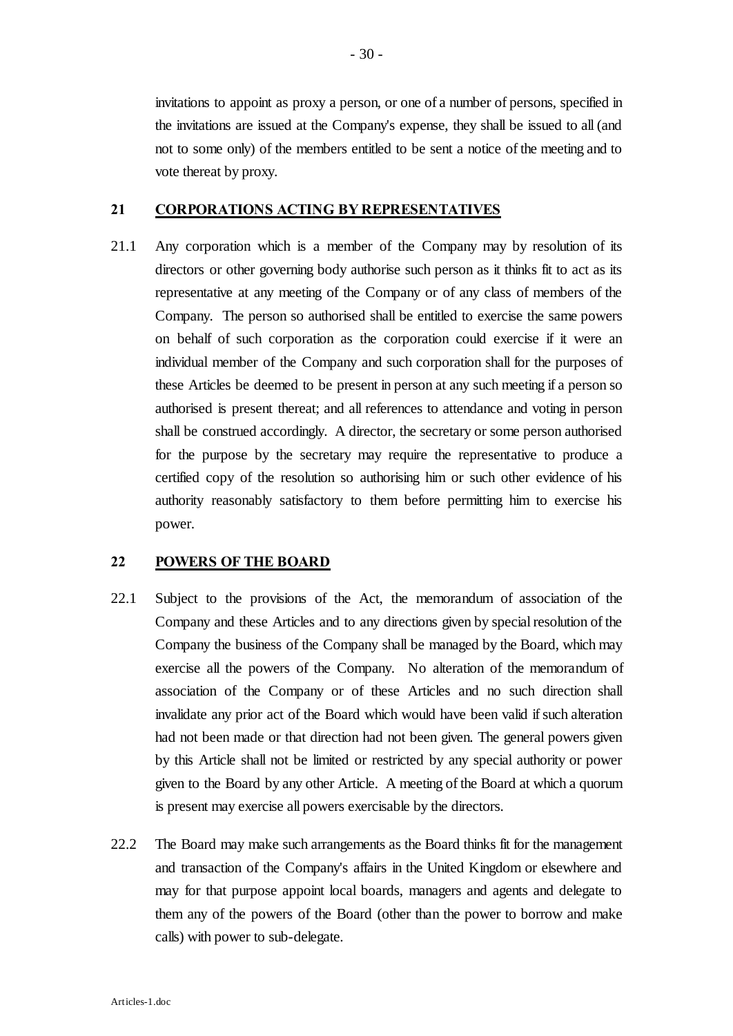invitations to appoint as proxy a person, or one of a number of persons, specified in the invitations are issued at the Company's expense, they shall be issued to all (and not to some only) of the members entitled to be sent a notice of the meeting and to vote thereat by proxy.

## 21 CORPORATIONS ACTING BY REPRESENTATIVES

21.1 Any corporation which is a member of the Company may by resolution of its directors or other governing body authorise such person as it thinks fit to act as its representative at any meeting of the Company or of any class of members of the Company. The person so authorised shall be entitled to exercise the same powers on behalf of such corporation as the corporation could exercise if it were an individual member of the Company and such corporation shall for the purposes of these Articles be deemed to be present in person at any such meeting if a person so authorised is present thereat; and all references to attendance and voting in person shall be construed accordingly. A director, the secretary or some person authorised for the purpose by the secretary may require the representative to produce a certified copy of the resolution so authorising him or such other evidence of his authority reasonably satisfactory to them before permitting him to exercise his power.

## 22 POWERS OF THE BOARD

22.1 Subject to the provisions of the Act, the memorandum of association of the Company and these Articles and to any directions given by special resolution of the Company the business of the Company shall be managed by the Board, which may exercise all the powers of the Company. No alteration of the memorandum of association of the Company or of these Articles and no such direction shall invalidate any prior act of the Board which would have been valid if such alteration had not been made or that direction had not been given. The general powers given by this Article shall not be limited or restricted by any special authority or power given to the Board by any other Article. A meeting of the Board at which a quorum is present may exercise all powers exercisable by the directors.

22.2 The Board may make such arrangements as the Board thinks fit for the management and transaction of the Company's affairs in the United Kingdom or elsewhere and may for that purpose appoint local boards, managers and agents and delegate to them any of the powers of the Board (other than the power to borrow and make calls) with power to sub-delegate.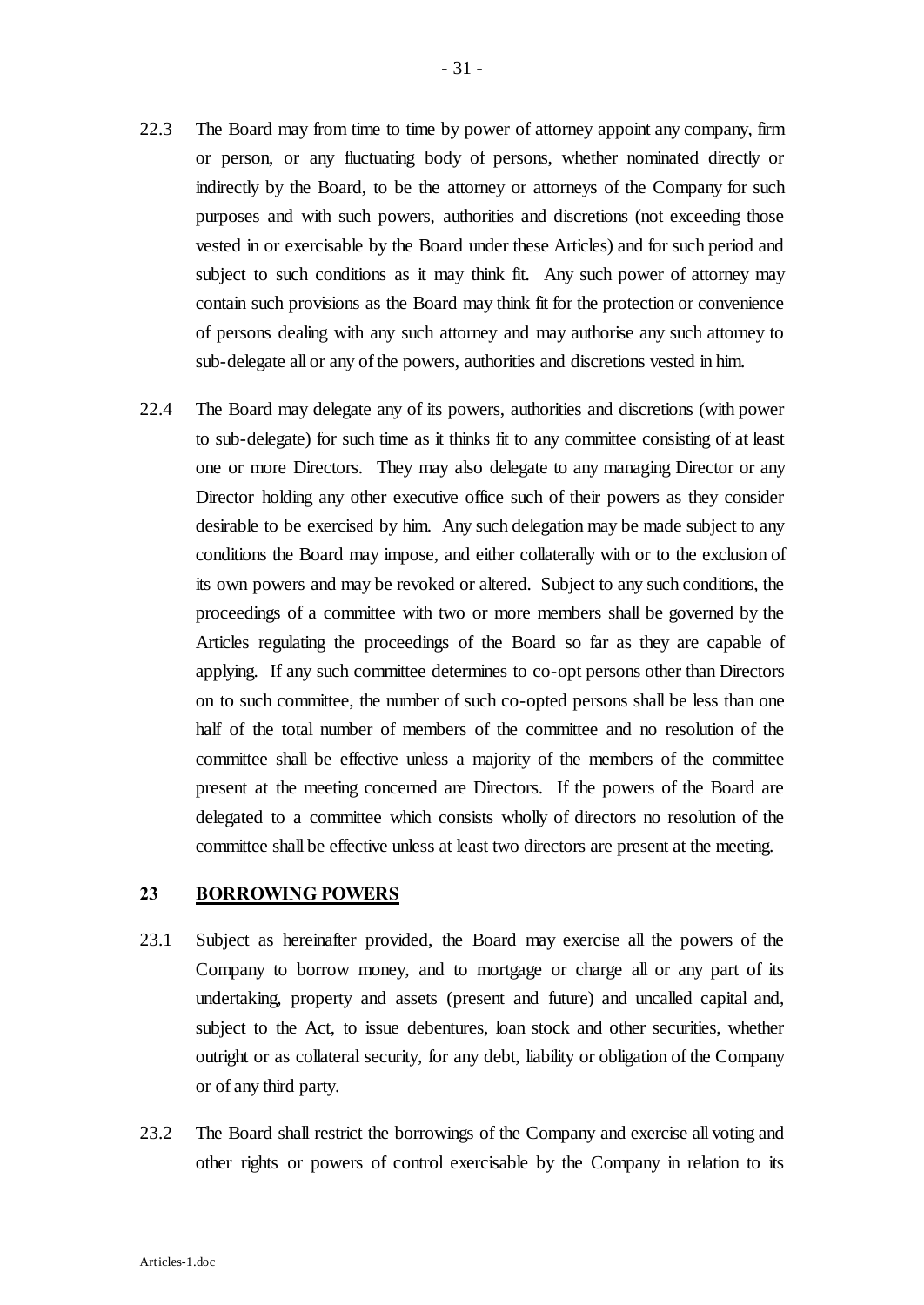22.3 The Board may from time to time by power of attorney appoint any company, firm or person, or any fluctuating body of persons, whether nominated directly or indirectly by the Board, to be the attorney or attorneys of the Company for such purposes and with such powers, authorities and discretions (not exceeding those vested in or exercisable by the Board under these Articles) and for such period and subject to such conditions as it may think fit. Any such power of attorney may contain such provisions as the Board may think fit for the protection or convenience of persons dealing with any such attorney and may authorise any such attorney to sub-delegate all or any of the powers, authorities and discretions vested in him.

22.4 The Board may delegate any of its powers, authorities and discretions (with power to sub-delegate) for such time as it thinks fit to any committee consisting of at least one or more Directors. They may also delegate to any managing Director or any Director holding any other executive office such of their powers as they consider desirable to be exercised by him. Any such delegation may be made subject to any conditions the Board may impose, and either collaterally with or to the exclusion of its own powers and may be revoked or altered. Subject to any such conditions, the proceedings of a committee with two or more members shall be governed by the Articles regulating the proceedings of the Board so far as they are capable of applying. If any such committee determines to co-opt persons other than Directors on to such committee, the number of such co-opted persons shall be less than one half of the total number of members of the committee and no resolution of the committee shall be effective unless a majority of the members of the committee present at the meeting concerned are Directors. If the powers of the Board are delegated to a committee which consists wholly of directors no resolution of the committee shall be effective unless at least two directors are present at the meeting.

## 23 BORROWING POWERS

23.1 Subject as hereinafter provided, the Board may exercise all the powers of the Company to borrow money, and to mortgage or charge all or any part of its undertaking, property and assets (present and future) and uncalled capital and, subject to the Act, to issue debentures, loan stock and other securities, whether outright or as collateral security, for any debt, liability or obligation of the Company or of any third party.

23.2 The Board shall restrict the borrowings of the Company and exercise all voting and other rights or powers of control exercisable by the Company in relation to its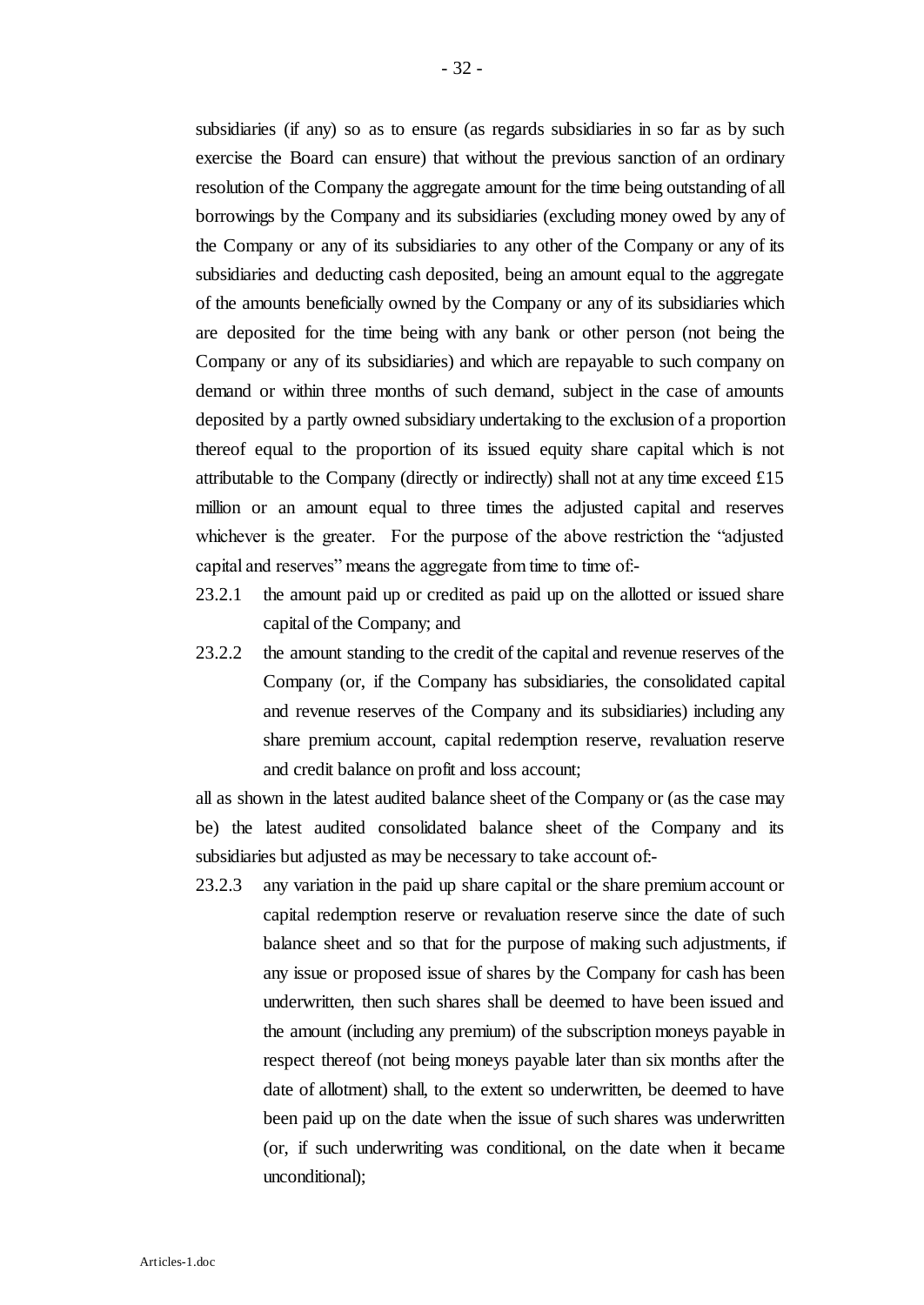subsidiaries (if any) so as to ensure (as regards subsidiaries in so far as by such exercise the Board can ensure) that without the previous sanction of an ordinary resolution of the Company the aggregate amount for the time being outstanding of all borrowings by the Company and its subsidiaries (excluding money owed by any of the Company or any of its subsidiaries to any other of the Company or any of its subsidiaries and deducting cash deposited, being an amount equal to the aggregate of the amounts beneficially owned by the Company or any of its subsidiaries which are deposited for the time being with any bank or other person (not being the Company or any of its subsidiaries) and which are repayable to such company on demand or within three months of such demand, subject in the case of amounts deposited by a partly owned subsidiary undertaking to the exclusion of a proportion thereof equal to the proportion of its issued equity share capital which is not attributable to the Company (directly or indirectly) shall not at any time exceed £15 million or an amount equal to three times the adjusted capital and reserves whichever is the greater. For the purpose of the above restriction the "adjusted capital and reserves" means the aggregate from time to time of:-

23.2.1 the amount paid up or credited as paid up on the allotted or issued share capital of the Company; and

23.2.2 the amount standing to the credit of the capital and revenue reserves of the Company (or, if the Company has subsidiaries, the consolidated capital and revenue reserves of the Company and its subsidiaries) including any share premium account, capital redemption reserve, revaluation reserve and credit balance on profit and loss account;

all as shown in the latest audited balance sheet of the Company or (as the case may be) the latest audited consolidated balance sheet of the Company and its subsidiaries but adjusted as may be necessary to take account of:-

23.2.3 any variation in the paid up share capital or the share premium account or capital redemption reserve or revaluation reserve since the date of such balance sheet and so that for the purpose of making such adjustments, if any issue or proposed issue of shares by the Company for cash has been underwritten, then such shares shall be deemed to have been issued and the amount (including any premium) of the subscription moneys payable in respect thereof (not being moneys payable later than six months after the date of allotment) shall, to the extent so underwritten, be deemed to have been paid up on the date when the issue of such shares was underwritten (or, if such underwriting was conditional, on the date when it became unconditional);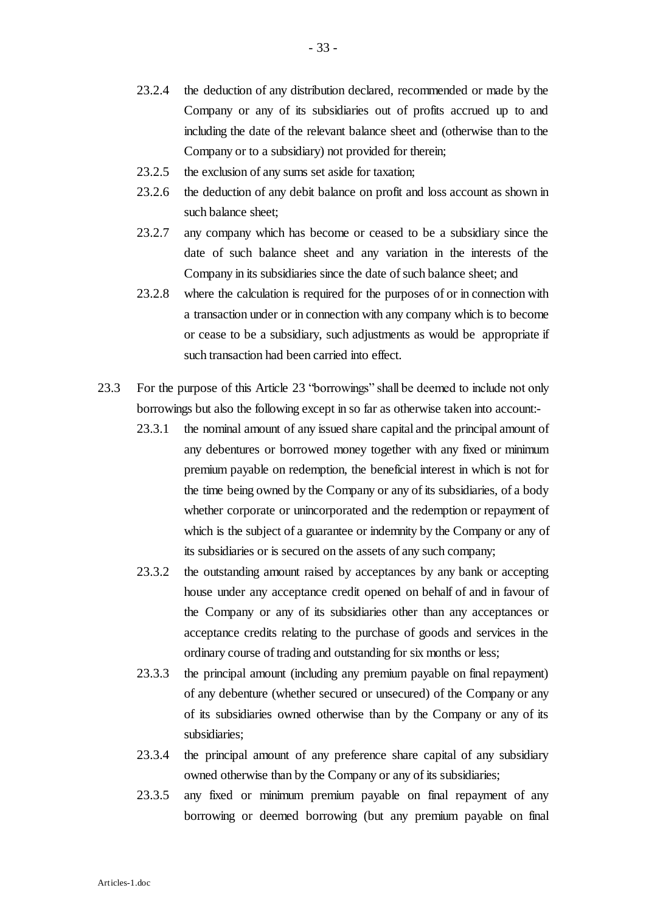23.2.4 the deduction of any distribution declared, recommended or made by the Company or any of its subsidiaries out of profits accrued up to and including the date of the relevant balance sheet and (otherwise than to the Company or to a subsidiary) not provided for therein;

23.2.5 the exclusion of any sums set aside for taxation;

23.2.6 the deduction of any debit balance on profit and loss account as shown in such balance sheet;

23.2.7 any company which has become or ceased to be a subsidiary since the date of such balance sheet and any variation in the interests of the Company in its subsidiaries since the date of such balance sheet; and

23.2.8 where the calculation is required for the purposes of or in connection with a transaction under or in connection with any company which is to become or cease to be a subsidiary, such adjustments as would be appropriate if such transaction had been carried into effect.

23.3 For the purpose of this Article 23 "borrowings" shall be deemed to include not only borrowings but also the following except in so far as otherwise taken into account:-

23.3.1 the nominal amount of any issued share capital and the principal amount of any debentures or borrowed money together with any fixed or minimum premium payable on redemption, the beneficial interest in which is not for the time being owned by the Company or any of its subsidiaries, of a body whether corporate or unincorporated and the redemption or repayment of which is the subject of a guarantee or indemnity by the Company or any of its subsidiaries or is secured on the assets of any such company;

23.3.2 the outstanding amount raised by acceptances by any bank or accepting house under any acceptance credit opened on behalf of and in favour of the Company or any of its subsidiaries other than any acceptances or acceptance credits relating to the purchase of goods and services in the ordinary course of trading and outstanding for six months or less;

23.3.3 the principal amount (including any premium payable on final repayment) of any debenture (whether secured or unsecured) of the Company or any of its subsidiaries owned otherwise than by the Company or any of its subsidiaries;

23.3.4 the principal amount of any preference share capital of any subsidiary owned otherwise than by the Company or any of its subsidiaries;

23.3.5 any fixed or minimum premium payable on final repayment of any borrowing or deemed borrowing (but any premium payable on final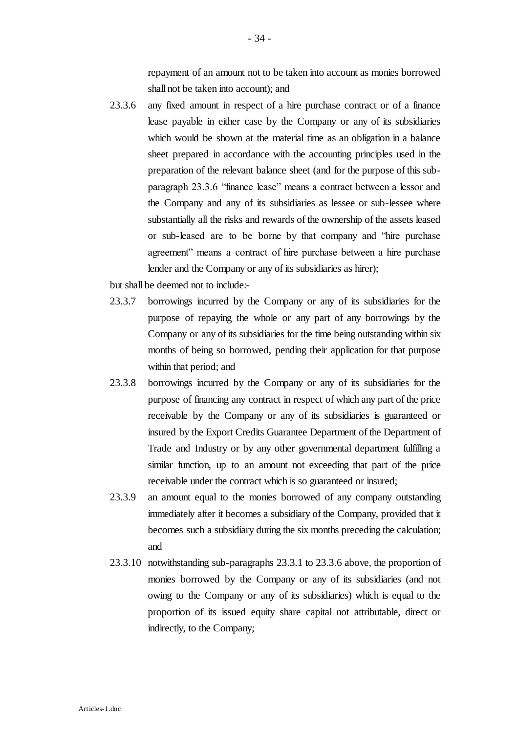repayment of an amount not to be taken into account as monies borrowed shall not be taken into account); and

23.3.6 any fixed amount in respect of a hire purchase contract or of a finance lease payable in either case by the Company or any of its subsidiaries which would be shown at the material time as an obligation in a balance sheet prepared in accordance with the accounting principles used in the preparation of the relevant balance sheet (and for the purpose of this sub-paragraph 23.3.6 "finance lease" means a contract between a lessor and the Company and any of its subsidiaries as lessee or sub-lessee where substantially all the risks and rewards of the ownership of the assets leased or sub-leased are to be borne by that company and "hire purchase agreement" means a contract of hire purchase between a hire purchase lender and the Company or any of its subsidiaries as hirer);

but shall be deemed not to include:-

23.3.7 borrowings incurred by the Company or any of its subsidiaries for the purpose of repaying the whole or any part of any borrowings by the Company or any of its subsidiaries for the time being outstanding within six months of being so borrowed, pending their application for that purpose within that period; and

23.3.8 borrowings incurred by the Company or any of its subsidiaries for the purpose of financing any contract in respect of which any part of the price receivable by the Company or any of its subsidiaries is guaranteed or insured by the Export Credits Guarantee Department of the Department of Trade and Industry or by any other governmental department fulfilling a similar function, up to an amount not exceeding that part of the price receivable under the contract which is so guaranteed or insured;

23.3.9 an amount equal to the monies borrowed of any company outstanding immediately after it becomes a subsidiary of the Company, provided that it becomes such a subsidiary during the six months preceding the calculation; and

23.3.10 notwithstanding sub-paragraphs 23.3.1 to 23.3.6 above, the proportion of monies borrowed by the Company or any of its subsidiaries (and not owing to the Company or any of its subsidiaries) which is equal to the proportion of its issued equity share capital not attributable, direct or indirectly, to the Company;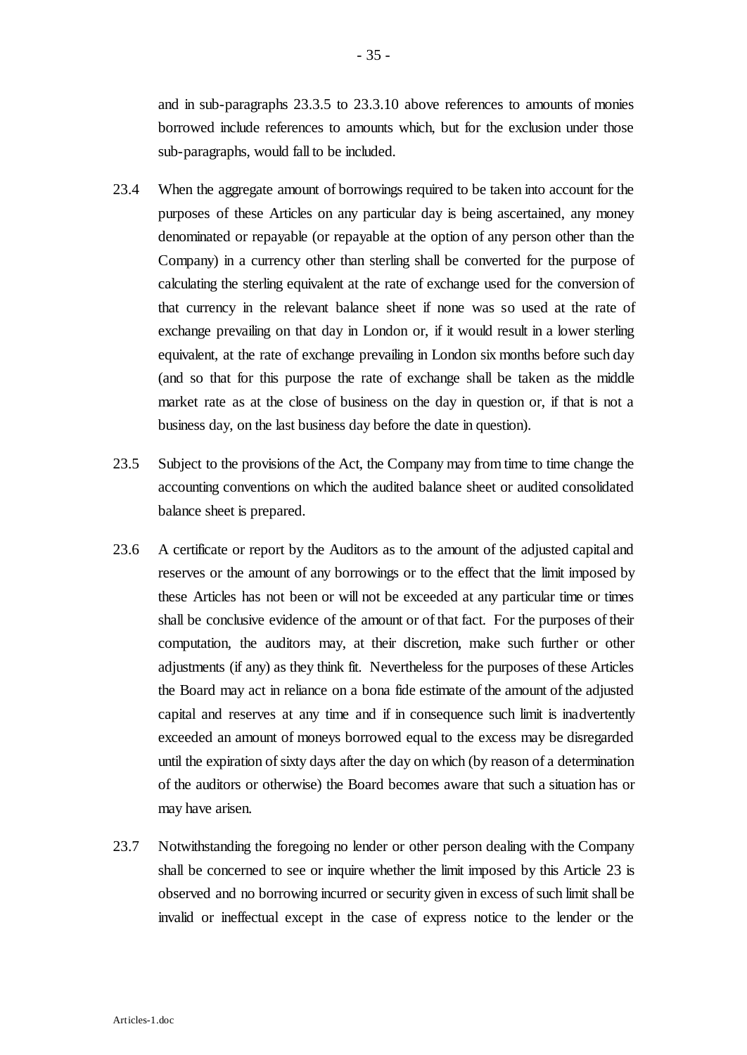and in sub-paragraphs 23.3.5 to 23.3.10 above references to amounts of monies borrowed include references to amounts which, but for the exclusion under those sub-paragraphs, would fall to be included.

23.4 When the aggregate amount of borrowings required to be taken into account for the purposes of these Articles on any particular day is being ascertained, any money denominated or repayable (or repayable at the option of any person other than the Company) in a currency other than sterling shall be converted for the purpose of calculating the sterling equivalent at the rate of exchange used for the conversion of that currency in the relevant balance sheet if none was so used at the rate of exchange prevailing on that day in London or, if it would result in a lower sterling equivalent, at the rate of exchange prevailing in London six months before such day (and so that for this purpose the rate of exchange shall be taken as the middle market rate as at the close of business on the day in question or, if that is not a business day, on the last business day before the date in question).

23.5 Subject to the provisions of the Act, the Company may from time to time change the accounting conventions on which the audited balance sheet or audited consolidated balance sheet is prepared.

23.6 A certificate or report by the Auditors as to the amount of the adjusted capital and reserves or the amount of any borrowings or to the effect that the limit imposed by these Articles has not been or will not be exceeded at any particular time or times shall be conclusive evidence of the amount or of that fact. For the purposes of their computation, the auditors may, at their discretion, make such further or other adjustments (if any) as they think fit. Nevertheless for the purposes of these Articles the Board may act in reliance on a bona fide estimate of the amount of the adjusted capital and reserves at any time and if in consequence such limit is inadvertently exceeded an amount of moneys borrowed equal to the excess may be disregarded until the expiration of sixty days after the day on which (by reason of a determination of the auditors or otherwise) the Board becomes aware that such a situation has or may have arisen.

23.7 Notwithstanding the foregoing no lender or other person dealing with the Company shall be concerned to see or inquire whether the limit imposed by this Article 23 is observed and no borrowing incurred or security given in excess of such limit shall be invalid or ineffectual except in the case of express notice to the lender or the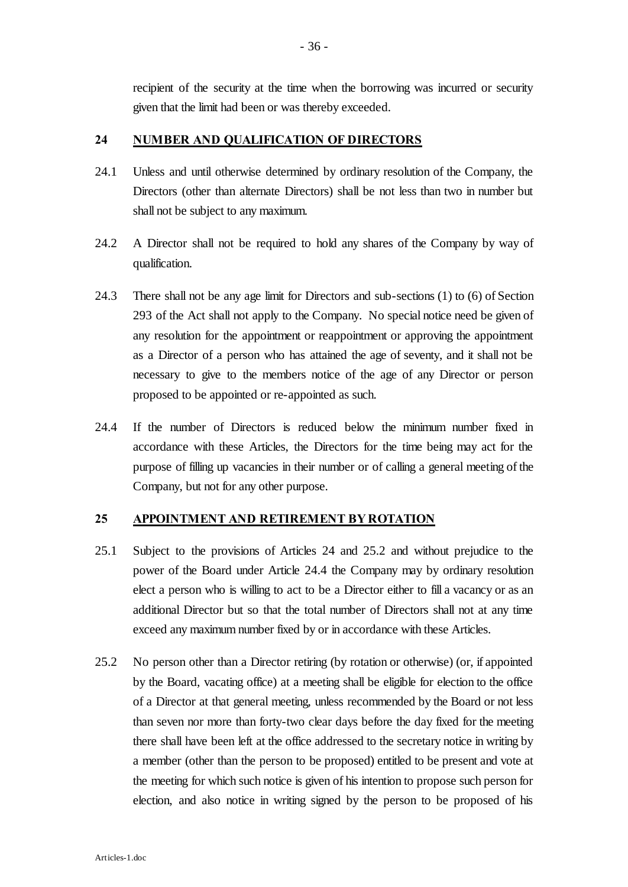recipient of the security at the time when the borrowing was incurred or security given that the limit had been or was thereby exceeded.

## 24 NUMBER AND QUALIFICATION OF DIRECTORS

24.1 Unless and until otherwise determined by ordinary resolution of the Company, the Directors (other than alternate Directors) shall be not less than two in number but shall not be subject to any maximum.

24.2 A Director shall not be required to hold any shares of the Company by way of qualification.

24.3 There shall not be any age limit for Directors and sub-sections (1) to (6) of Section 293 of the Act shall not apply to the Company. No special notice need be given of any resolution for the appointment or reappointment or approving the appointment as a Director of a person who has attained the age of seventy, and it shall not be necessary to give to the members notice of the age of any Director or person proposed to be appointed or re-appointed as such.

24.4 If the number of Directors is reduced below the minimum number fixed in accordance with these Articles, the Directors for the time being may act for the purpose of filling up vacancies in their number or of calling a general meeting of the Company, but not for any other purpose.

## 25 APPOINTMENT AND RETIREMENT BY ROTATION

25.1 Subject to the provisions of Articles 24 and 25.2 and without prejudice to the power of the Board under Article 24.4 the Company may by ordinary resolution elect a person who is willing to act to be a Director either to fill a vacancy or as an additional Director but so that the total number of Directors shall not at any time exceed any maximum number fixed by or in accordance with these Articles.

25.2 No person other than a Director retiring (by rotation or otherwise) (or, if appointed by the Board, vacating office) at a meeting shall be eligible for election to the office of a Director at that general meeting, unless recommended by the Board or not less than seven nor more than forty-two clear days before the day fixed for the meeting there shall have been left at the office addressed to the secretary notice in writing by a member (other than the person to be proposed) entitled to be present and vote at the meeting for which such notice is given of his intention to propose such person for election, and also notice in writing signed by the person to be proposed of his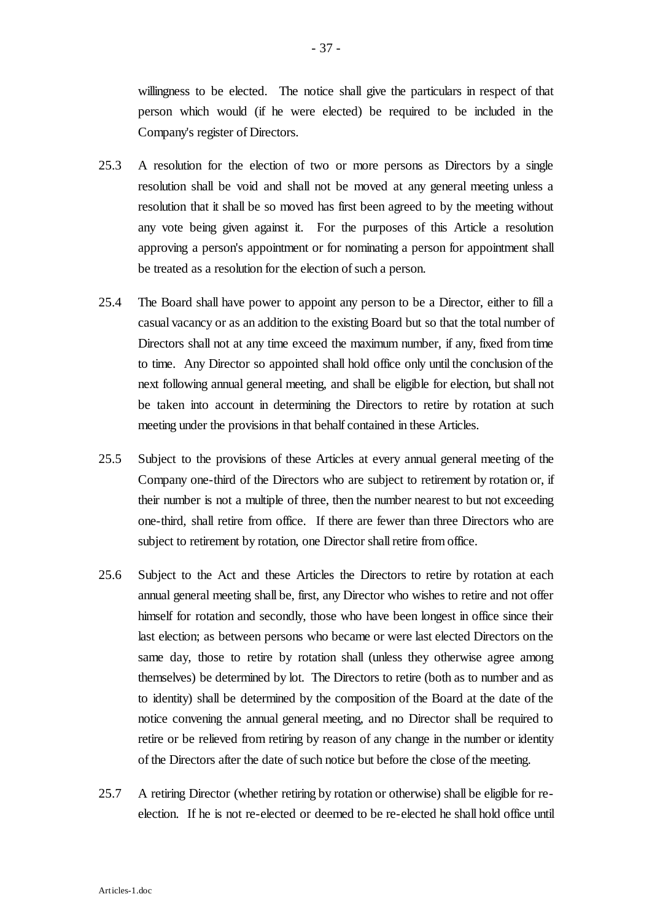willingness to be elected. The notice shall give the particulars in respect of that person which would (if he were elected) be required to be included in the Company's register of Directors.

25.3 A resolution for the election of two or more persons as Directors by a single resolution shall be void and shall not be moved at any general meeting unless a resolution that it shall be so moved has first been agreed to by the meeting without any vote being given against it. For the purposes of this Article a resolution approving a person's appointment or for nominating a person for appointment shall be treated as a resolution for the election of such a person.

25.4 The Board shall have power to appoint any person to be a Director, either to fill a casual vacancy or as an addition to the existing Board but so that the total number of Directors shall not at any time exceed the maximum number, if any, fixed from time to time. Any Director so appointed shall hold office only until the conclusion of the next following annual general meeting, and shall be eligible for election, but shall not be taken into account in determining the Directors to retire by rotation at such meeting under the provisions in that behalf contained in these Articles.

25.5 Subject to the provisions of these Articles at every annual general meeting of the Company one-third of the Directors who are subject to retirement by rotation or, if their number is not a multiple of three, then the number nearest to but not exceeding one-third, shall retire from office. If there are fewer than three Directors who are subject to retirement by rotation, one Director shall retire from office.

25.6 Subject to the Act and these Articles the Directors to retire by rotation at each annual general meeting shall be, first, any Director who wishes to retire and not offer himself for rotation and secondly, those who have been longest in office since their last election; as between persons who became or were last elected Directors on the same day, those to retire by rotation shall (unless they otherwise agree among themselves) be determined by lot. The Directors to retire (both as to number and as to identity) shall be determined by the composition of the Board at the date of the notice convening the annual general meeting, and no Director shall be required to retire or be relieved from retiring by reason of any change in the number or identity of the Directors after the date of such notice but before the close of the meeting.

25.7 A retiring Director (whether retiring by rotation or otherwise) shall be eligible for re-election. If he is not re-elected or deemed to be re-elected he shall hold office until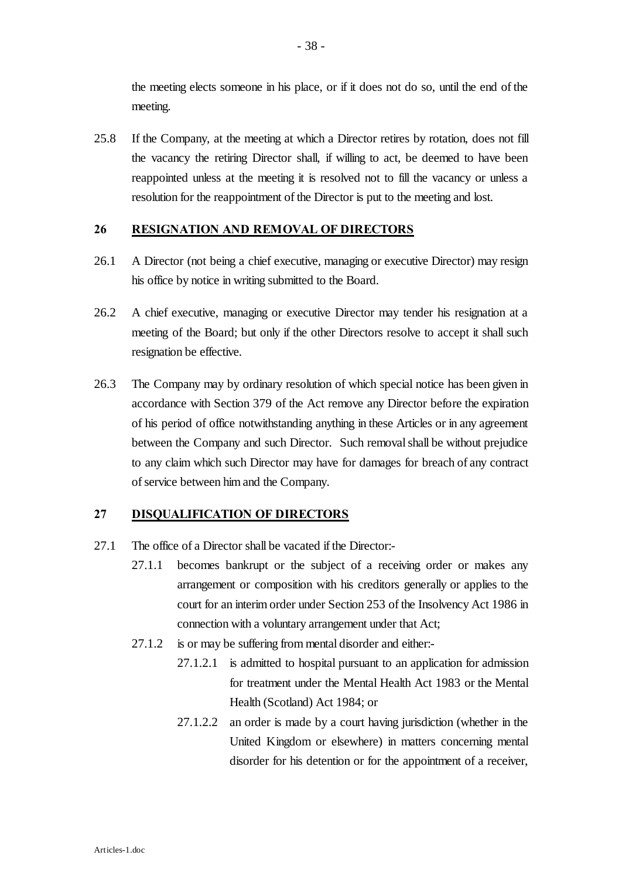the meeting elects someone in his place, or if it does not do so, until the end of the meeting.

25.8 If the Company, at the meeting at which a Director retires by rotation, does not fill the vacancy the retiring Director shall, if willing to act, be deemed to have been reappointed unless at the meeting it is resolved not to fill the vacancy or unless a resolution for the reappointment of the Director is put to the meeting and lost.

## 26 RESIGNATION AND REMOVAL OF DIRECTORS

26.1 A Director (not being a chief executive, managing or executive Director) may resign his office by notice in writing submitted to the Board.

26.2 A chief executive, managing or executive Director may tender his resignation at a meeting of the Board; but only if the other Directors resolve to accept it shall such resignation be effective.

26.3 The Company may by ordinary resolution of which special notice has been given in accordance with Section 379 of the Act remove any Director before the expiration of his period of office notwithstanding anything in these Articles or in any agreement between the Company and such Director. Such removal shall be without prejudice to any claim which such Director may have for damages for breach of any contract of service between him and the Company.

## 27 DISQUALIFICATION OF DIRECTORS

27.1 The office of a Director shall be vacated if the Director:-

- 27.1.1 becomes bankrupt or the subject of a receiving order or makes any arrangement or composition with his creditors generally or applies to the court for an interim order under Section 253 of the Insolvency Act 1986 in connection with a voluntary arrangement under that Act;
- 27.1.2 is or may be suffering from mental disorder and either:-
  - 27.1.2.1 is admitted to hospital pursuant to an application for admission for treatment under the Mental Health Act 1983 or the Mental Health (Scotland) Act 1984; or
  - 27.1.2.2 an order is made by a court having jurisdiction (whether in the United Kingdom or elsewhere) in matters concerning mental disorder for his detention or for the appointment of a receiver,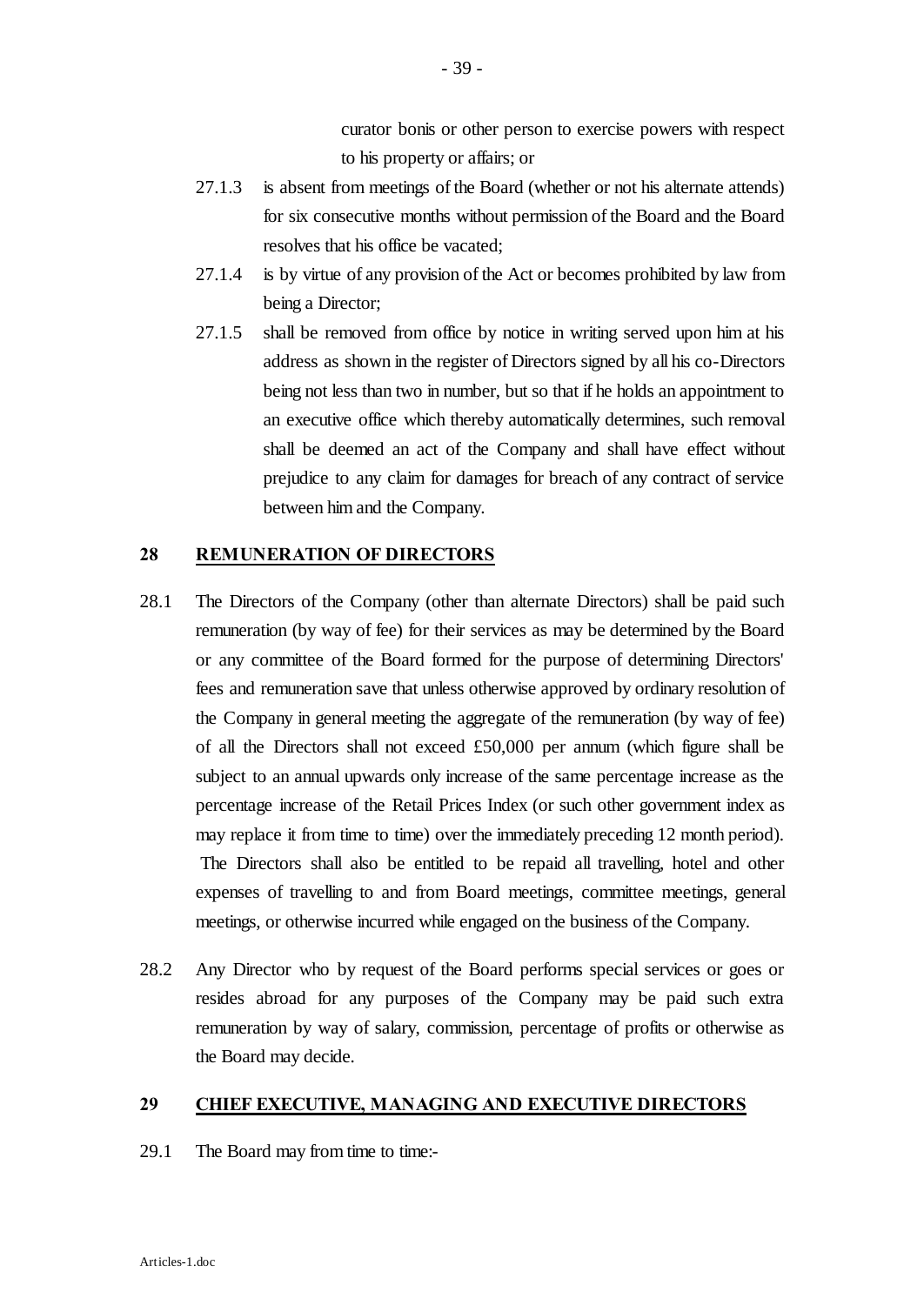curator bonis or other person to exercise powers with respect to his property or affairs; or

27.1.3 is absent from meetings of the Board (whether or not his alternate attends) for six consecutive months without permission of the Board and the Board resolves that his office be vacated;

27.1.4 is by virtue of any provision of the Act or becomes prohibited by law from being a Director;

27.1.5 shall be removed from office by notice in writing served upon him at his address as shown in the register of Directors signed by all his co-Directors being not less than two in number, but so that if he holds an appointment to an executive office which thereby automatically determines, such removal shall be deemed an act of the Company and shall have effect without prejudice to any claim for damages for breach of any contract of service between him and the Company.

## 28 REMUNERATION OF DIRECTORS

28.1 The Directors of the Company (other than alternate Directors) shall be paid such remuneration (by way of fee) for their services as may be determined by the Board or any committee of the Board formed for the purpose of determining Directors' fees and remuneration save that unless otherwise approved by ordinary resolution of the Company in general meeting the aggregate of the remuneration (by way of fee) of all the Directors shall not exceed £50,000 per annum (which figure shall be subject to an annual upwards only increase of the same percentage increase as the percentage increase of the Retail Prices Index (or such other government index as may replace it from time to time) over the immediately preceding 12 month period). The Directors shall also be entitled to be repaid all travelling, hotel and other expenses of travelling to and from Board meetings, committee meetings, general meetings, or otherwise incurred while engaged on the business of the Company.

28.2 Any Director who by request of the Board performs special services or goes or resides abroad for any purposes of the Company may be paid such extra remuneration by way of salary, commission, percentage of profits or otherwise as the Board may decide.

## 29 CHIEF EXECUTIVE, MANAGING AND EXECUTIVE DIRECTORS

29.1 The Board may from time to time:-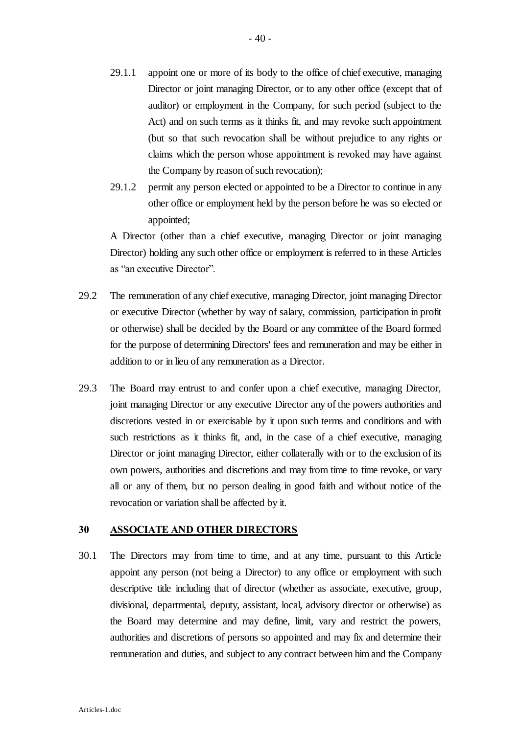29.1.1 appoint one or more of its body to the office of chief executive, managing Director or joint managing Director, or to any other office (except that of auditor) or employment in the Company, for such period (subject to the Act) and on such terms as it thinks fit, and may revoke such appointment (but so that such revocation shall be without prejudice to any rights or claims which the person whose appointment is revoked may have against the Company by reason of such revocation);

29.1.2 permit any person elected or appointed to be a Director to continue in any other office or employment held by the person before he was so elected or appointed;

A Director (other than a chief executive, managing Director or joint managing Director) holding any such other office or employment is referred to in these Articles as "an executive Director".

29.2 The remuneration of any chief executive, managing Director, joint managing Director or executive Director (whether by way of salary, commission, participation in profit or otherwise) shall be decided by the Board or any committee of the Board formed for the purpose of determining Directors' fees and remuneration and may be either in addition to or in lieu of any remuneration as a Director.

29.3 The Board may entrust to and confer upon a chief executive, managing Director, joint managing Director or any executive Director any of the powers authorities and discretions vested in or exercisable by it upon such terms and conditions and with such restrictions as it thinks fit, and, in the case of a chief executive, managing Director or joint managing Director, either collaterally with or to the exclusion of its own powers, authorities and discretions and may from time to time revoke, or vary all or any of them, but no person dealing in good faith and without notice of the revocation or variation shall be affected by it.

## 30 ASSOCIATE AND OTHER DIRECTORS

30.1 The Directors may from time to time, and at any time, pursuant to this Article appoint any person (not being a Director) to any office or employment with such descriptive title including that of director (whether as associate, executive, group, divisional, departmental, deputy, assistant, local, advisory director or otherwise) as the Board may determine and may define, limit, vary and restrict the powers, authorities and discretions of persons so appointed and may fix and determine their remuneration and duties, and subject to any contract between him and the Company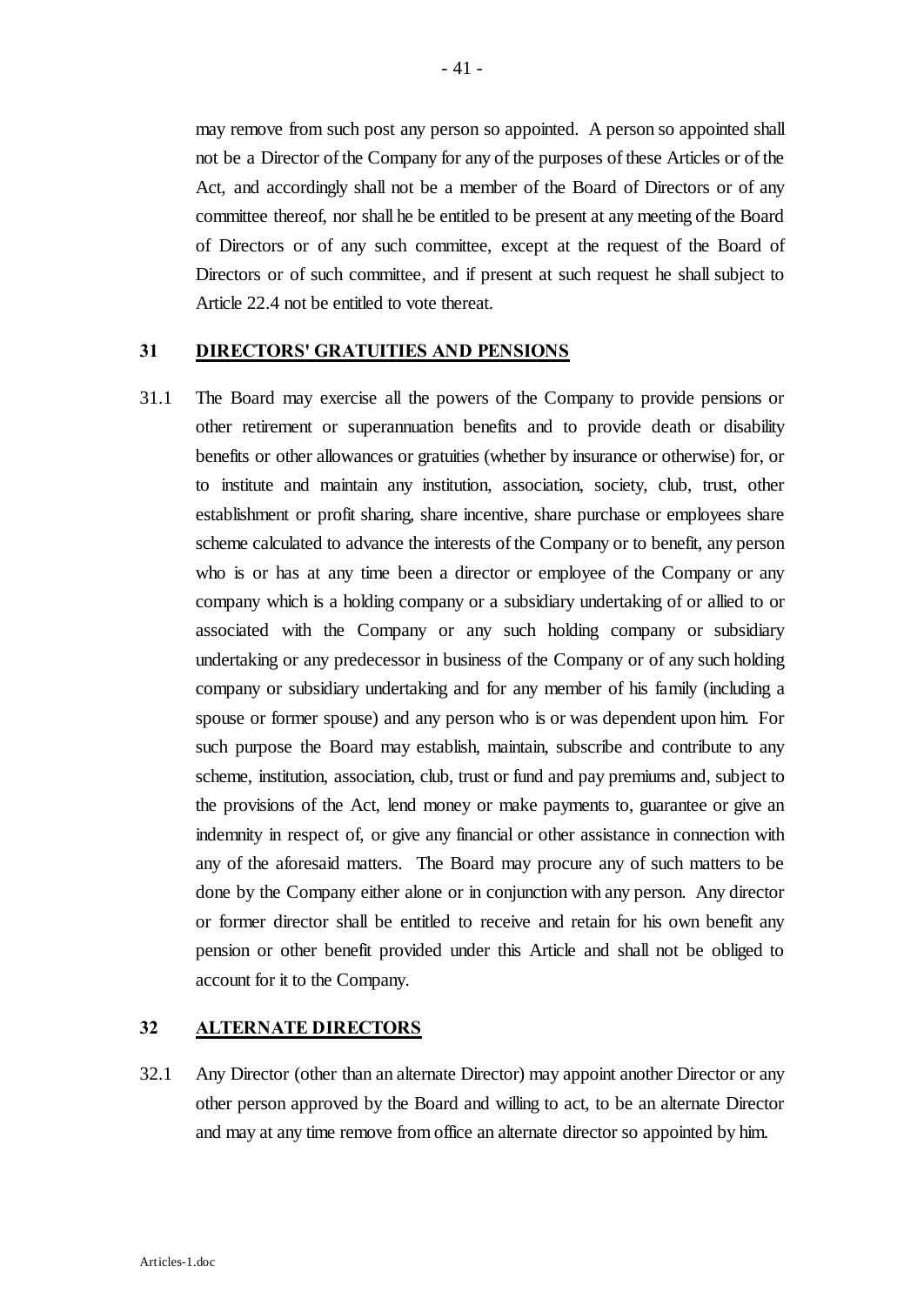may remove from such post any person so appointed. A person so appointed shall not be a Director of the Company for any of the purposes of these Articles or of the Act, and accordingly shall not be a member of the Board of Directors or of any committee thereof, nor shall he be entitled to be present at any meeting of the Board of Directors or of any such committee, except at the request of the Board of Directors or of such committee, and if present at such request he shall subject to Article 22.4 not be entitled to vote thereat.

## 31 DIRECTORS' GRATUITIES AND PENSIONS

31.1 The Board may exercise all the powers of the Company to provide pensions or other retirement or superannuation benefits and to provide death or disability benefits or other allowances or gratuities (whether by insurance or otherwise) for, or to institute and maintain any institution, association, society, club, trust, other establishment or profit sharing, share incentive, share purchase or employees share scheme calculated to advance the interests of the Company or to benefit, any person who is or has at any time been a director or employee of the Company or any company which is a holding company or a subsidiary undertaking of or allied to or associated with the Company or any such holding company or subsidiary undertaking or any predecessor in business of the Company or of any such holding company or subsidiary undertaking and for any member of his family (including a spouse or former spouse) and any person who is or was dependent upon him. For such purpose the Board may establish, maintain, subscribe and contribute to any scheme, institution, association, club, trust or fund and pay premiums and, subject to the provisions of the Act, lend money or make payments to, guarantee or give an indemnity in respect of, or give any financial or other assistance in connection with any of the aforesaid matters. The Board may procure any of such matters to be done by the Company either alone or in conjunction with any person. Any director or former director shall be entitled to receive and retain for his own benefit any pension or other benefit provided under this Article and shall not be obliged to account for it to the Company.

## 32 ALTERNATE DIRECTORS

32.1 Any Director (other than an alternate Director) may appoint another Director or any other person approved by the Board and willing to act, to be an alternate Director and may at any time remove from office an alternate director so appointed by him.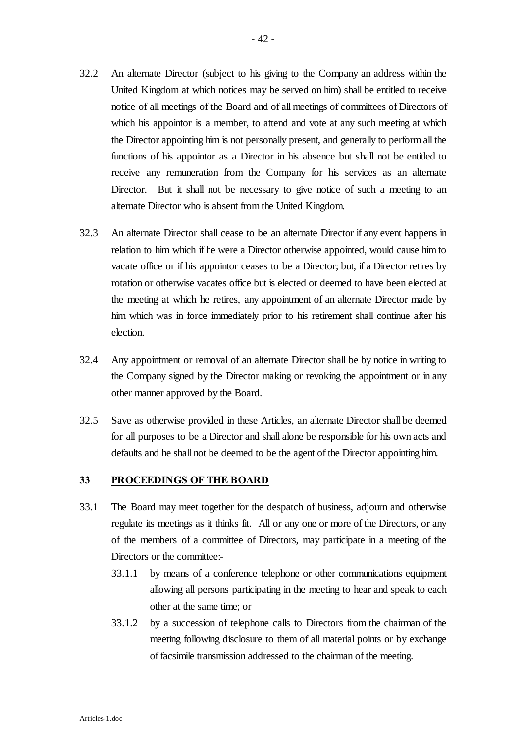32.2 An alternate Director (subject to his giving to the Company an address within the United Kingdom at which notices may be served on him) shall be entitled to receive notice of all meetings of the Board and of all meetings of committees of Directors of which his appointor is a member, to attend and vote at any such meeting at which the Director appointing him is not personally present, and generally to perform all the functions of his appointor as a Director in his absence but shall not be entitled to receive any remuneration from the Company for his services as an alternate Director. But it shall not be necessary to give notice of such a meeting to an alternate Director who is absent from the United Kingdom.

32.3 An alternate Director shall cease to be an alternate Director if any event happens in relation to him which if he were a Director otherwise appointed, would cause him to vacate office or if his appointor ceases to be a Director; but, if a Director retires by rotation or otherwise vacates office but is elected or deemed to have been elected at the meeting at which he retires, any appointment of an alternate Director made by him which was in force immediately prior to his retirement shall continue after his election.

32.4 Any appointment or removal of an alternate Director shall be by notice in writing to the Company signed by the Director making or revoking the appointment or in any other manner approved by the Board.

32.5 Save as otherwise provided in these Articles, an alternate Director shall be deemed for all purposes to be a Director and shall alone be responsible for his own acts and defaults and he shall not be deemed to be the agent of the Director appointing him.

## 33 PROCEEDINGS OF THE BOARD

33.1 The Board may meet together for the despatch of business, adjourn and otherwise regulate its meetings as it thinks fit. All or any one or more of the Directors, or any of the members of a committee of Directors, may participate in a meeting of the Directors or the committee:-

33.1.1 by means of a conference telephone or other communications equipment allowing all persons participating in the meeting to hear and speak to each other at the same time; or

33.1.2 by a succession of telephone calls to Directors from the chairman of the meeting following disclosure to them of all material points or by exchange of facsimile transmission addressed to the chairman of the meeting.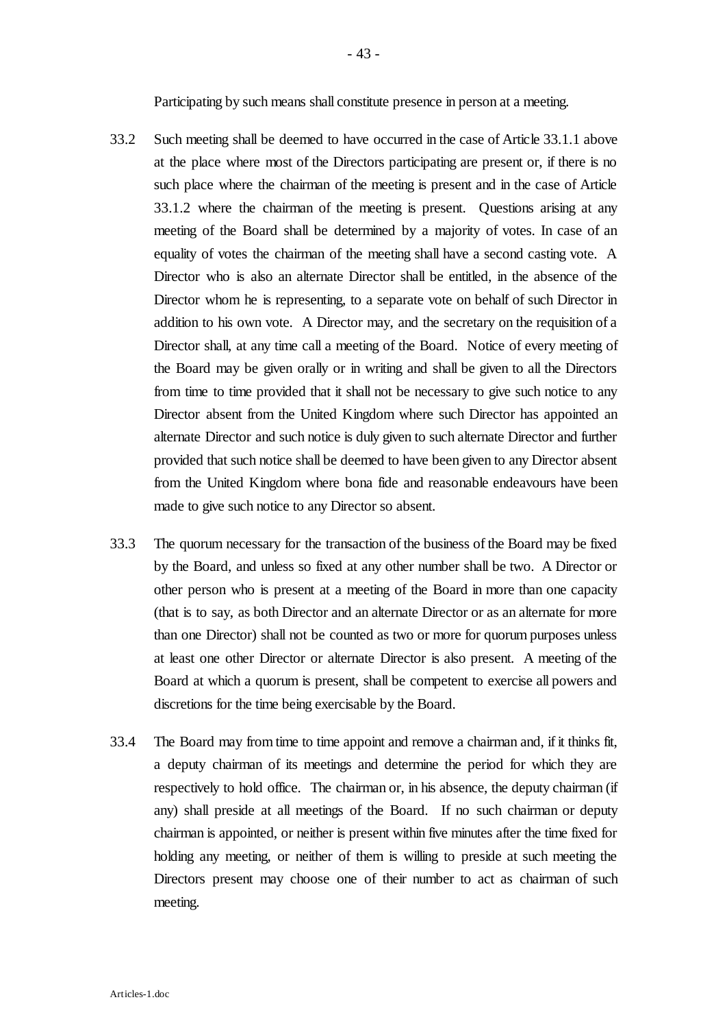Participating by such means shall constitute presence in person at a meeting.

33.2 Such meeting shall be deemed to have occurred in the case of Article 33.1.1 above at the place where most of the Directors participating are present or, if there is no such place where the chairman of the meeting is present and in the case of Article 33.1.2 where the chairman of the meeting is present. Questions arising at any meeting of the Board shall be determined by a majority of votes. In case of an equality of votes the chairman of the meeting shall have a second casting vote. A Director who is also an alternate Director shall be entitled, in the absence of the Director whom he is representing, to a separate vote on behalf of such Director in addition to his own vote. A Director may, and the secretary on the requisition of a Director shall, at any time call a meeting of the Board. Notice of every meeting of the Board may be given orally or in writing and shall be given to all the Directors from time to time provided that it shall not be necessary to give such notice to any Director absent from the United Kingdom where such Director has appointed an alternate Director and such notice is duly given to such alternate Director and further provided that such notice shall be deemed to have been given to any Director absent from the United Kingdom where bona fide and reasonable endeavours have been made to give such notice to any Director so absent.

33.3 The quorum necessary for the transaction of the business of the Board may be fixed by the Board, and unless so fixed at any other number shall be two. A Director or other person who is present at a meeting of the Board in more than one capacity (that is to say, as both Director and an alternate Director or as an alternate for more than one Director) shall not be counted as two or more for quorum purposes unless at least one other Director or alternate Director is also present. A meeting of the Board at which a quorum is present, shall be competent to exercise all powers and discretions for the time being exercisable by the Board.

33.4 The Board may from time to time appoint and remove a chairman and, if it thinks fit, a deputy chairman of its meetings and determine the period for which they are respectively to hold office. The chairman or, in his absence, the deputy chairman (if any) shall preside at all meetings of the Board. If no such chairman or deputy chairman is appointed, or neither is present within five minutes after the time fixed for holding any meeting, or neither of them is willing to preside at such meeting the Directors present may choose one of their number to act as chairman of such meeting.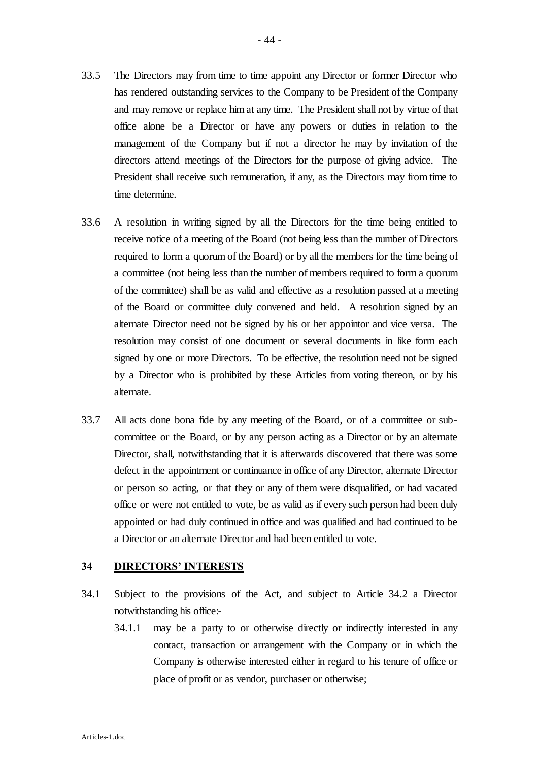33.5 The Directors may from time to time appoint any Director or former Director who has rendered outstanding services to the Company to be President of the Company and may remove or replace him at any time. The President shall not by virtue of that office alone be a Director or have any powers or duties in relation to the management of the Company but if not a director he may by invitation of the directors attend meetings of the Directors for the purpose of giving advice. The President shall receive such remuneration, if any, as the Directors may from time to time determine.

33.6 A resolution in writing signed by all the Directors for the time being entitled to receive notice of a meeting of the Board (not being less than the number of Directors required to form a quorum of the Board) or by all the members for the time being of a committee (not being less than the number of members required to form a quorum of the committee) shall be as valid and effective as a resolution passed at a meeting of the Board or committee duly convened and held. A resolution signed by an alternate Director need not be signed by his or her appointor and vice versa. The resolution may consist of one document or several documents in like form each signed by one or more Directors. To be effective, the resolution need not be signed by a Director who is prohibited by these Articles from voting thereon, or by his alternate.

33.7 All acts done bona fide by any meeting of the Board, or of a committee or sub-committee or the Board, or by any person acting as a Director or by an alternate Director, shall, notwithstanding that it is afterwards discovered that there was some defect in the appointment or continuance in office of any Director, alternate Director or person so acting, or that they or any of them were disqualified, or had vacated office or were not entitled to vote, be as valid as if every such person had been duly appointed or had duly continued in office and was qualified and had continued to be a Director or an alternate Director and had been entitled to vote.

## 34 DIRECTORS' INTERESTS

34.1 Subject to the provisions of the Act, and subject to Article 34.2 a Director notwithstanding his office:-

34.1.1 may be a party to or otherwise directly or indirectly interested in any contact, transaction or arrangement with the Company or in which the Company is otherwise interested either in regard to his tenure of office or place of profit or as vendor, purchaser or otherwise;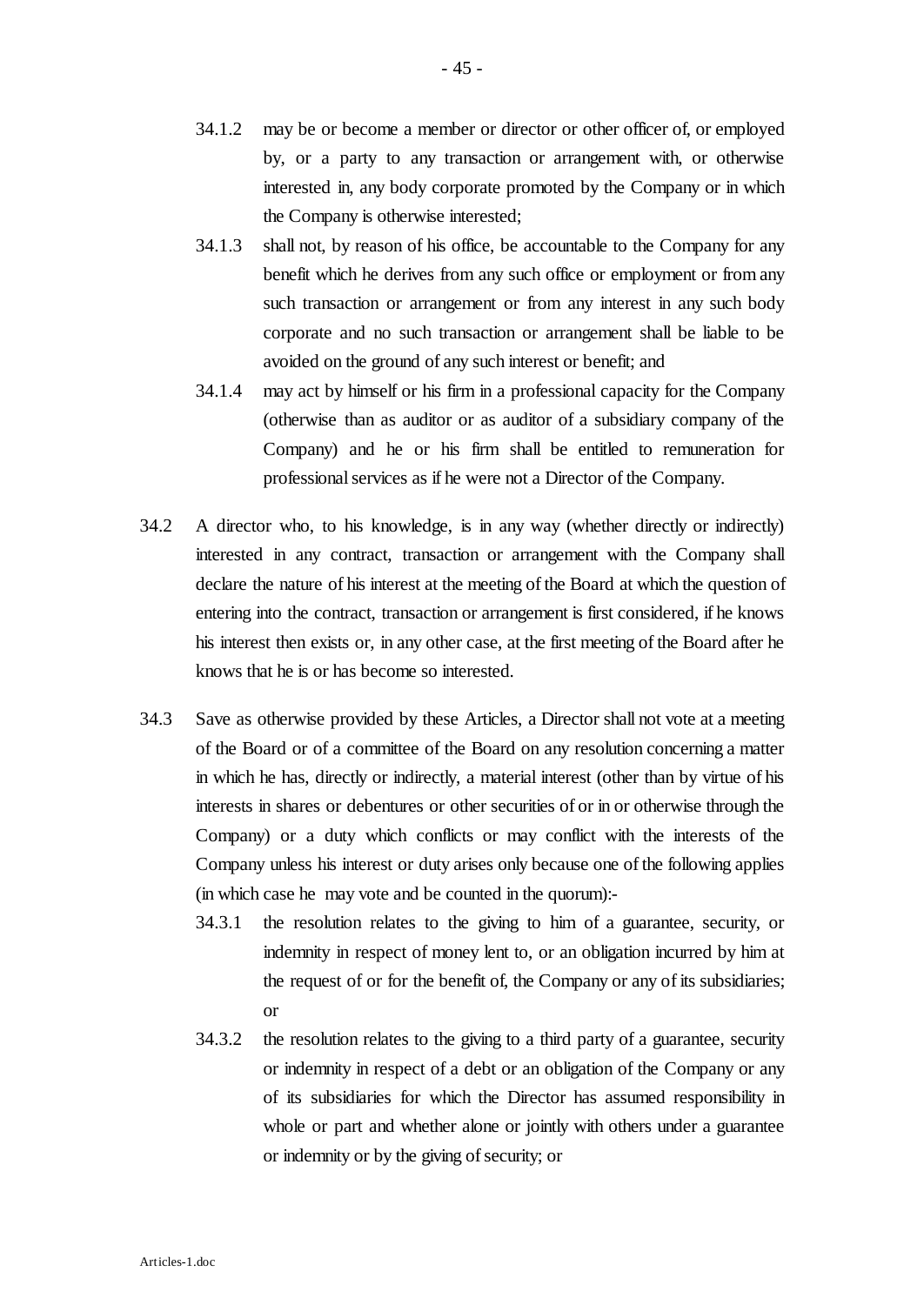34.1.2 may be or become a member or director or other officer of, or employed by, or a party to any transaction or arrangement with, or otherwise interested in, any body corporate promoted by the Company or in which the Company is otherwise interested;

34.1.3 shall not, by reason of his office, be accountable to the Company for any benefit which he derives from any such office or employment or from any such transaction or arrangement or from any interest in any such body corporate and no such transaction or arrangement shall be liable to be avoided on the ground of any such interest or benefit; and

34.1.4 may act by himself or his firm in a professional capacity for the Company (otherwise than as auditor or as auditor of a subsidiary company of the Company) and he or his firm shall be entitled to remuneration for professional services as if he were not a Director of the Company.

34.2 A director who, to his knowledge, is in any way (whether directly or indirectly) interested in any contract, transaction or arrangement with the Company shall declare the nature of his interest at the meeting of the Board at which the question of entering into the contract, transaction or arrangement is first considered, if he knows his interest then exists or, in any other case, at the first meeting of the Board after he knows that he is or has become so interested.

34.3 Save as otherwise provided by these Articles, a Director shall not vote at a meeting of the Board or of a committee of the Board on any resolution concerning a matter in which he has, directly or indirectly, a material interest (other than by virtue of his interests in shares or debentures or other securities of or in or otherwise through the Company) or a duty which conflicts or may conflict with the interests of the Company unless his interest or duty arises only because one of the following applies (in which case he may vote and be counted in the quorum):-

34.3.1 the resolution relates to the giving to him of a guarantee, security, or indemnity in respect of money lent to, or an obligation incurred by him at the request of or for the benefit of, the Company or any of its subsidiaries; or

34.3.2 the resolution relates to the giving to a third party of a guarantee, security or indemnity in respect of a debt or an obligation of the Company or any of its subsidiaries for which the Director has assumed responsibility in whole or part and whether alone or jointly with others under a guarantee or indemnity or by the giving of security; or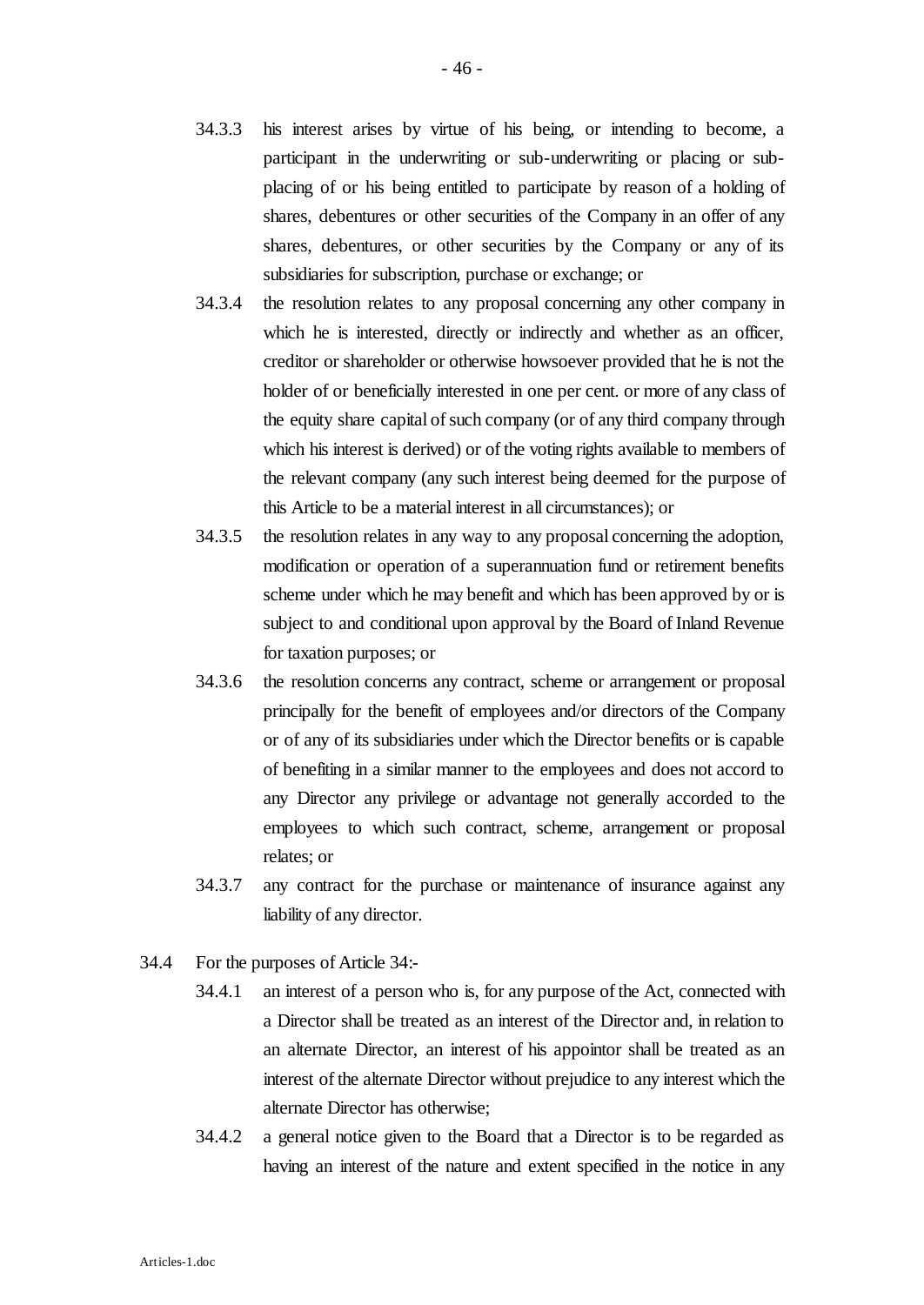34.3.3 his interest arises by virtue of his being, or intending to become, a participant in the underwriting or sub-underwriting or placing or sub-placing of or his being entitled to participate by reason of a holding of shares, debentures or other securities of the Company in an offer of any shares, debentures, or other securities by the Company or any of its subsidiaries for subscription, purchase or exchange; or

34.3.4 the resolution relates to any proposal concerning any other company in which he is interested, directly or indirectly and whether as an officer, creditor or shareholder or otherwise howsoever provided that he is not the holder of or beneficially interested in one per cent. or more of any class of the equity share capital of such company (or of any third company through which his interest is derived) or of the voting rights available to members of the relevant company (any such interest being deemed for the purpose of this Article to be a material interest in all circumstances); or

34.3.5 the resolution relates in any way to any proposal concerning the adoption, modification or operation of a superannuation fund or retirement benefits scheme under which he may benefit and which has been approved by or is subject to and conditional upon approval by the Board of Inland Revenue for taxation purposes; or

34.3.6 the resolution concerns any contract, scheme or arrangement or proposal principally for the benefit of employees and/or directors of the Company or of any of its subsidiaries under which the Director benefits or is capable of benefiting in a similar manner to the employees and does not accord to any Director any privilege or advantage not generally accorded to the employees to which such contract, scheme, arrangement or proposal relates; or

34.3.7 any contract for the purchase or maintenance of insurance against any liability of any director.

34.4 For the purposes of Article 34:-

34.4.1 an interest of a person who is, for any purpose of the Act, connected with a Director shall be treated as an interest of the Director and, in relation to an alternate Director, an interest of his appointor shall be treated as an interest of the alternate Director without prejudice to any interest which the alternate Director has otherwise;

34.4.2 a general notice given to the Board that a Director is to be regarded as having an interest of the nature and extent specified in the notice in any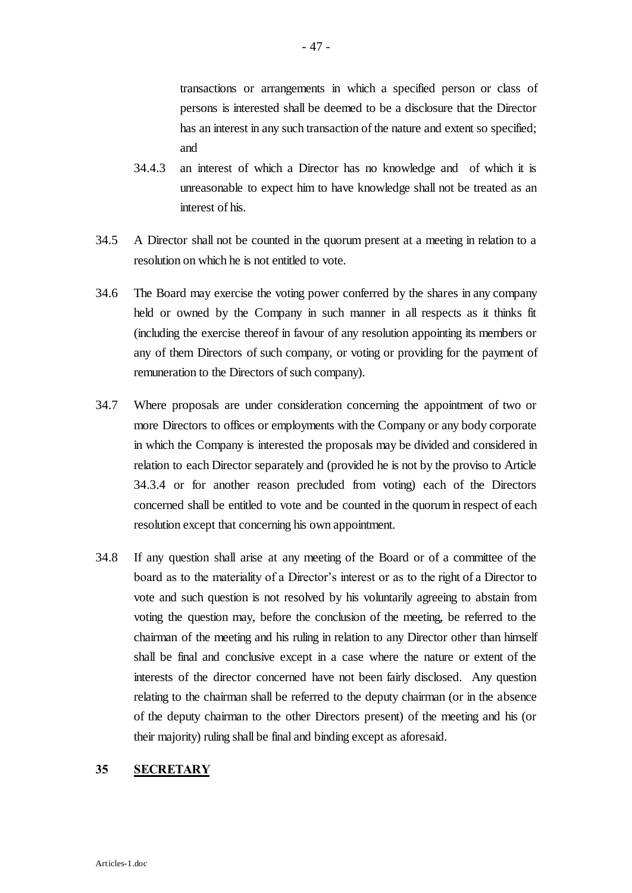transactions or arrangements in which a specified person or class of persons is interested shall be deemed to be a disclosure that the Director has an interest in any such transaction of the nature and extent so specified; and

34.4.3 an interest of which a Director has no knowledge and of which it is unreasonable to expect him to have knowledge shall not be treated as an interest of his.

34.5 A Director shall not be counted in the quorum present at a meeting in relation to a resolution on which he is not entitled to vote.

34.6 The Board may exercise the voting power conferred by the shares in any company held or owned by the Company in such manner in all respects as it thinks fit (including the exercise thereof in favour of any resolution appointing its members or any of them Directors of such company, or voting or providing for the payment of remuneration to the Directors of such company).

34.7 Where proposals are under consideration concerning the appointment of two or more Directors to offices or employments with the Company or any body corporate in which the Company is interested the proposals may be divided and considered in relation to each Director separately and (provided he is not by the proviso to Article 34.3.4 or for another reason precluded from voting) each of the Directors concerned shall be entitled to vote and be counted in the quorum in respect of each resolution except that concerning his own appointment.

34.8 If any question shall arise at any meeting of the Board or of a committee of the board as to the materiality of a Director's interest or as to the right of a Director to vote and such question is not resolved by his voluntarily agreeing to abstain from voting the question may, before the conclusion of the meeting, be referred to the chairman of the meeting and his ruling in relation to any Director other than himself shall be final and conclusive except in a case where the nature or extent of the interests of the director concerned have not been fairly disclosed. Any question relating to the chairman shall be referred to the deputy chairman (or in the absence of the deputy chairman to the other Directors present) of the meeting and his (or their majority) ruling shall be final and binding except as aforesaid.

## 35 SECRETARY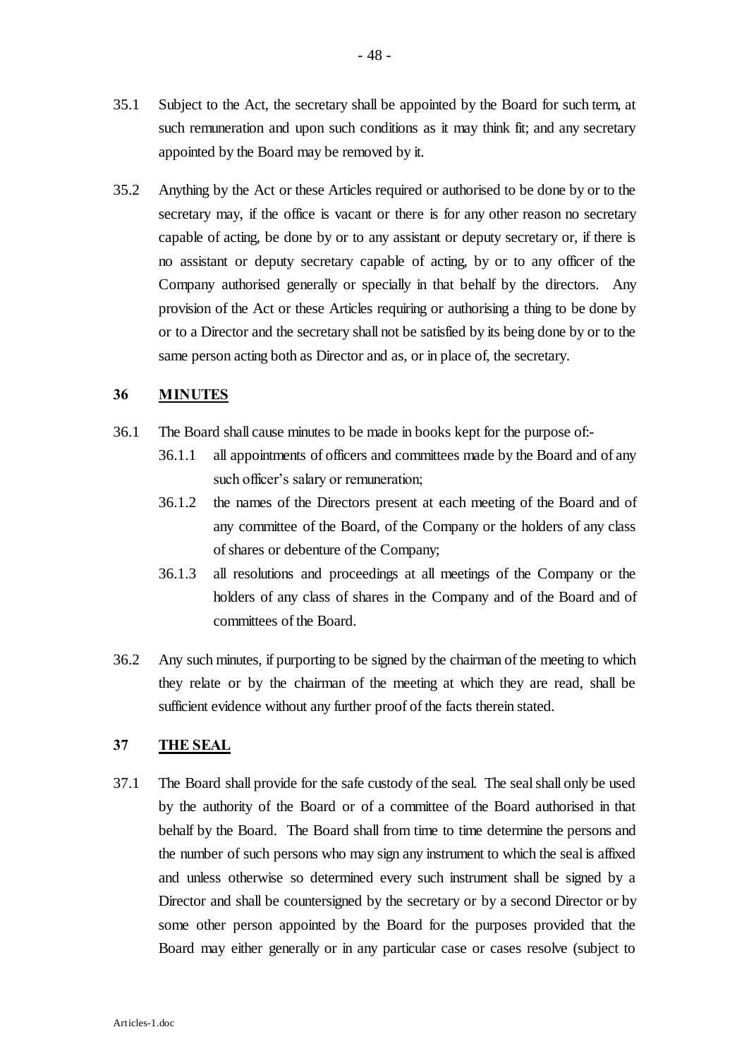35.1 Subject to the Act, the secretary shall be appointed by the Board for such term, at such remuneration and upon such conditions as it may think fit; and any secretary appointed by the Board may be removed by it.

35.2 Anything by the Act or these Articles required or authorised to be done by or to the secretary may, if the office is vacant or there is for any other reason no secretary capable of acting, be done by or to any assistant or deputy secretary or, if there is no assistant or deputy secretary capable of acting, by or to any officer of the Company authorised generally or specially in that behalf by the directors. Any provision of the Act or these Articles requiring or authorising a thing to be done by or to a Director and the secretary shall not be satisfied by its being done by or to the same person acting both as Director and as, or in place of, the secretary.

## 36 MINUTES

36.1 The Board shall cause minutes to be made in books kept for the purpose of:-

36.1.1 all appointments of officers and committees made by the Board and of any such officer's salary or remuneration;

36.1.2 the names of the Directors present at each meeting of the Board and of any committee of the Board, of the Company or the holders of any class of shares or debenture of the Company;

36.1.3 all resolutions and proceedings at all meetings of the Company or the holders of any class of shares in the Company and of the Board and of committees of the Board.

36.2 Any such minutes, if purporting to be signed by the chairman of the meeting to which they relate or by the chairman of the meeting at which they are read, shall be sufficient evidence without any further proof of the facts therein stated.

## 37 THE SEAL

37.1 The Board shall provide for the safe custody of the seal. The seal shall only be used by the authority of the Board or of a committee of the Board authorised in that behalf by the Board. The Board shall from time to time determine the persons and the number of such persons who may sign any instrument to which the seal is affixed and unless otherwise so determined every such instrument shall be signed by a Director and shall be countersigned by the secretary or by a second Director or by some other person appointed by the Board for the purposes provided that the Board may either generally or in any particular case or cases resolve (subject to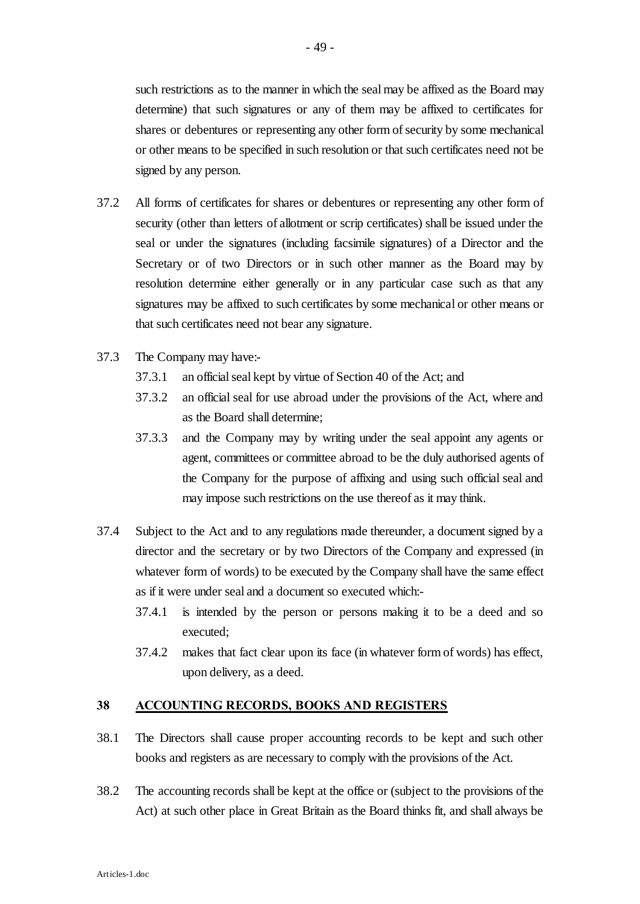such restrictions as to the manner in which the seal may be affixed as the Board may determine) that such signatures or any of them may be affixed to certificates for shares or debentures or representing any other form of security by some mechanical or other means to be specified in such resolution or that such certificates need not be signed by any person.

37.2 All forms of certificates for shares or debentures or representing any other form of security (other than letters of allotment or scrip certificates) shall be issued under the seal or under the signatures (including facsimile signatures) of a Director and the Secretary or of two Directors or in such other manner as the Board may by resolution determine either generally or in any particular case such as that any signatures may be affixed to such certificates by some mechanical or other means or that such certificates need not bear any signature.

37.3 The Company may have:-

- 37.3.1 an official seal kept by virtue of Section 40 of the Act; and
- 37.3.2 an official seal for use abroad under the provisions of the Act, where and as the Board shall determine;
- 37.3.3 and the Company may by writing under the seal appoint any agents or agent, committees or committee abroad to be the duly authorised agents of the Company for the purpose of affixing and using such official seal and may impose such restrictions on the use thereof as it may think.

37.4 Subject to the Act and to any regulations made thereunder, a document signed by a director and the secretary or by two Directors of the Company and expressed (in whatever form of words) to be executed by the Company shall have the same effect as if it were under seal and a document so executed which:-

- 37.4.1 is intended by the person or persons making it to be a deed and so executed;
- 37.4.2 makes that fact clear upon its face (in whatever form of words) has effect, upon delivery, as a deed.

## 38 ACCOUNTING RECORDS, BOOKS AND REGISTERS

38.1 The Directors shall cause proper accounting records to be kept and such other books and registers as are necessary to comply with the provisions of the Act.

38.2 The accounting records shall be kept at the office or (subject to the provisions of the Act) at such other place in Great Britain as the Board thinks fit, and shall always be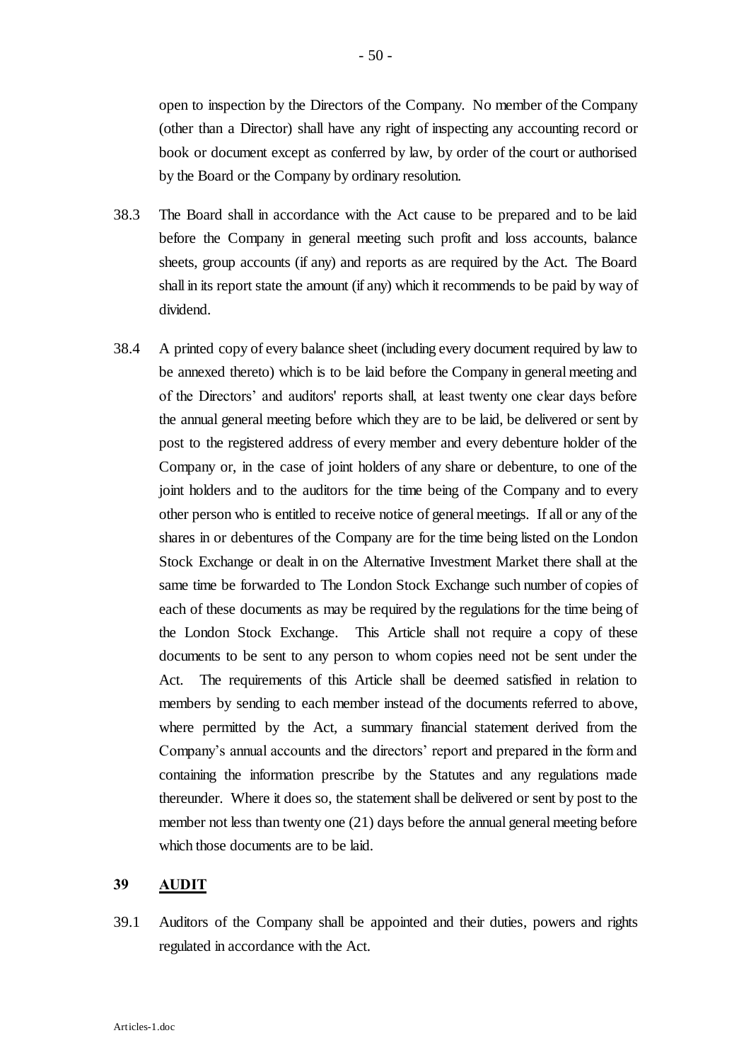open to inspection by the Directors of the Company. No member of the Company (other than a Director) shall have any right of inspecting any accounting record or book or document except as conferred by law, by order of the court or authorised by the Board or the Company by ordinary resolution.

38.3 The Board shall in accordance with the Act cause to be prepared and to be laid before the Company in general meeting such profit and loss accounts, balance sheets, group accounts (if any) and reports as are required by the Act. The Board shall in its report state the amount (if any) which it recommends to be paid by way of dividend.

38.4 A printed copy of every balance sheet (including every document required by law to be annexed thereto) which is to be laid before the Company in general meeting and of the Directors' and auditors' reports shall, at least twenty one clear days before the annual general meeting before which they are to be laid, be delivered or sent by post to the registered address of every member and every debenture holder of the Company or, in the case of joint holders of any share or debenture, to one of the joint holders and to the auditors for the time being of the Company and to every other person who is entitled to receive notice of general meetings. If all or any of the shares in or debentures of the Company are for the time being listed on the London Stock Exchange or dealt in on the Alternative Investment Market there shall at the same time be forwarded to The London Stock Exchange such number of copies of each of these documents as may be required by the regulations for the time being of the London Stock Exchange. This Article shall not require a copy of these documents to be sent to any person to whom copies need not be sent under the Act. The requirements of this Article shall be deemed satisfied in relation to members by sending to each member instead of the documents referred to above, where permitted by the Act, a summary financial statement derived from the Company's annual accounts and the directors' report and prepared in the form and containing the information prescribe by the Statutes and any regulations made thereunder. Where it does so, the statement shall be delivered or sent by post to the member not less than twenty one (21) days before the annual general meeting before which those documents are to be laid.

## 39 AUDIT

39.1 Auditors of the Company shall be appointed and their duties, powers and rights regulated in accordance with the Act.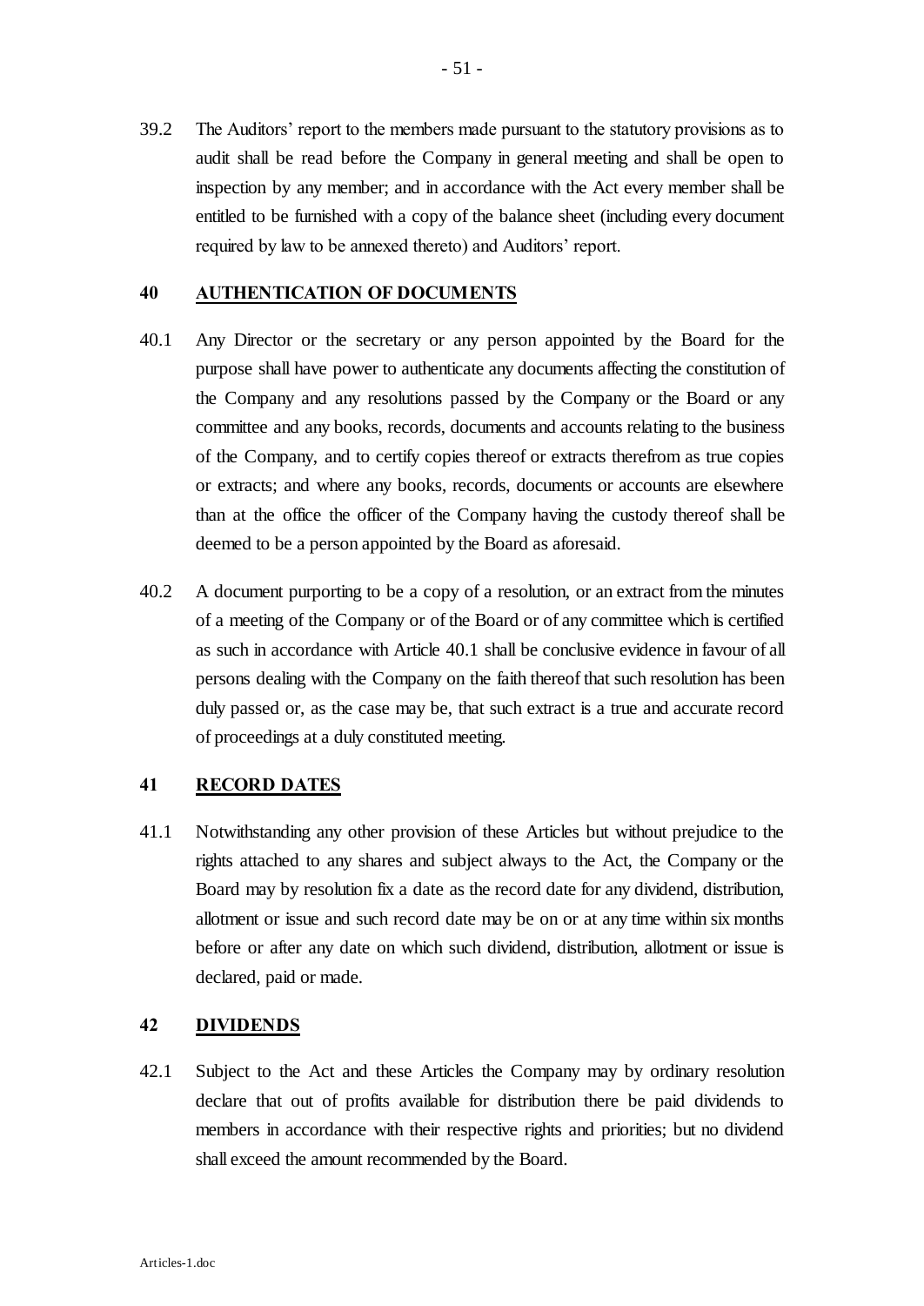39.2 The Auditors' report to the members made pursuant to the statutory provisions as to audit shall be read before the Company in general meeting and shall be open to inspection by any member; and in accordance with the Act every member shall be entitled to be furnished with a copy of the balance sheet (including every document required by law to be annexed thereto) and Auditors' report.

## 40 AUTHENTICATION OF DOCUMENTS

40.1 Any Director or the secretary or any person appointed by the Board for the purpose shall have power to authenticate any documents affecting the constitution of the Company and any resolutions passed by the Company or the Board or any committee and any books, records, documents and accounts relating to the business of the Company, and to certify copies thereof or extracts therefrom as true copies or extracts; and where any books, records, documents or accounts are elsewhere than at the office the officer of the Company having the custody thereof shall be deemed to be a person appointed by the Board as aforesaid.

40.2 A document purporting to be a copy of a resolution, or an extract from the minutes of a meeting of the Company or of the Board or of any committee which is certified as such in accordance with Article 40.1 shall be conclusive evidence in favour of all persons dealing with the Company on the faith thereof that such resolution has been duly passed or, as the case may be, that such extract is a true and accurate record of proceedings at a duly constituted meeting.

## 41 RECORD DATES

41.1 Notwithstanding any other provision of these Articles but without prejudice to the rights attached to any shares and subject always to the Act, the Company or the Board may by resolution fix a date as the record date for any dividend, distribution, allotment or issue and such record date may be on or at any time within six months before or after any date on which such dividend, distribution, allotment or issue is declared, paid or made.

## 42 DIVIDENDS

42.1 Subject to the Act and these Articles the Company may by ordinary resolution declare that out of profits available for distribution there be paid dividends to members in accordance with their respective rights and priorities; but no dividend shall exceed the amount recommended by the Board.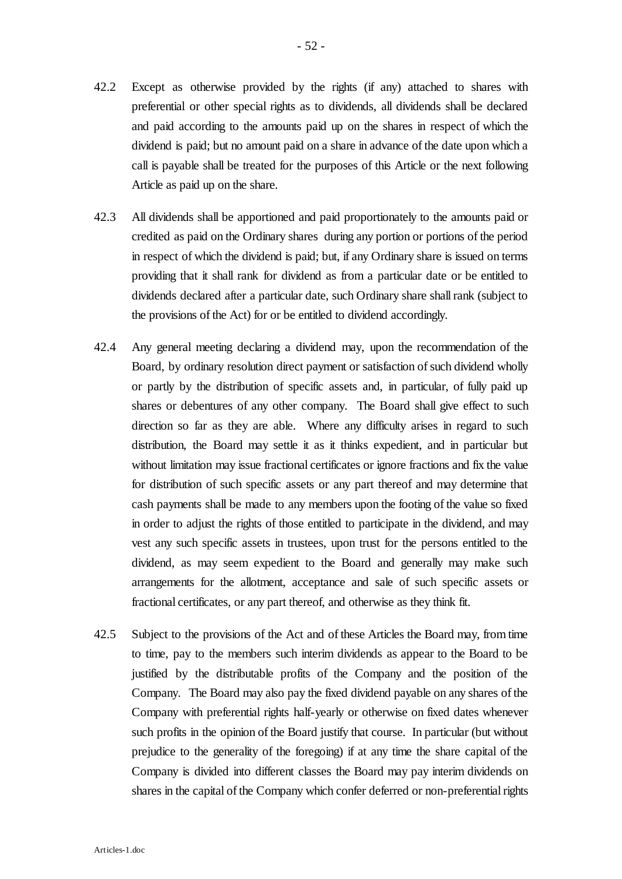42.2 Except as otherwise provided by the rights (if any) attached to shares with preferential or other special rights as to dividends, all dividends shall be declared and paid according to the amounts paid up on the shares in respect of which the dividend is paid; but no amount paid on a share in advance of the date upon which a call is payable shall be treated for the purposes of this Article or the next following Article as paid up on the share.

42.3 All dividends shall be apportioned and paid proportionately to the amounts paid or credited as paid on the Ordinary shares during any portion or portions of the period in respect of which the dividend is paid; but, if any Ordinary share is issued on terms providing that it shall rank for dividend as from a particular date or be entitled to dividends declared after a particular date, such Ordinary share shall rank (subject to the provisions of the Act) for or be entitled to dividend accordingly.

42.4 Any general meeting declaring a dividend may, upon the recommendation of the Board, by ordinary resolution direct payment or satisfaction of such dividend wholly or partly by the distribution of specific assets and, in particular, of fully paid up shares or debentures of any other company. The Board shall give effect to such direction so far as they are able. Where any difficulty arises in regard to such distribution, the Board may settle it as it thinks expedient, and in particular but without limitation may issue fractional certificates or ignore fractions and fix the value for distribution of such specific assets or any part thereof and may determine that cash payments shall be made to any members upon the footing of the value so fixed in order to adjust the rights of those entitled to participate in the dividend, and may vest any such specific assets in trustees, upon trust for the persons entitled to the dividend, as may seem expedient to the Board and generally may make such arrangements for the allotment, acceptance and sale of such specific assets or fractional certificates, or any part thereof, and otherwise as they think fit.

42.5 Subject to the provisions of the Act and of these Articles the Board may, from time to time, pay to the members such interim dividends as appear to the Board to be justified by the distributable profits of the Company and the position of the Company. The Board may also pay the fixed dividend payable on any shares of the Company with preferential rights half-yearly or otherwise on fixed dates whenever such profits in the opinion of the Board justify that course. In particular (but without prejudice to the generality of the foregoing) if at any time the share capital of the Company is divided into different classes the Board may pay interim dividends on shares in the capital of the Company which confer deferred or non-preferential rights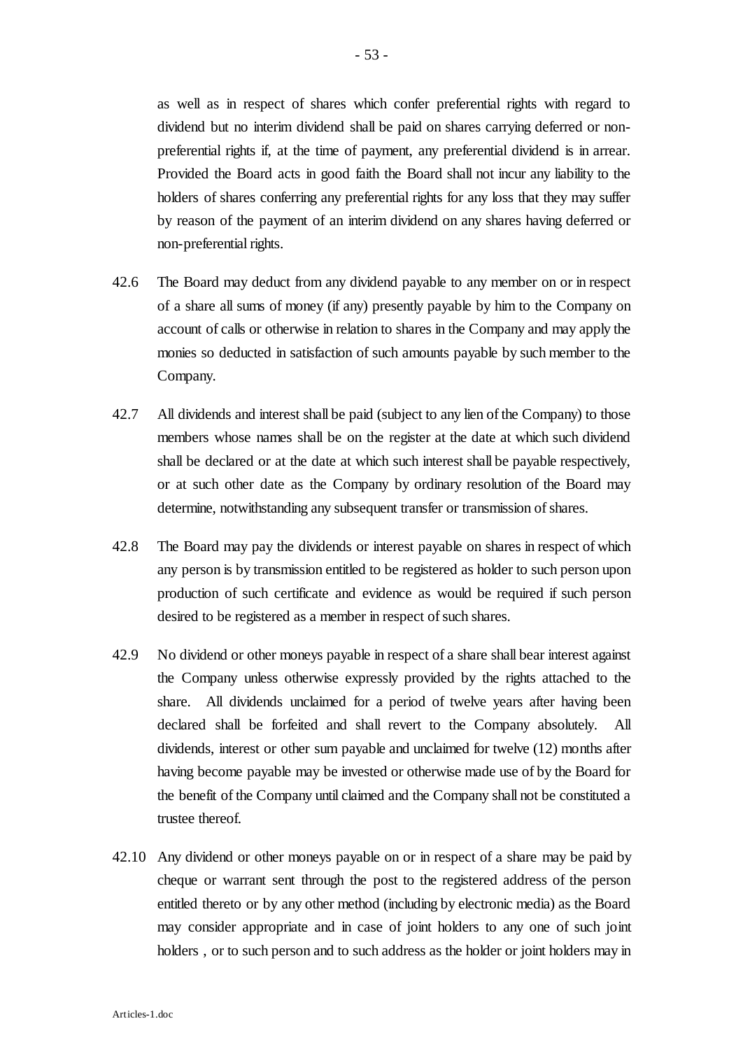as well as in respect of shares which confer preferential rights with regard to dividend but no interim dividend shall be paid on shares carrying deferred or non-preferential rights if, at the time of payment, any preferential dividend is in arrear. Provided the Board acts in good faith the Board shall not incur any liability to the holders of shares conferring any preferential rights for any loss that they may suffer by reason of the payment of an interim dividend on any shares having deferred or non-preferential rights.

42.6 The Board may deduct from any dividend payable to any member on or in respect of a share all sums of money (if any) presently payable by him to the Company on account of calls or otherwise in relation to shares in the Company and may apply the monies so deducted in satisfaction of such amounts payable by such member to the Company.

42.7 All dividends and interest shall be paid (subject to any lien of the Company) to those members whose names shall be on the register at the date at which such dividend shall be declared or at the date at which such interest shall be payable respectively, or at such other date as the Company by ordinary resolution of the Board may determine, notwithstanding any subsequent transfer or transmission of shares.

42.8 The Board may pay the dividends or interest payable on shares in respect of which any person is by transmission entitled to be registered as holder to such person upon production of such certificate and evidence as would be required if such person desired to be registered as a member in respect of such shares.

42.9 No dividend or other moneys payable in respect of a share shall bear interest against the Company unless otherwise expressly provided by the rights attached to the share. All dividends unclaimed for a period of twelve years after having been declared shall be forfeited and shall revert to the Company absolutely. All dividends, interest or other sum payable and unclaimed for twelve (12) months after having become payable may be invested or otherwise made use of by the Board for the benefit of the Company until claimed and the Company shall not be constituted a trustee thereof.

42.10 Any dividend or other moneys payable on or in respect of a share may be paid by cheque or warrant sent through the post to the registered address of the person entitled thereto or by any other method (including by electronic media) as the Board may consider appropriate and in case of joint holders to any one of such joint holders , or to such person and to such address as the holder or joint holders may in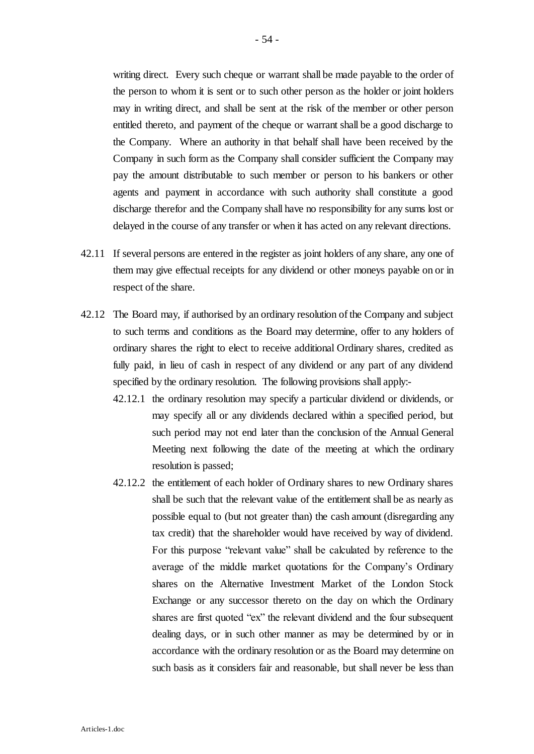writing direct. Every such cheque or warrant shall be made payable to the order of the person to whom it is sent or to such other person as the holder or joint holders may in writing direct, and shall be sent at the risk of the member or other person entitled thereto, and payment of the cheque or warrant shall be a good discharge to the Company. Where an authority in that behalf shall have been received by the Company in such form as the Company shall consider sufficient the Company may pay the amount distributable to such member or person to his bankers or other agents and payment in accordance with such authority shall constitute a good discharge therefor and the Company shall have no responsibility for any sums lost or delayed in the course of any transfer or when it has acted on any relevant directions.

42.11 If several persons are entered in the register as joint holders of any share, any one of them may give effectual receipts for any dividend or other moneys payable on or in respect of the share.

42.12 The Board may, if authorised by an ordinary resolution of the Company and subject to such terms and conditions as the Board may determine, offer to any holders of ordinary shares the right to elect to receive additional Ordinary shares, credited as fully paid, in lieu of cash in respect of any dividend or any part of any dividend specified by the ordinary resolution. The following provisions shall apply:-

42.12.1 the ordinary resolution may specify a particular dividend or dividends, or may specify all or any dividends declared within a specified period, but such period may not end later than the conclusion of the Annual General Meeting next following the date of the meeting at which the ordinary resolution is passed;

42.12.2 the entitlement of each holder of Ordinary shares to new Ordinary shares shall be such that the relevant value of the entitlement shall be as nearly as possible equal to (but not greater than) the cash amount (disregarding any tax credit) that the shareholder would have received by way of dividend. For this purpose "relevant value" shall be calculated by reference to the average of the middle market quotations for the Company's Ordinary shares on the Alternative Investment Market of the London Stock Exchange or any successor thereto on the day on which the Ordinary shares are first quoted "ex" the relevant dividend and the four subsequent dealing days, or in such other manner as may be determined by or in accordance with the ordinary resolution or as the Board may determine on such basis as it considers fair and reasonable, but shall never be less than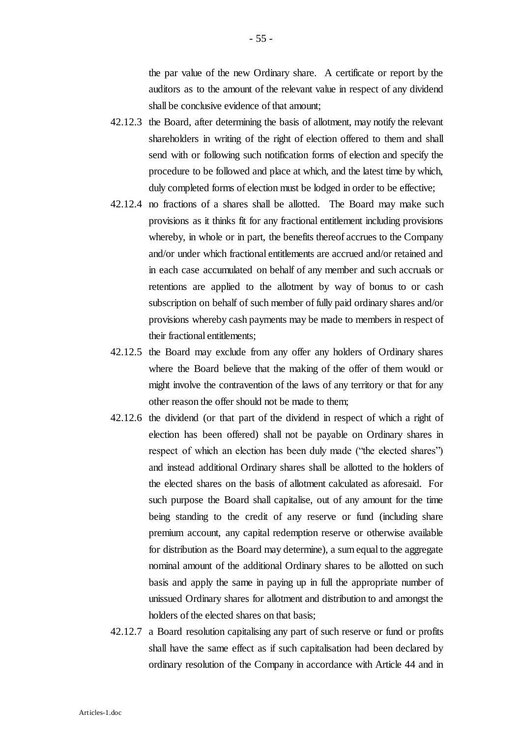the par value of the new Ordinary share. A certificate or report by the auditors as to the amount of the relevant value in respect of any dividend shall be conclusive evidence of that amount;

42.12.3 the Board, after determining the basis of allotment, may notify the relevant shareholders in writing of the right of election offered to them and shall send with or following such notification forms of election and specify the procedure to be followed and place at which, and the latest time by which, duly completed forms of election must be lodged in order to be effective;

42.12.4 no fractions of a shares shall be allotted. The Board may make such provisions as it thinks fit for any fractional entitlement including provisions whereby, in whole or in part, the benefits thereof accrues to the Company and/or under which fractional entitlements are accrued and/or retained and in each case accumulated on behalf of any member and such accruals or retentions are applied to the allotment by way of bonus to or cash subscription on behalf of such member of fully paid ordinary shares and/or provisions whereby cash payments may be made to members in respect of their fractional entitlements;

42.12.5 the Board may exclude from any offer any holders of Ordinary shares where the Board believe that the making of the offer of them would or might involve the contravention of the laws of any territory or that for any other reason the offer should not be made to them;

42.12.6 the dividend (or that part of the dividend in respect of which a right of election has been offered) shall not be payable on Ordinary shares in respect of which an election has been duly made ("the elected shares") and instead additional Ordinary shares shall be allotted to the holders of the elected shares on the basis of allotment calculated as aforesaid. For such purpose the Board shall capitalise, out of any amount for the time being standing to the credit of any reserve or fund (including share premium account, any capital redemption reserve or otherwise available for distribution as the Board may determine), a sum equal to the aggregate nominal amount of the additional Ordinary shares to be allotted on such basis and apply the same in paying up in full the appropriate number of unissued Ordinary shares for allotment and distribution to and amongst the holders of the elected shares on that basis;

42.12.7 a Board resolution capitalising any part of such reserve or fund or profits shall have the same effect as if such capitalisation had been declared by ordinary resolution of the Company in accordance with Article 44 and in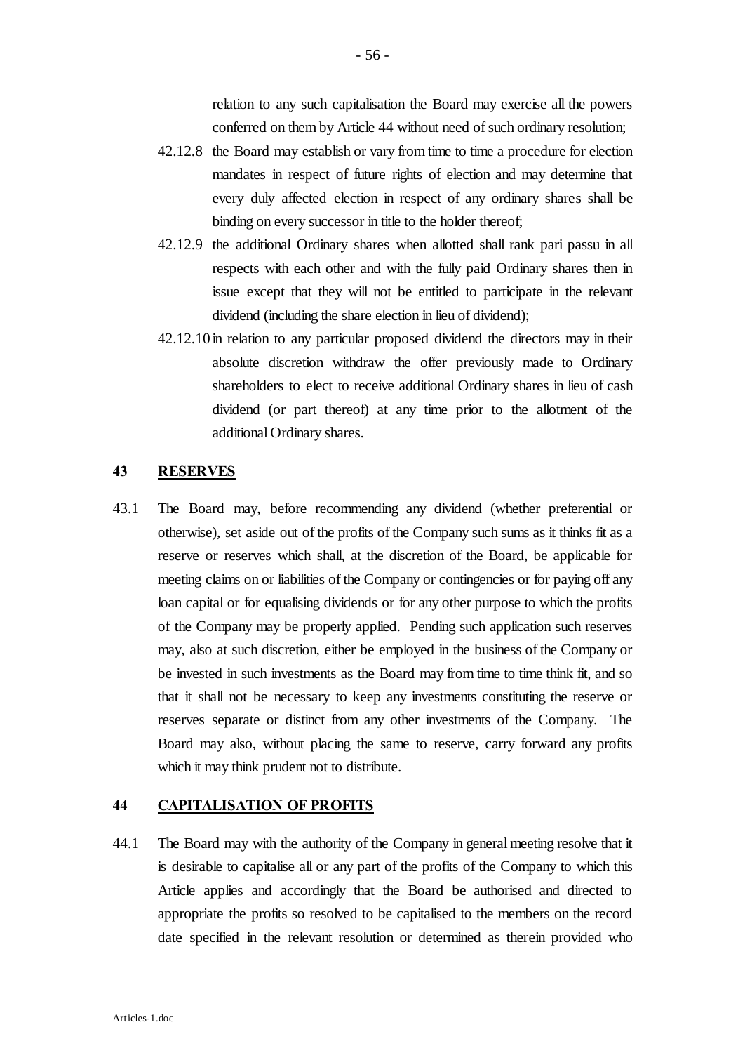relation to any such capitalisation the Board may exercise all the powers conferred on them by Article 44 without need of such ordinary resolution;

42.12.8 the Board may establish or vary from time to time a procedure for election mandates in respect of future rights of election and may determine that every duly affected election in respect of any ordinary shares shall be binding on every successor in title to the holder thereof;

42.12.9 the additional Ordinary shares when allotted shall rank pari passu in all respects with each other and with the fully paid Ordinary shares then in issue except that they will not be entitled to participate in the relevant dividend (including the share election in lieu of dividend);

42.12.10 in relation to any particular proposed dividend the directors may in their absolute discretion withdraw the offer previously made to Ordinary shareholders to elect to receive additional Ordinary shares in lieu of cash dividend (or part thereof) at any time prior to the allotment of the additional Ordinary shares.

## 43 RESERVES

43.1 The Board may, before recommending any dividend (whether preferential or otherwise), set aside out of the profits of the Company such sums as it thinks fit as a reserve or reserves which shall, at the discretion of the Board, be applicable for meeting claims on or liabilities of the Company or contingencies or for paying off any loan capital or for equalising dividends or for any other purpose to which the profits of the Company may be properly applied. Pending such application such reserves may, also at such discretion, either be employed in the business of the Company or be invested in such investments as the Board may from time to time think fit, and so that it shall not be necessary to keep any investments constituting the reserve or reserves separate or distinct from any other investments of the Company. The Board may also, without placing the same to reserve, carry forward any profits which it may think prudent not to distribute.

## 44 CAPITALISATION OF PROFITS

44.1 The Board may with the authority of the Company in general meeting resolve that it is desirable to capitalise all or any part of the profits of the Company to which this Article applies and accordingly that the Board be authorised and directed to appropriate the profits so resolved to be capitalised to the members on the record date specified in the relevant resolution or determined as therein provided who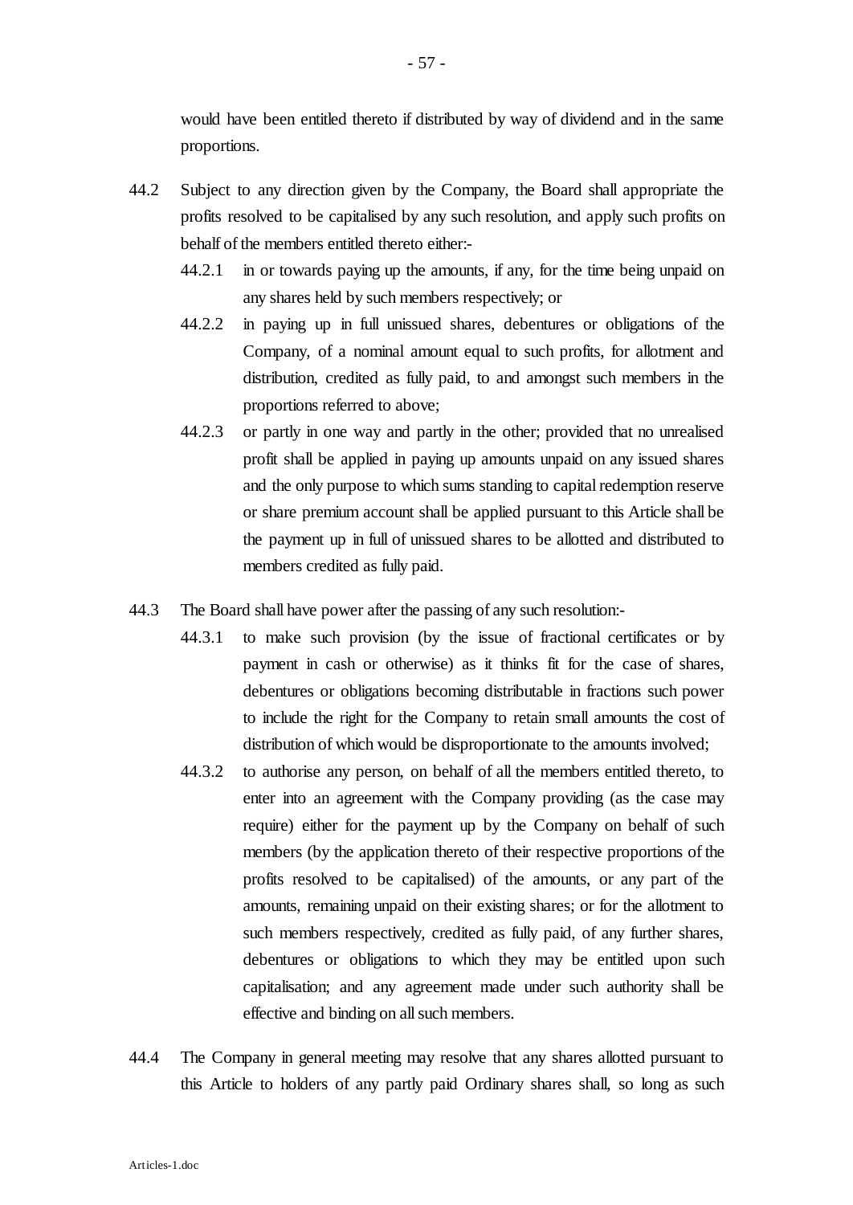would have been entitled thereto if distributed by way of dividend and in the same proportions.

44.2 Subject to any direction given by the Company, the Board shall appropriate the profits resolved to be capitalised by any such resolution, and apply such profits on behalf of the members entitled thereto either:-

44.2.1 in or towards paying up the amounts, if any, for the time being unpaid on any shares held by such members respectively; or

44.2.2 in paying up in full unissued shares, debentures or obligations of the Company, of a nominal amount equal to such profits, for allotment and distribution, credited as fully paid, to and amongst such members in the proportions referred to above;

44.2.3 or partly in one way and partly in the other; provided that no unrealised profit shall be applied in paying up amounts unpaid on any issued shares and the only purpose to which sums standing to capital redemption reserve or share premium account shall be applied pursuant to this Article shall be the payment up in full of unissued shares to be allotted and distributed to members credited as fully paid.

44.3 The Board shall have power after the passing of any such resolution:-

44.3.1 to make such provision (by the issue of fractional certificates or by payment in cash or otherwise) as it thinks fit for the case of shares, debentures or obligations becoming distributable in fractions such power to include the right for the Company to retain small amounts the cost of distribution of which would be disproportionate to the amounts involved;

44.3.2 to authorise any person, on behalf of all the members entitled thereto, to enter into an agreement with the Company providing (as the case may require) either for the payment up by the Company on behalf of such members (by the application thereto of their respective proportions of the profits resolved to be capitalised) of the amounts, or any part of the amounts, remaining unpaid on their existing shares; or for the allotment to such members respectively, credited as fully paid, of any further shares, debentures or obligations to which they may be entitled upon such capitalisation; and any agreement made under such authority shall be effective and binding on all such members.

44.4 The Company in general meeting may resolve that any shares allotted pursuant to this Article to holders of any partly paid Ordinary shares shall, so long as such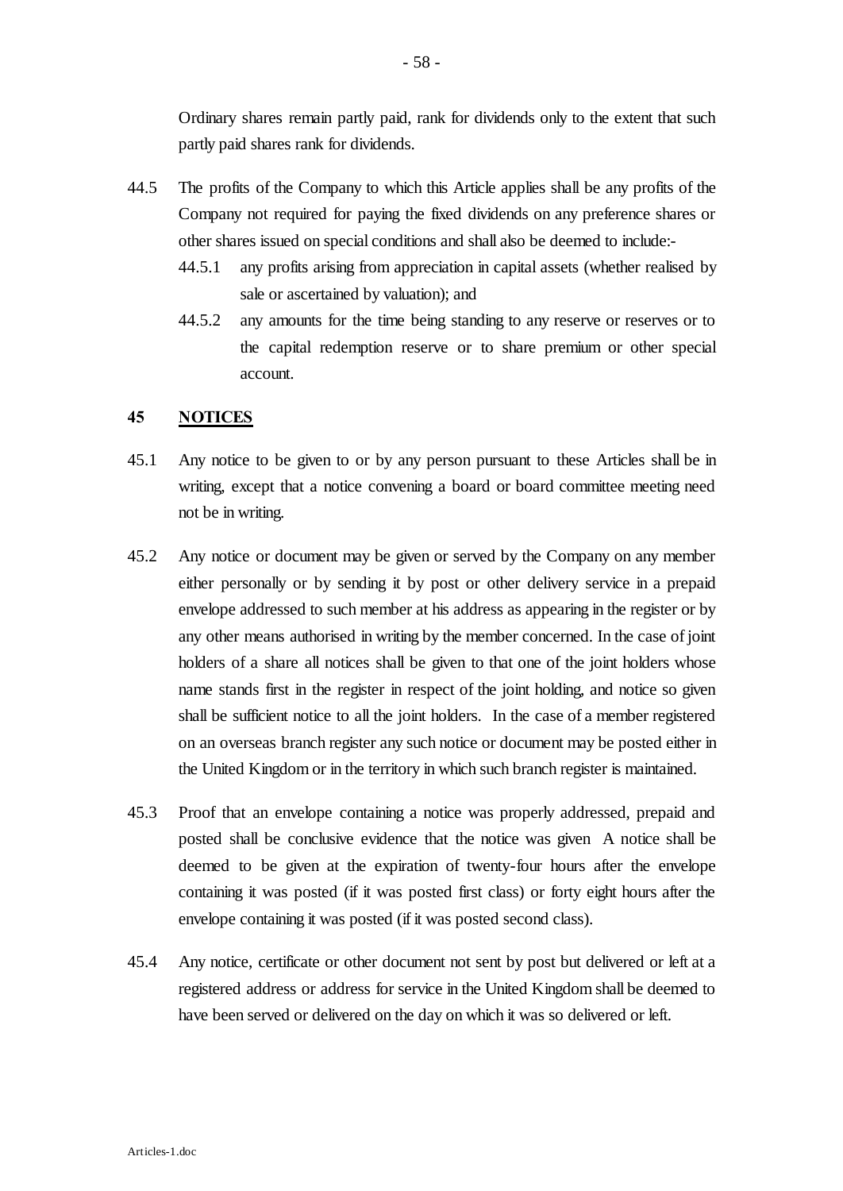Ordinary shares remain partly paid, rank for dividends only to the extent that such partly paid shares rank for dividends.

44.5 The profits of the Company to which this Article applies shall be any profits of the Company not required for paying the fixed dividends on any preference shares or other shares issued on special conditions and shall also be deemed to include:-

 44.5.1 any profits arising from appreciation in capital assets (whether realised by sale or ascertained by valuation); and

 44.5.2 any amounts for the time being standing to any reserve or reserves or to the capital redemption reserve or to share premium or other special account.

## 45 NOTICES

45.1 Any notice to be given to or by any person pursuant to these Articles shall be in writing, except that a notice convening a board or board committee meeting need not be in writing.

45.2 Any notice or document may be given or served by the Company on any member either personally or by sending it by post or other delivery service in a prepaid envelope addressed to such member at his address as appearing in the register or by any other means authorised in writing by the member concerned. In the case of joint holders of a share all notices shall be given to that one of the joint holders whose name stands first in the register in respect of the joint holding, and notice so given shall be sufficient notice to all the joint holders. In the case of a member registered on an overseas branch register any such notice or document may be posted either in the United Kingdom or in the territory in which such branch register is maintained.

45.3 Proof that an envelope containing a notice was properly addressed, prepaid and posted shall be conclusive evidence that the notice was given A notice shall be deemed to be given at the expiration of twenty-four hours after the envelope containing it was posted (if it was posted first class) or forty eight hours after the envelope containing it was posted (if it was posted second class).

45.4 Any notice, certificate or other document not sent by post but delivered or left at a registered address or address for service in the United Kingdom shall be deemed to have been served or delivered on the day on which it was so delivered or left.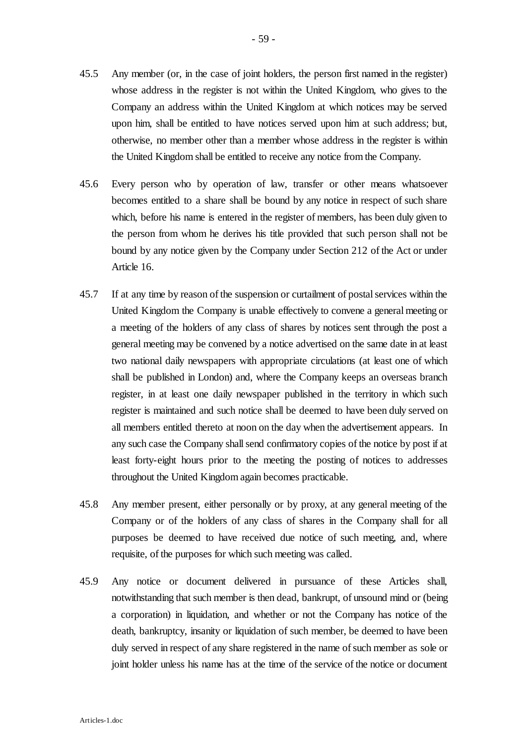45.5 Any member (or, in the case of joint holders, the person first named in the register) whose address in the register is not within the United Kingdom, who gives to the Company an address within the United Kingdom at which notices may be served upon him, shall be entitled to have notices served upon him at such address; but, otherwise, no member other than a member whose address in the register is within the United Kingdom shall be entitled to receive any notice from the Company.

45.6 Every person who by operation of law, transfer or other means whatsoever becomes entitled to a share shall be bound by any notice in respect of such share which, before his name is entered in the register of members, has been duly given to the person from whom he derives his title provided that such person shall not be bound by any notice given by the Company under Section 212 of the Act or under Article 16.

45.7 If at any time by reason of the suspension or curtailment of postal services within the United Kingdom the Company is unable effectively to convene a general meeting or a meeting of the holders of any class of shares by notices sent through the post a general meeting may be convened by a notice advertised on the same date in at least two national daily newspapers with appropriate circulations (at least one of which shall be published in London) and, where the Company keeps an overseas branch register, in at least one daily newspaper published in the territory in which such register is maintained and such notice shall be deemed to have been duly served on all members entitled thereto at noon on the day when the advertisement appears. In any such case the Company shall send confirmatory copies of the notice by post if at least forty-eight hours prior to the meeting the posting of notices to addresses throughout the United Kingdom again becomes practicable.

45.8 Any member present, either personally or by proxy, at any general meeting of the Company or of the holders of any class of shares in the Company shall for all purposes be deemed to have received due notice of such meeting, and, where requisite, of the purposes for which such meeting was called.

45.9 Any notice or document delivered in pursuance of these Articles shall, notwithstanding that such member is then dead, bankrupt, of unsound mind or (being a corporation) in liquidation, and whether or not the Company has notice of the death, bankruptcy, insanity or liquidation of such member, be deemed to have been duly served in respect of any share registered in the name of such member as sole or joint holder unless his name has at the time of the service of the notice or document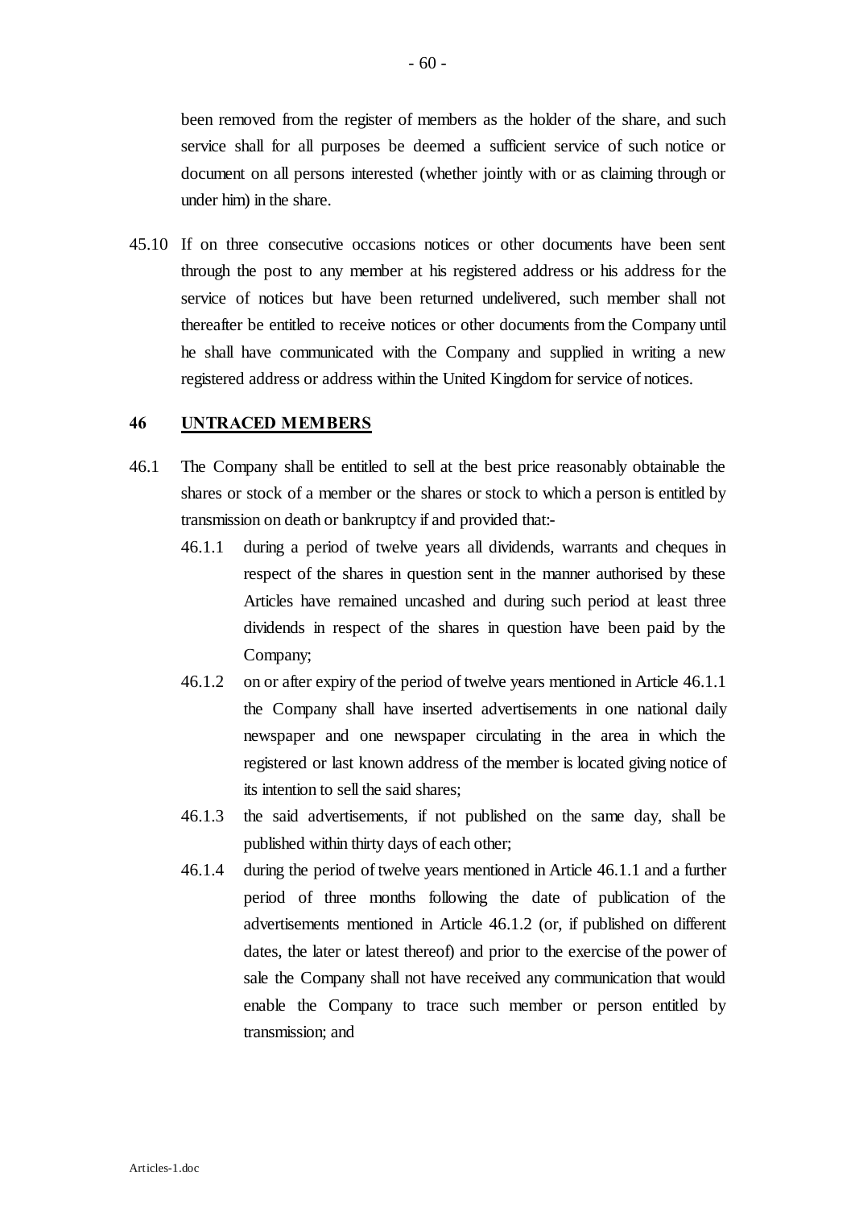been removed from the register of members as the holder of the share, and such service shall for all purposes be deemed a sufficient service of such notice or document on all persons interested (whether jointly with or as claiming through or under him) in the share.

45.10 If on three consecutive occasions notices or other documents have been sent through the post to any member at his registered address or his address for the service of notices but have been returned undelivered, such member shall not thereafter be entitled to receive notices or other documents from the Company until he shall have communicated with the Company and supplied in writing a new registered address or address within the United Kingdom for service of notices.

## 46 UNTRACED MEMBERS

46.1 The Company shall be entitled to sell at the best price reasonably obtainable the shares or stock of a member or the shares or stock to which a person is entitled by transmission on death or bankruptcy if and provided that:-

46.1.1 during a period of twelve years all dividends, warrants and cheques in respect of the shares in question sent in the manner authorised by these Articles have remained uncashed and during such period at least three dividends in respect of the shares in question have been paid by the Company;

46.1.2 on or after expiry of the period of twelve years mentioned in Article 46.1.1 the Company shall have inserted advertisements in one national daily newspaper and one newspaper circulating in the area in which the registered or last known address of the member is located giving notice of its intention to sell the said shares;

46.1.3 the said advertisements, if not published on the same day, shall be published within thirty days of each other;

46.1.4 during the period of twelve years mentioned in Article 46.1.1 and a further period of three months following the date of publication of the advertisements mentioned in Article 46.1.2 (or, if published on different dates, the later or latest thereof) and prior to the exercise of the power of sale the Company shall not have received any communication that would enable the Company to trace such member or person entitled by transmission; and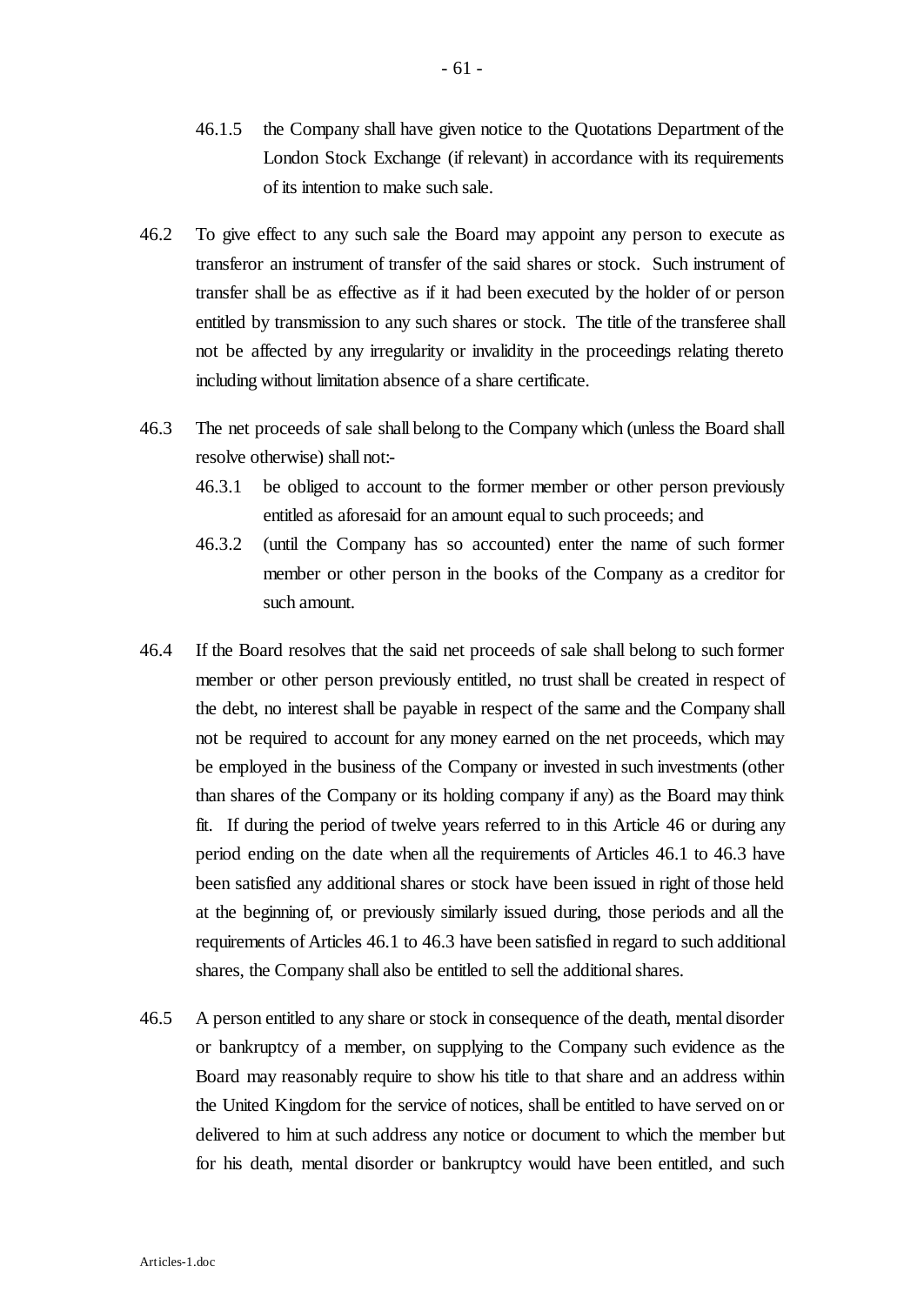46.1.5 the Company shall have given notice to the Quotations Department of the London Stock Exchange (if relevant) in accordance with its requirements of its intention to make such sale.

46.2 To give effect to any such sale the Board may appoint any person to execute as transferor an instrument of transfer of the said shares or stock. Such instrument of transfer shall be as effective as if it had been executed by the holder of or person entitled by transmission to any such shares or stock. The title of the transferee shall not be affected by any irregularity or invalidity in the proceedings relating thereto including without limitation absence of a share certificate.

46.3 The net proceeds of sale shall belong to the Company which (unless the Board shall resolve otherwise) shall not:-

46.3.1 be obliged to account to the former member or other person previously entitled as aforesaid for an amount equal to such proceeds; and

46.3.2 (until the Company has so accounted) enter the name of such former member or other person in the books of the Company as a creditor for such amount.

46.4 If the Board resolves that the said net proceeds of sale shall belong to such former member or other person previously entitled, no trust shall be created in respect of the debt, no interest shall be payable in respect of the same and the Company shall not be required to account for any money earned on the net proceeds, which may be employed in the business of the Company or invested in such investments (other than shares of the Company or its holding company if any) as the Board may think fit. If during the period of twelve years referred to in this Article 46 or during any period ending on the date when all the requirements of Articles 46.1 to 46.3 have been satisfied any additional shares or stock have been issued in right of those held at the beginning of, or previously similarly issued during, those periods and all the requirements of Articles 46.1 to 46.3 have been satisfied in regard to such additional shares, the Company shall also be entitled to sell the additional shares.

46.5 A person entitled to any share or stock in consequence of the death, mental disorder or bankruptcy of a member, on supplying to the Company such evidence as the Board may reasonably require to show his title to that share and an address within the United Kingdom for the service of notices, shall be entitled to have served on or delivered to him at such address any notice or document to which the member but for his death, mental disorder or bankruptcy would have been entitled, and such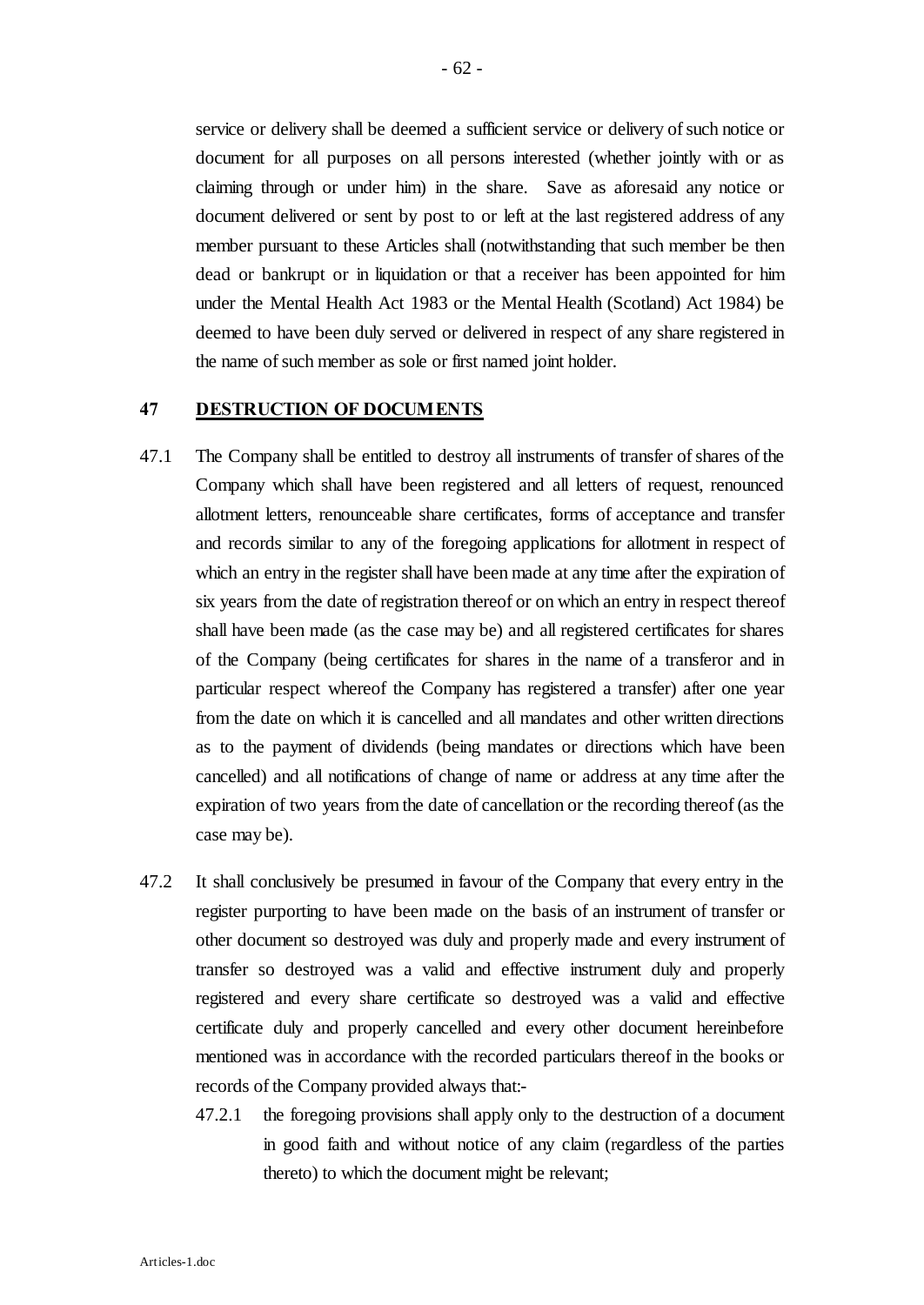service or delivery shall be deemed a sufficient service or delivery of such notice or document for all purposes on all persons interested (whether jointly with or as claiming through or under him) in the share. Save as aforesaid any notice or document delivered or sent by post to or left at the last registered address of any member pursuant to these Articles shall (notwithstanding that such member be then dead or bankrupt or in liquidation or that a receiver has been appointed for him under the Mental Health Act 1983 or the Mental Health (Scotland) Act 1984) be deemed to have been duly served or delivered in respect of any share registered in the name of such member as sole or first named joint holder.

## 47 DESTRUCTION OF DOCUMENTS

47.1 The Company shall be entitled to destroy all instruments of transfer of shares of the Company which shall have been registered and all letters of request, renounced allotment letters, renounceable share certificates, forms of acceptance and transfer and records similar to any of the foregoing applications for allotment in respect of which an entry in the register shall have been made at any time after the expiration of six years from the date of registration thereof or on which an entry in respect thereof shall have been made (as the case may be) and all registered certificates for shares of the Company (being certificates for shares in the name of a transferor and in particular respect whereof the Company has registered a transfer) after one year from the date on which it is cancelled and all mandates and other written directions as to the payment of dividends (being mandates or directions which have been cancelled) and all notifications of change of name or address at any time after the expiration of two years from the date of cancellation or the recording thereof (as the case may be).

47.2 It shall conclusively be presumed in favour of the Company that every entry in the register purporting to have been made on the basis of an instrument of transfer or other document so destroyed was duly and properly made and every instrument of transfer so destroyed was a valid and effective instrument duly and properly registered and every share certificate so destroyed was a valid and effective certificate duly and properly cancelled and every other document hereinbefore mentioned was in accordance with the recorded particulars thereof in the books or records of the Company provided always that:-

47.2.1 the foregoing provisions shall apply only to the destruction of a document in good faith and without notice of any claim (regardless of the parties thereto) to which the document might be relevant;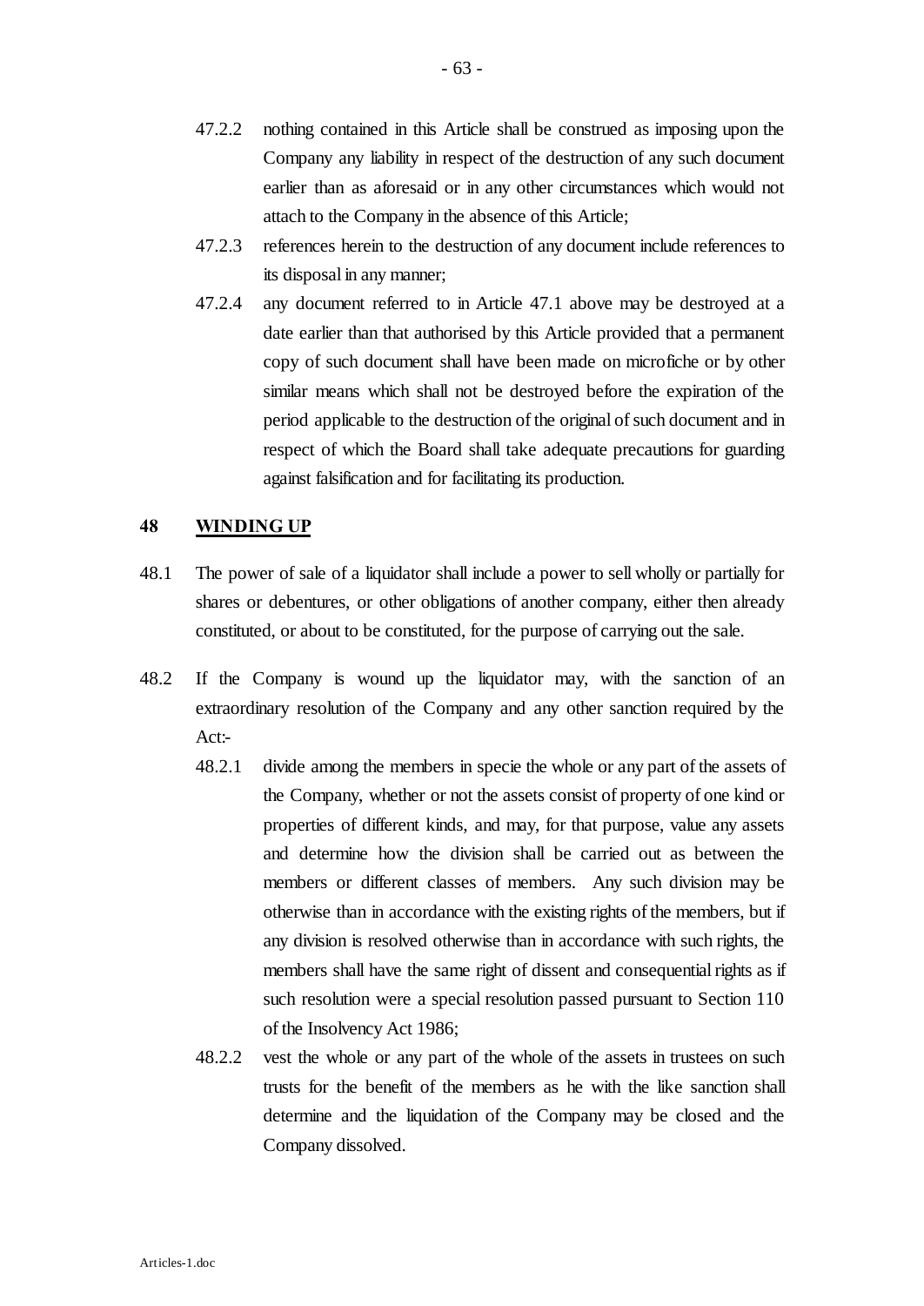47.2.2 nothing contained in this Article shall be construed as imposing upon the Company any liability in respect of the destruction of any such document earlier than as aforesaid or in any other circumstances which would not attach to the Company in the absence of this Article;

47.2.3 references herein to the destruction of any document include references to its disposal in any manner;

47.2.4 any document referred to in Article 47.1 above may be destroyed at a date earlier than that authorised by this Article provided that a permanent copy of such document shall have been made on microfiche or by other similar means which shall not be destroyed before the expiration of the period applicable to the destruction of the original of such document and in respect of which the Board shall take adequate precautions for guarding against falsification and for facilitating its production.

## 48 WINDING UP

48.1 The power of sale of a liquidator shall include a power to sell wholly or partially for shares or debentures, or other obligations of another company, either then already constituted, or about to be constituted, for the purpose of carrying out the sale.

48.2 If the Company is wound up the liquidator may, with the sanction of an extraordinary resolution of the Company and any other sanction required by the Act:-

48.2.1 divide among the members in specie the whole or any part of the assets of the Company, whether or not the assets consist of property of one kind or properties of different kinds, and may, for that purpose, value any assets and determine how the division shall be carried out as between the members or different classes of members. Any such division may be otherwise than in accordance with the existing rights of the members, but if any division is resolved otherwise than in accordance with such rights, the members shall have the same right of dissent and consequential rights as if such resolution were a special resolution passed pursuant to Section 110 of the Insolvency Act 1986;

48.2.2 vest the whole or any part of the whole of the assets in trustees on such trusts for the benefit of the members as he with the like sanction shall determine and the liquidation of the Company may be closed and the Company dissolved.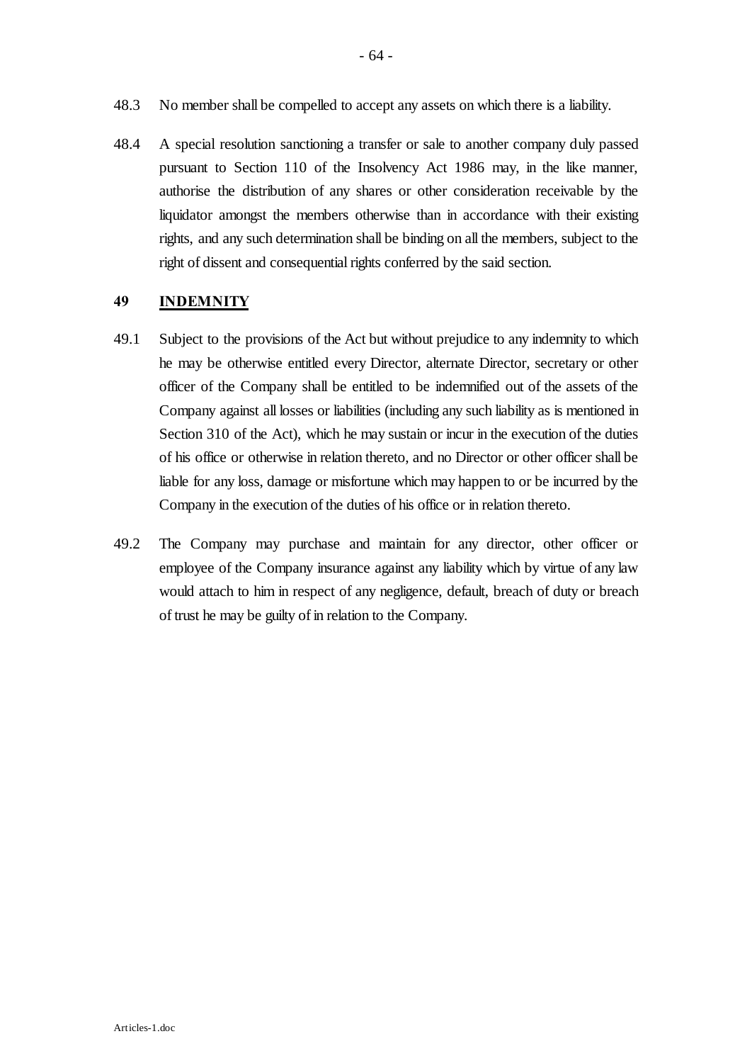48.3 No member shall be compelled to accept any assets on which there is a liability.

48.4 A special resolution sanctioning a transfer or sale to another company duly passed pursuant to Section 110 of the Insolvency Act 1986 may, in the like manner, authorise the distribution of any shares or other consideration receivable by the liquidator amongst the members otherwise than in accordance with their existing rights, and any such determination shall be binding on all the members, subject to the right of dissent and consequential rights conferred by the said section.

## 49 INDEMNITY

49.1 Subject to the provisions of the Act but without prejudice to any indemnity to which he may be otherwise entitled every Director, alternate Director, secretary or other officer of the Company shall be entitled to be indemnified out of the assets of the Company against all losses or liabilities (including any such liability as is mentioned in Section 310 of the Act), which he may sustain or incur in the execution of the duties of his office or otherwise in relation thereto, and no Director or other officer shall be liable for any loss, damage or misfortune which may happen to or be incurred by the Company in the execution of the duties of his office or in relation thereto.

49.2 The Company may purchase and maintain for any director, other officer or employee of the Company insurance against any liability which by virtue of any law would attach to him in respect of any negligence, default, breach of duty or breach of trust he may be guilty of in relation to the Company.